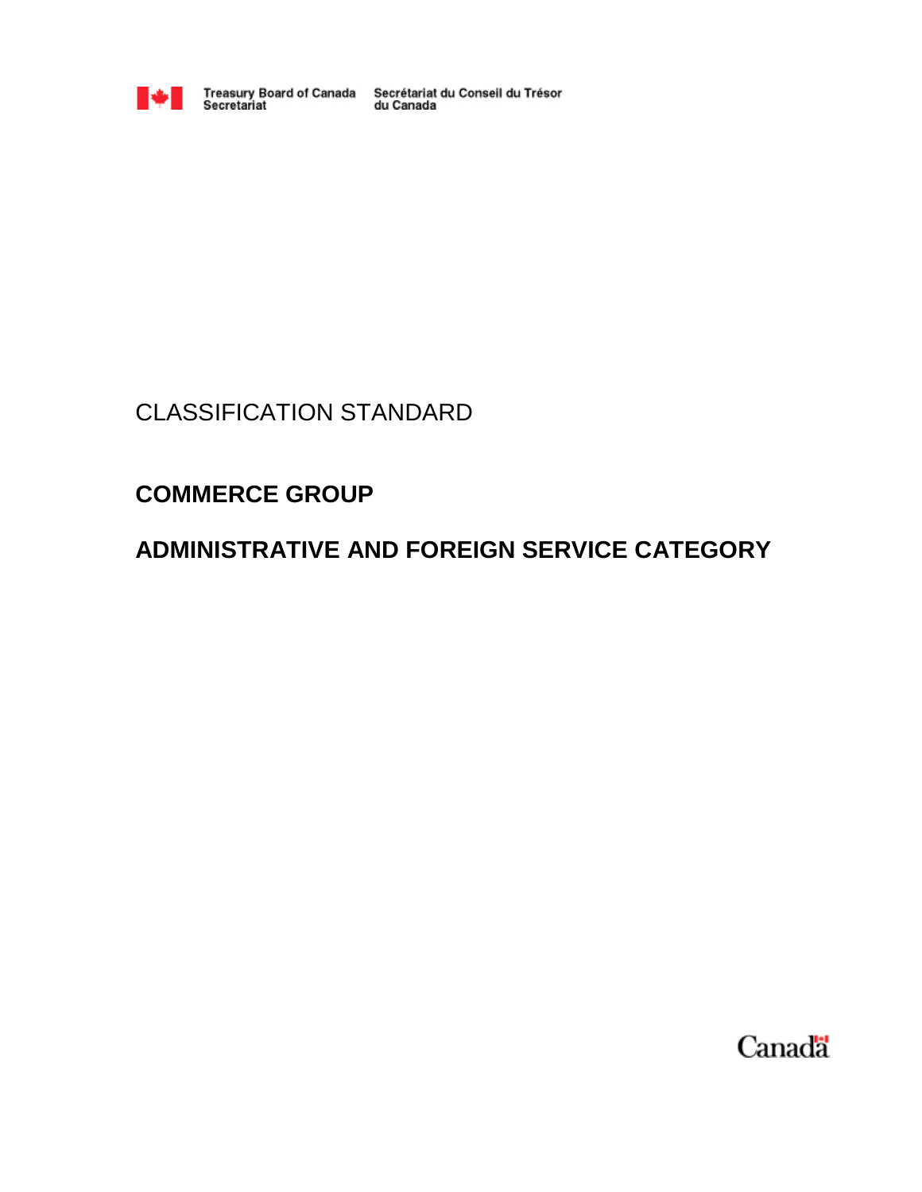Treasury Board of Canada Secretariat | Secrétariat du Conseil du Trésor du Canada

CLASSIFICATION STANDARD

# COMMERCE GROUP

# ADMINISTRATIVE AND FOREIGN SERVICE CATEGORY

Canada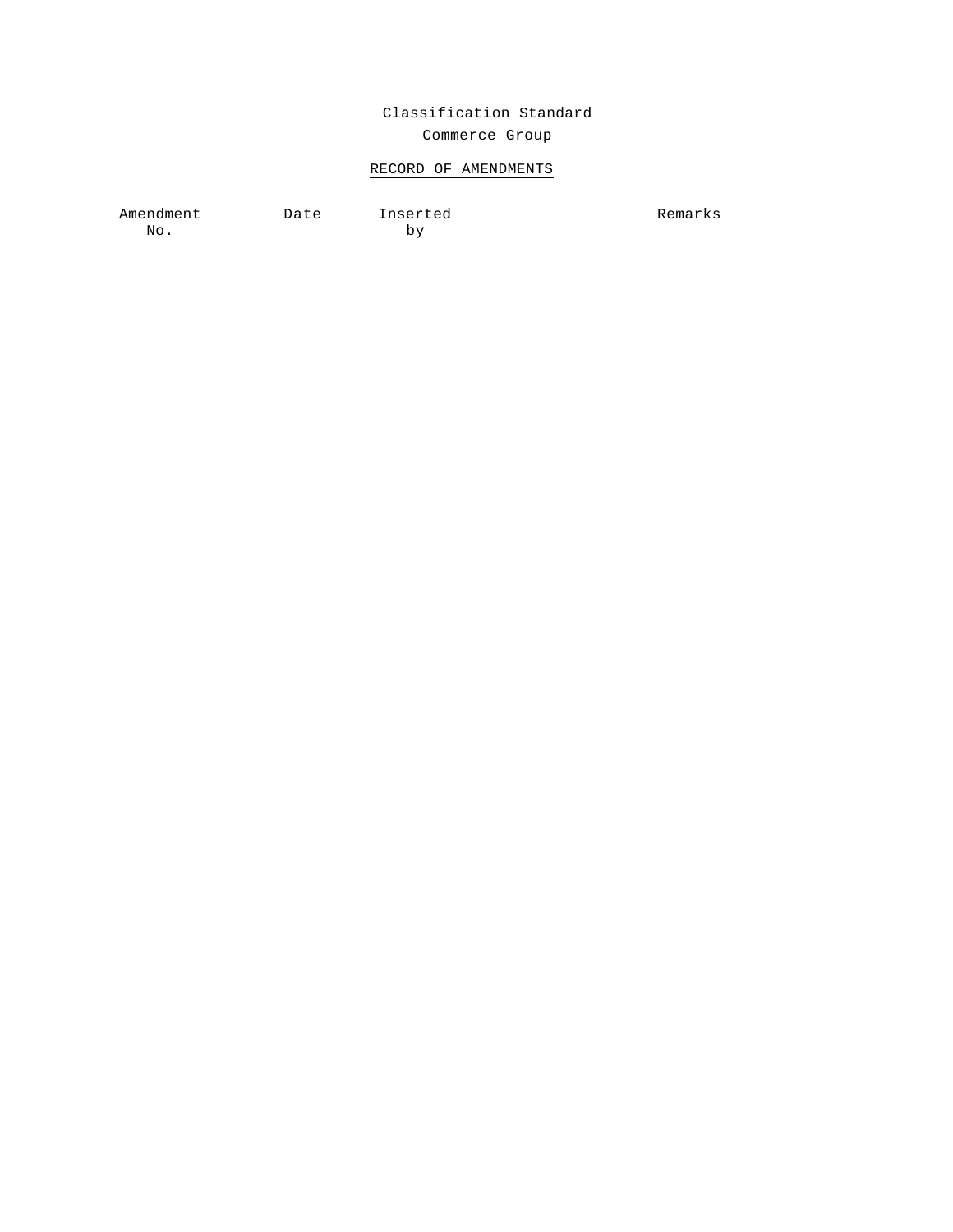Classification Standard

Commerce Group

## RECORD OF AMENDMENTS

| Amendment No. | Date | Inserted by | Remarks |
| --- | --- | --- | --- |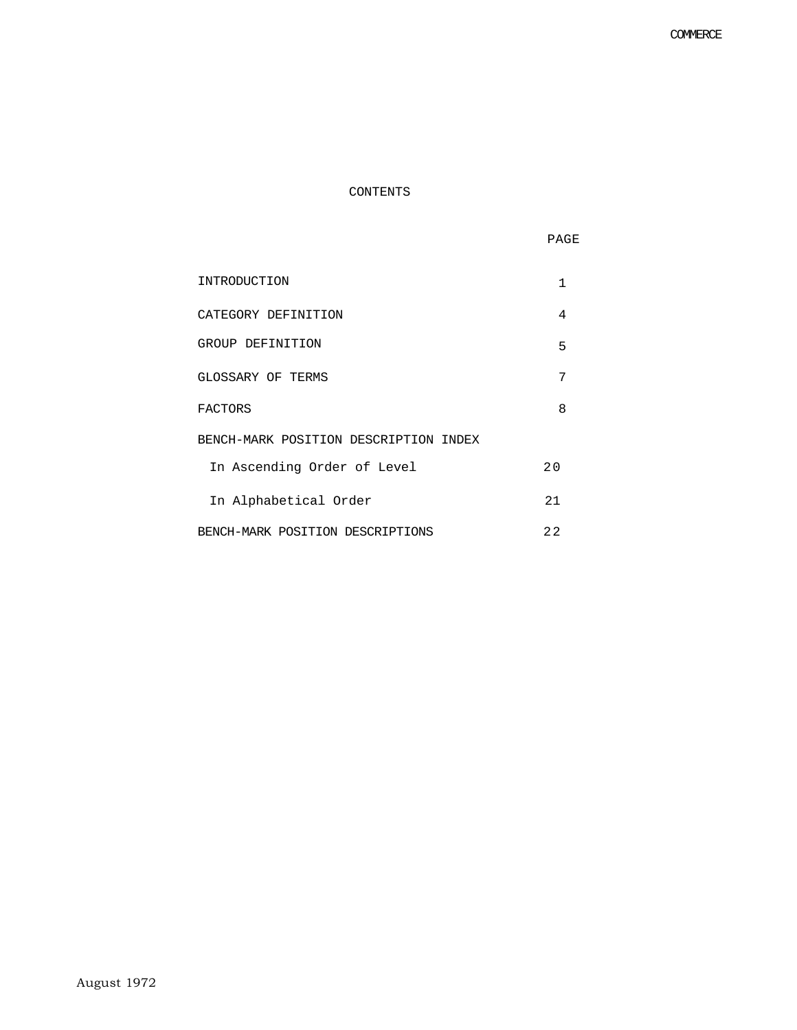# CONTENTS

| | PAGE |
|---|---|
| INTRODUCTION | 1 |
| CATEGORY DEFINITION | 4 |
| GROUP DEFINITION | 5 |
| GLOSSARY OF TERMS | 7 |
| FACTORS | 8 |
| BENCH-MARK POSITION DESCRIPTION INDEX | |
| In Ascending Order of Level | 20 |
| In Alphabetical Order | 21 |
| BENCH-MARK POSITION DESCRIPTIONS | 22 |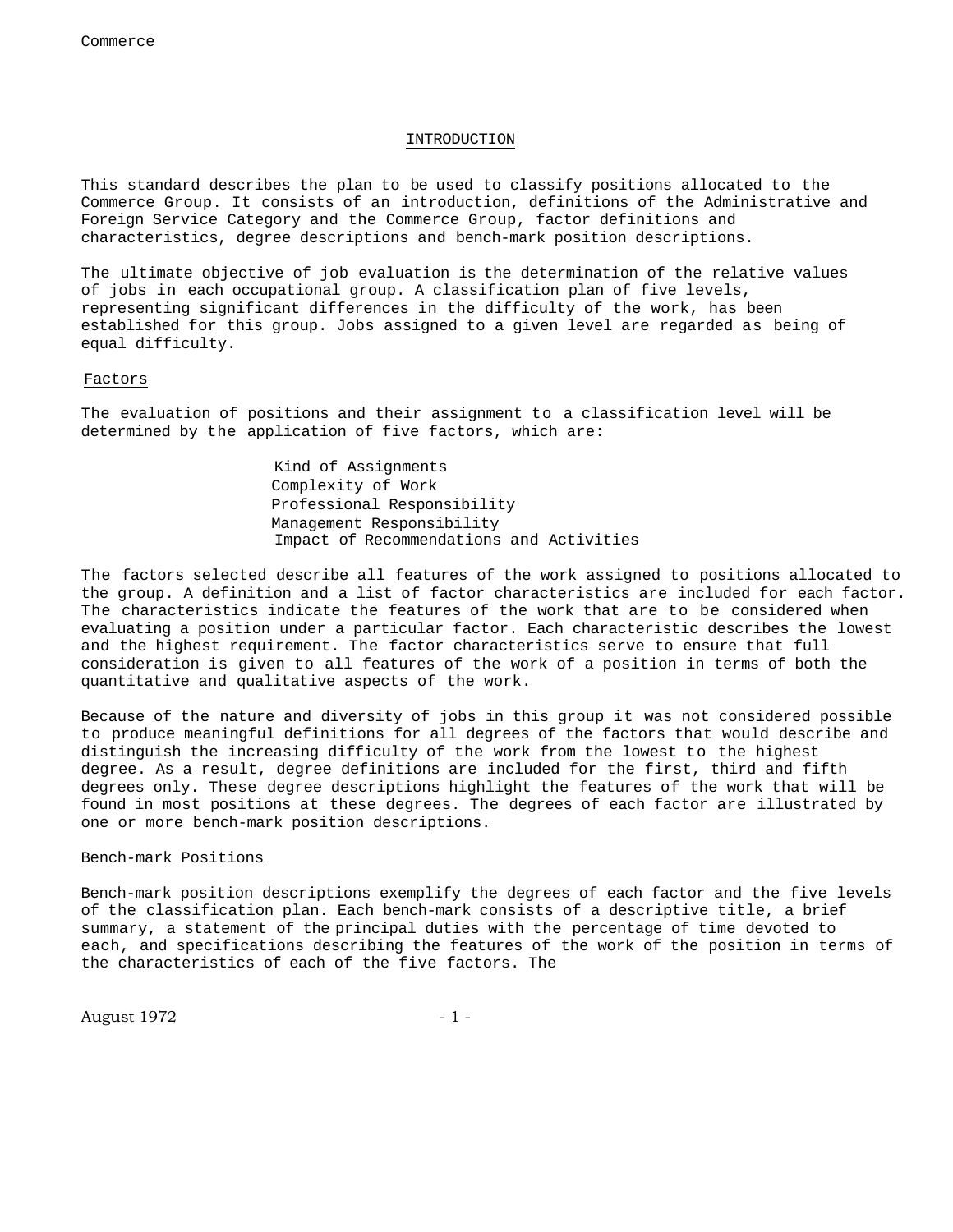## INTRODUCTION

This standard describes the plan to be used to classify positions allocated to the Commerce Group. It consists of an introduction, definitions of the Administrative and Foreign Service Category and the Commerce Group, factor definitions and characteristics, degree descriptions and bench-mark position descriptions.

The ultimate objective of job evaluation is the determination of the relative values of jobs in each occupational group. A classification plan of five levels, representing significant differences in the difficulty of the work, has been established for this group. Jobs assigned to a given level are regarded as being of equal difficulty.

### Factors

The evaluation of positions and their assignment to a classification level will be determined by the application of five factors, which are:

- Kind of Assignments
- Complexity of Work
- Professional Responsibility
- Management Responsibility
- Impact of Recommendations and Activities

The factors selected describe all features of the work assigned to positions allocated to the group. A definition and a list of factor characteristics are included for each factor. The characteristics indicate the features of the work that are to be considered when evaluating a position under a particular factor. Each characteristic describes the lowest and the highest requirement. The factor characteristics serve to ensure that full consideration is given to all features of the work of a position in terms of both the quantitative and qualitative aspects of the work.

Because of the nature and diversity of jobs in this group it was not considered possible to produce meaningful definitions for all degrees of the factors that would describe and distinguish the increasing difficulty of the work from the lowest to the highest degree. As a result, degree definitions are included for the first, third and fifth degrees only. These degree descriptions highlight the features of the work that will be found in most positions at these degrees. The degrees of each factor are illustrated by one or more bench-mark position descriptions.

### Bench-mark Positions

Bench-mark position descriptions exemplify the degrees of each factor and the five levels of the classification plan. Each bench-mark consists of a descriptive title, a brief summary, a statement of the principal duties with the percentage of time devoted to each, and specifications describing the features of the work of the position in terms of the characteristics of each of the five factors. The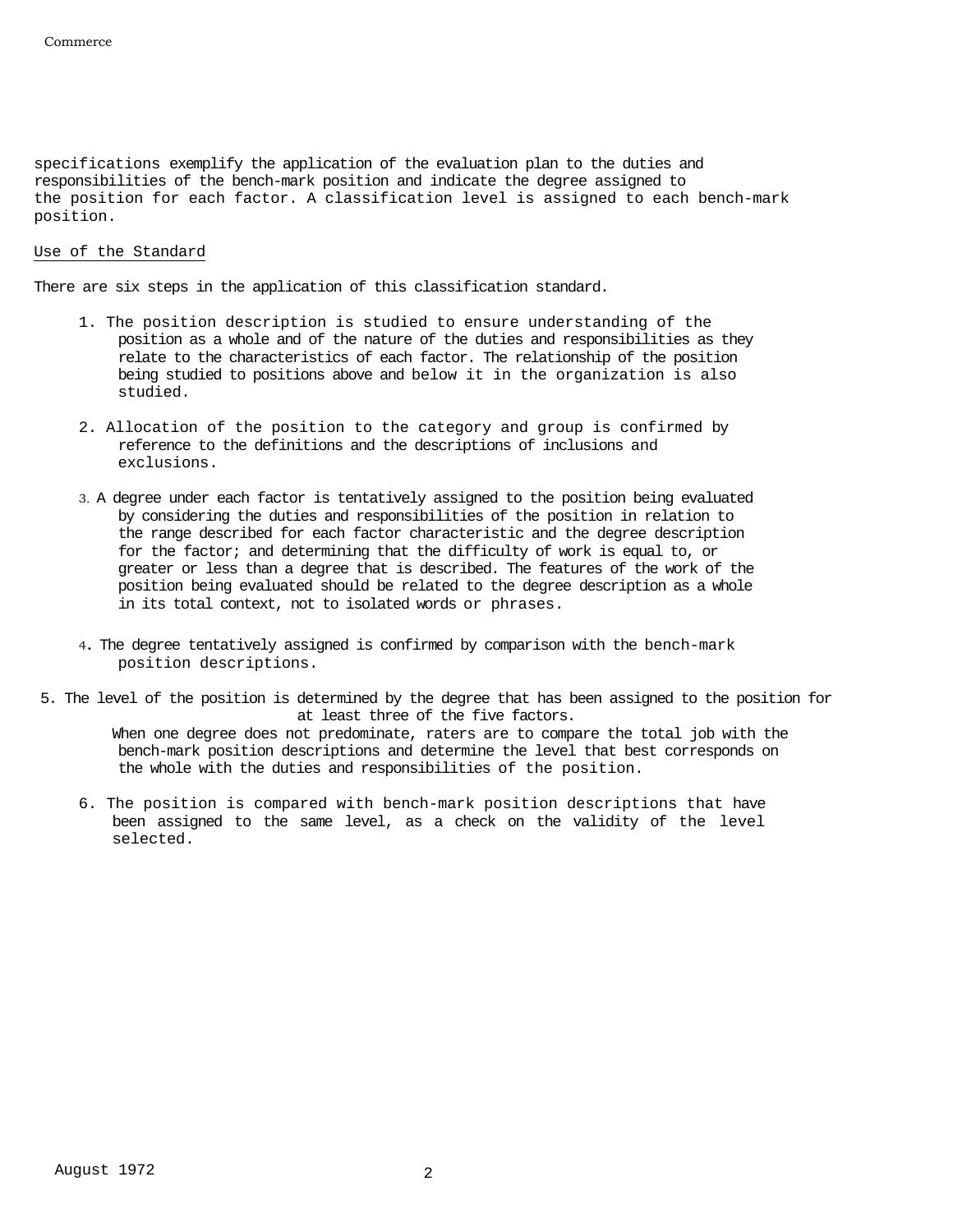specifications exemplify the application of the evaluation plan to the duties and responsibilities of the bench-mark position and indicate the degree assigned to the position for each factor. A classification level is assigned to each bench-mark position.

Use of the Standard

There are six steps in the application of this classification standard.

1. The position description is studied to ensure understanding of the position as a whole and of the nature of the duties and responsibilities as they relate to the characteristics of each factor. The relationship of the position being studied to positions above and below it in the organization is also studied.

2. Allocation of the position to the category and group is confirmed by reference to the definitions and the descriptions of inclusions and exclusions.

3. A degree under each factor is tentatively assigned to the position being evaluated by considering the duties and responsibilities of the position in relation to the range described for each factor characteristic and the degree description for the factor; and determining that the difficulty of work is equal to, or greater or less than a degree that is described. The features of the work of the position being evaluated should be related to the degree description as a whole in its total context, not to isolated words or phrases.

4. The degree tentatively assigned is confirmed by comparison with the bench-mark position descriptions.

5. The level of the position is determined by the degree that has been assigned to the position for at least three of the five factors. When one degree does not predominate, raters are to compare the total job with the bench-mark position descriptions and determine the level that best corresponds on the whole with the duties and responsibilities of the position.

6. The position is compared with bench-mark position descriptions that have been assigned to the same level, as a check on the validity of the level selected.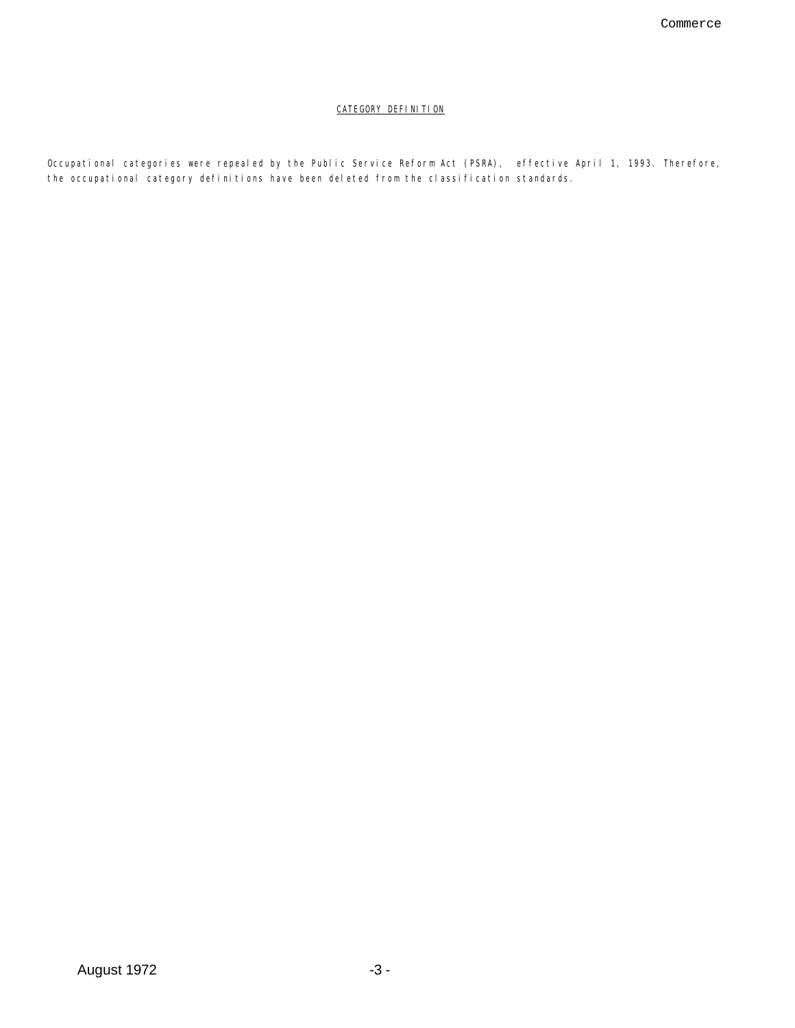## CATEGORY DEFINITION

Occupational categories were repealed by the Public Service Reform Act (PSRA), effective April 1, 1993. Therefore, the occupational category definitions have been deleted from the classification standards.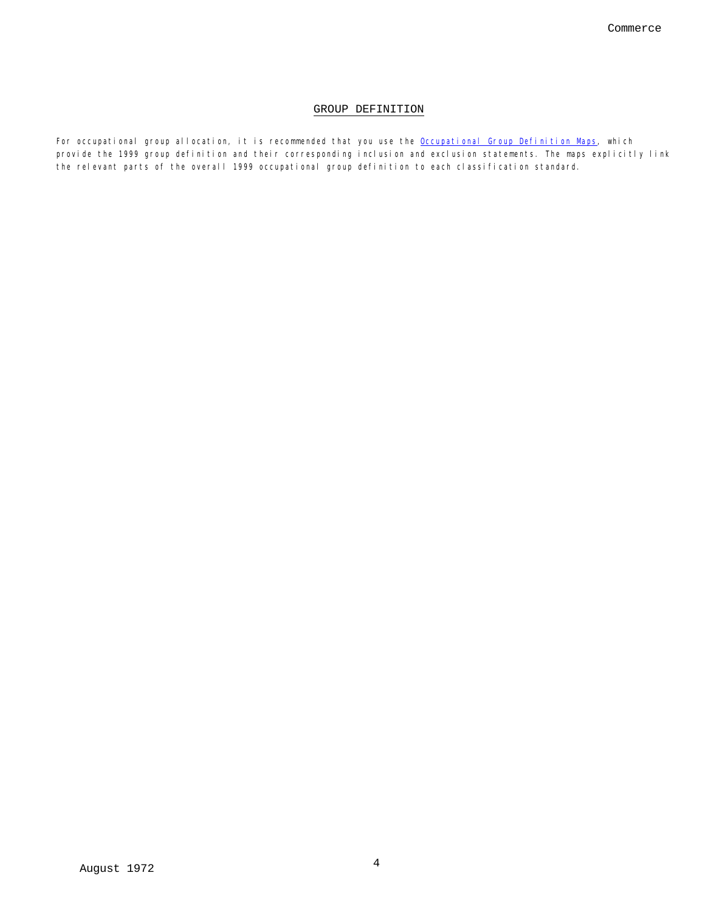## GROUP DEFINITION

For occupational group allocation, it is recommended that you use the Occupational Group Definition Maps, which provide the 1999 group definition and their corresponding inclusion and exclusion statements. The maps explicitly link the relevant parts of the overall 1999 occupational group definition to each classification standard.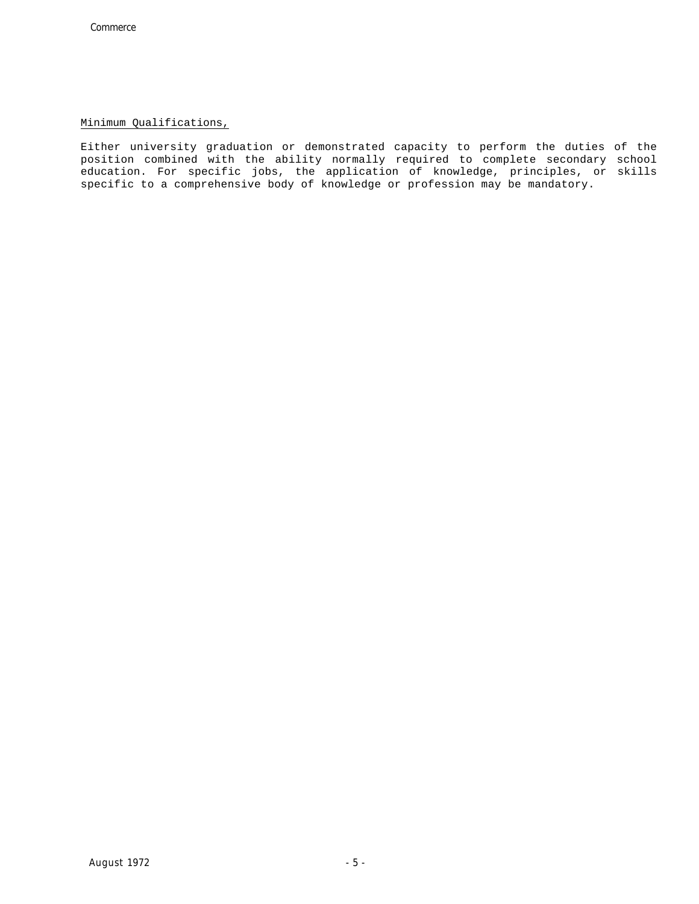Minimum Qualifications,

Either university graduation or demonstrated capacity to perform the duties of the position combined with the ability normally required to complete secondary school education. For specific jobs, the application of knowledge, principles, or skills specific to a comprehensive body of knowledge or profession may be mandatory.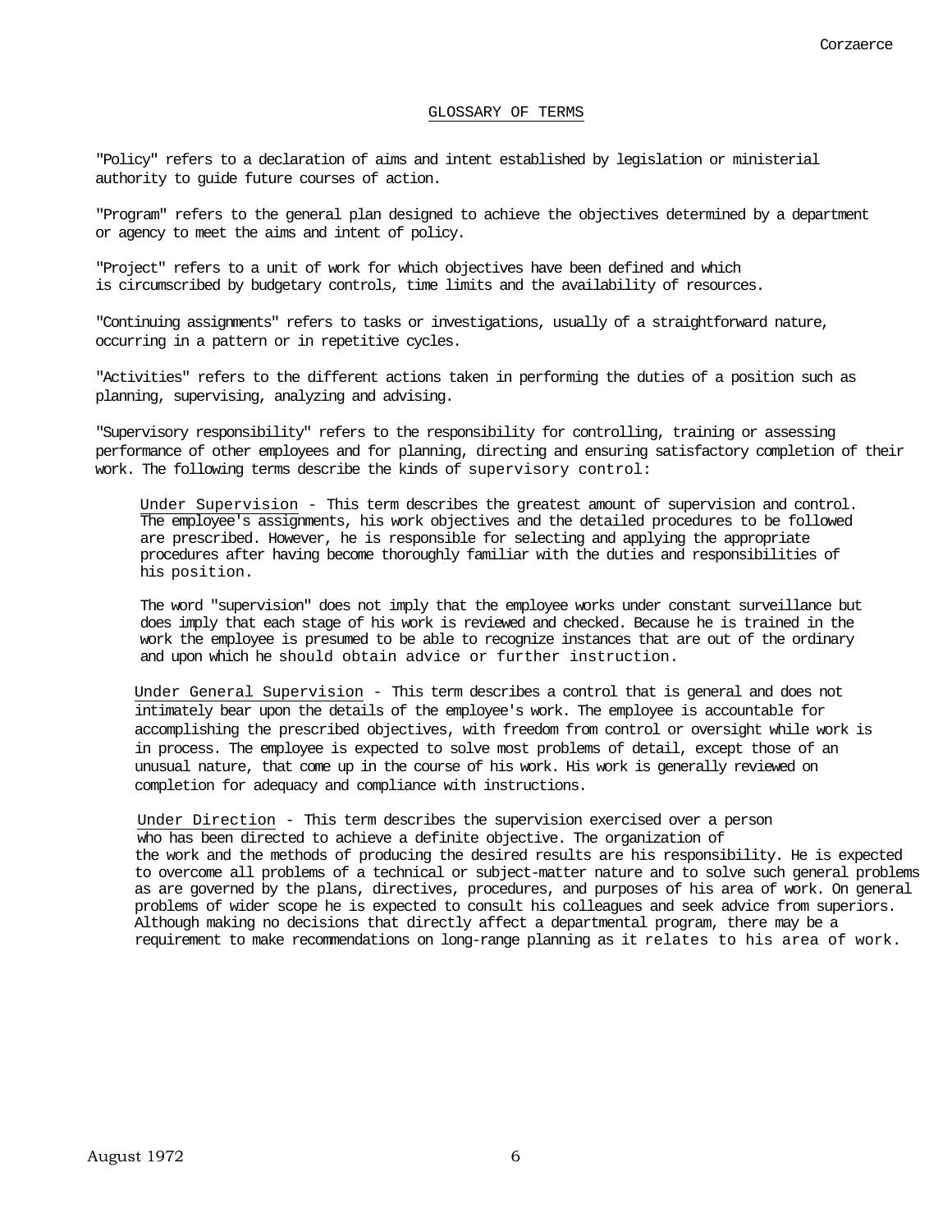## GLOSSARY OF TERMS

"Policy" refers to a declaration of aims and intent established by legislation or ministerial authority to guide future courses of action.

"Program" refers to the general plan designed to achieve the objectives determined by a department or agency to meet the aims and intent of policy.

"Project" refers to a unit of work for which objectives have been defined and which is circumscribed by budgetary controls, time limits and the availability of resources.

"Continuing assignments" refers to tasks or investigations, usually of a straightforward nature, occurring in a pattern or in repetitive cycles.

"Activities" refers to the different actions taken in performing the duties of a position such as planning, supervising, analyzing and advising.

"Supervisory responsibility" refers to the responsibility for controlling, training or assessing performance of other employees and for planning, directing and ensuring satisfactory completion of their work. The following terms describe the kinds of supervisory control:

Under Supervision - This term describes the greatest amount of supervision and control. The employee's assignments, his work objectives and the detailed procedures to be followed are prescribed. However, he is responsible for selecting and applying the appropriate procedures after having become thoroughly familiar with the duties and responsibilities of his position.

The word "supervision" does not imply that the employee works under constant surveillance but does imply that each stage of his work is reviewed and checked. Because he is trained in the work the employee is presumed to be able to recognize instances that are out of the ordinary and upon which he should obtain advice or further instruction.

Under General Supervision - This term describes a control that is general and does not intimately bear upon the details of the employee's work. The employee is accountable for accomplishing the prescribed objectives, with freedom from control or oversight while work is in process. The employee is expected to solve most problems of detail, except those of an unusual nature, that come up in the course of his work. His work is generally reviewed on completion for adequacy and compliance with instructions.

Under Direction - This term describes the supervision exercised over a person who has been directed to achieve a definite objective. The organization of the work and the methods of producing the desired results are his responsibility. He is expected to overcome all problems of a technical or subject-matter nature and to solve such general problems as are governed by the plans, directives, procedures, and purposes of his area of work. On general problems of wider scope he is expected to consult his colleagues and seek advice from superiors. Although making no decisions that directly affect a departmental program, there may be a requirement to make recommendations on long-range planning as it relates to his area of work.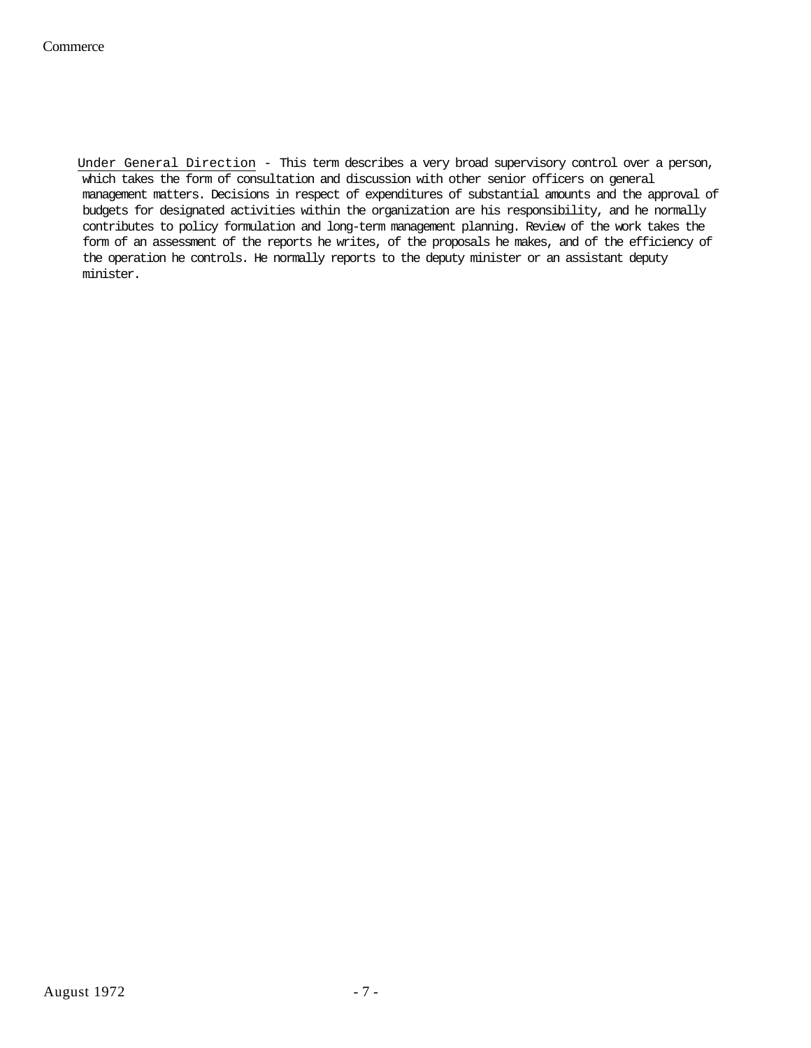<u>Under General Direction</u> - This term describes a very broad supervisory control over a person, which takes the form of consultation and discussion with other senior officers on general management matters. Decisions in respect of expenditures of substantial amounts and the approval of budgets for designated activities within the organization are his responsibility, and he normally contributes to policy formulation and long-term management planning. Review of the work takes the form of an assessment of the reports he writes, of the proposals he makes, and of the efficiency of the operation he controls. He normally reports to the deputy minister or an assistant deputy minister.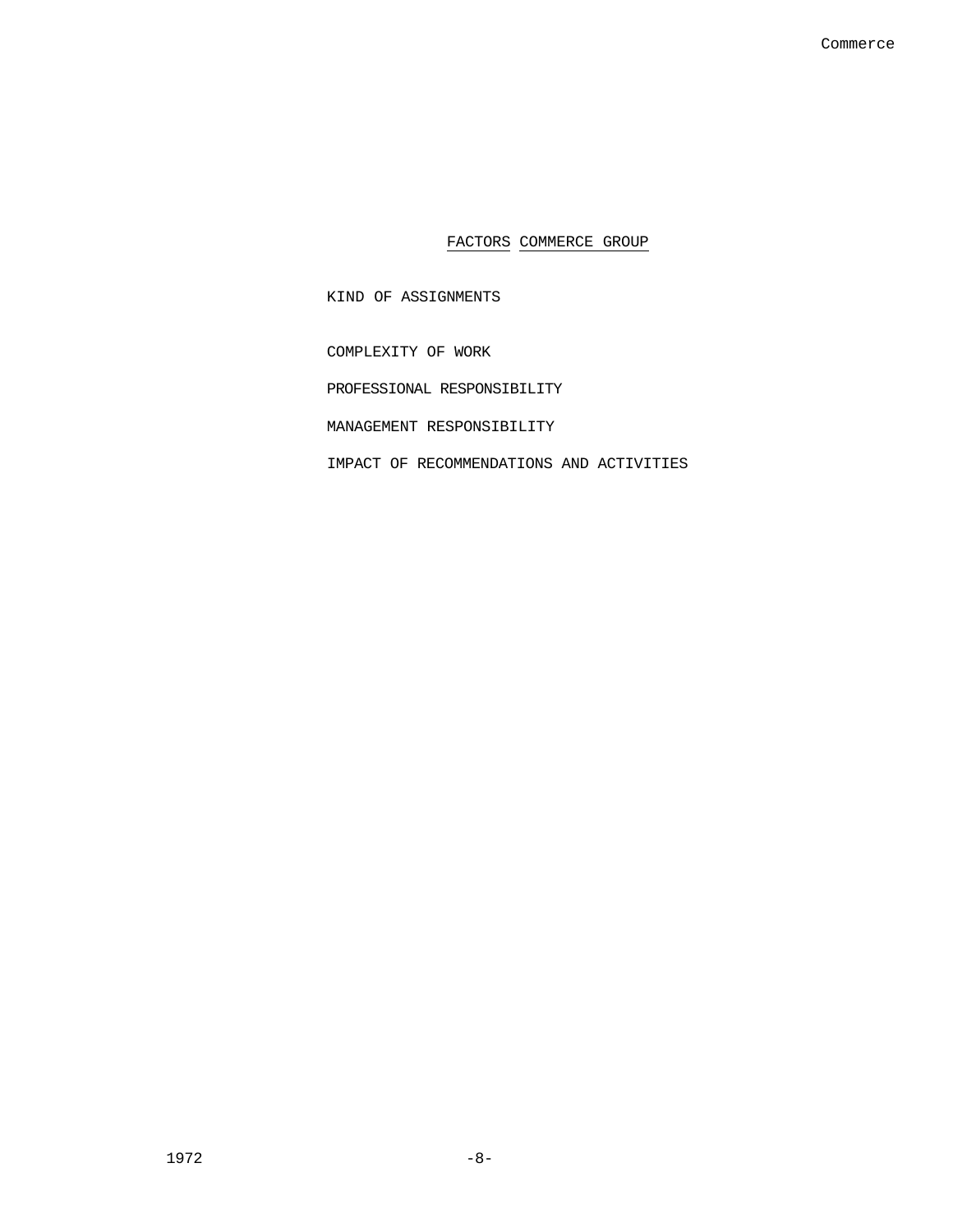## FACTORS COMMERCE GROUP

KIND OF ASSIGNMENTS

COMPLEXITY OF WORK

PROFESSIONAL RESPONSIBILITY

MANAGEMENT RESPONSIBILITY

IMPACT OF RECOMMENDATIONS AND ACTIVITIES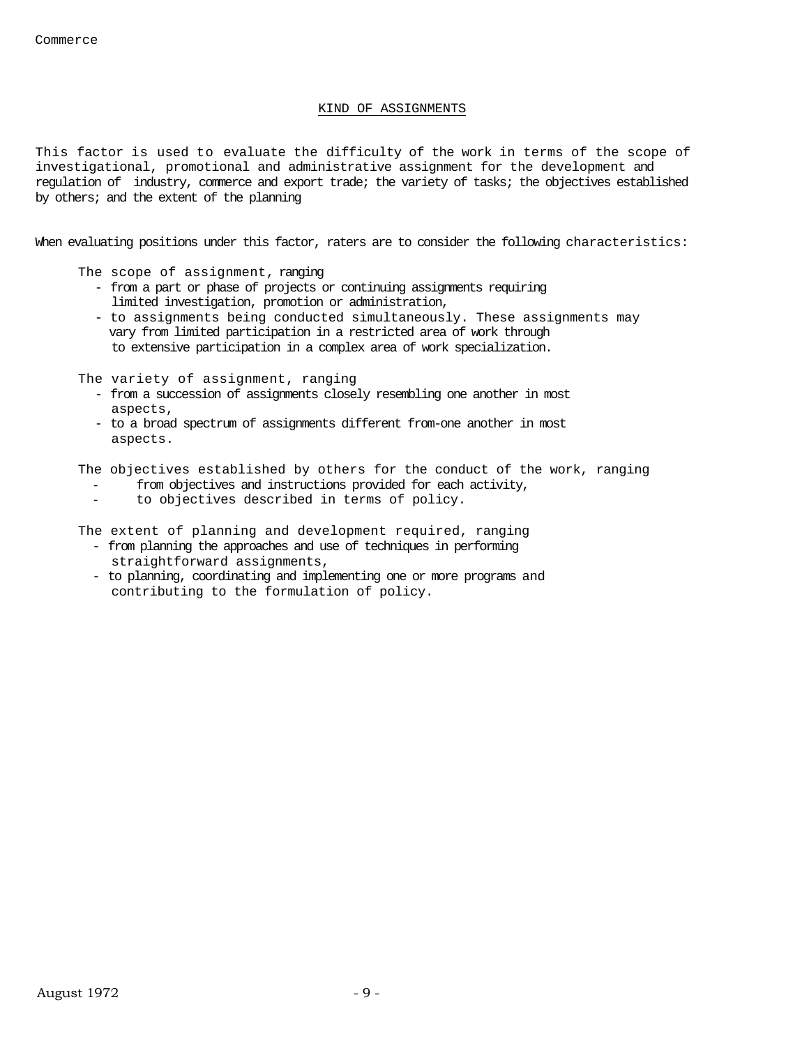## KIND OF ASSIGNMENTS

This factor is used to evaluate the difficulty of the work in terms of the scope of investigational, promotional and administrative assignment for the development and regulation of industry, commerce and export trade; the variety of tasks; the objectives established by others; and the extent of the planning

When evaluating positions under this factor, raters are to consider the following characteristics:

The scope of assignment, ranging

- from a part or phase of projects or continuing assignments requiring limited investigation, promotion or administration,
- to assignments being conducted simultaneously. These assignments may vary from limited participation in a restricted area of work through to extensive participation in a complex area of work specialization.

The variety of assignment, ranging

- from a succession of assignments closely resembling one another in most aspects,
- to a broad spectrum of assignments different from-one another in most aspects.

The objectives established by others for the conduct of the work, ranging

- from objectives and instructions provided for each activity,
- to objectives described in terms of policy.

The extent of planning and development required, ranging

- from planning the approaches and use of techniques in performing straightforward assignments,
- to planning, coordinating and implementing one or more programs and contributing to the formulation of policy.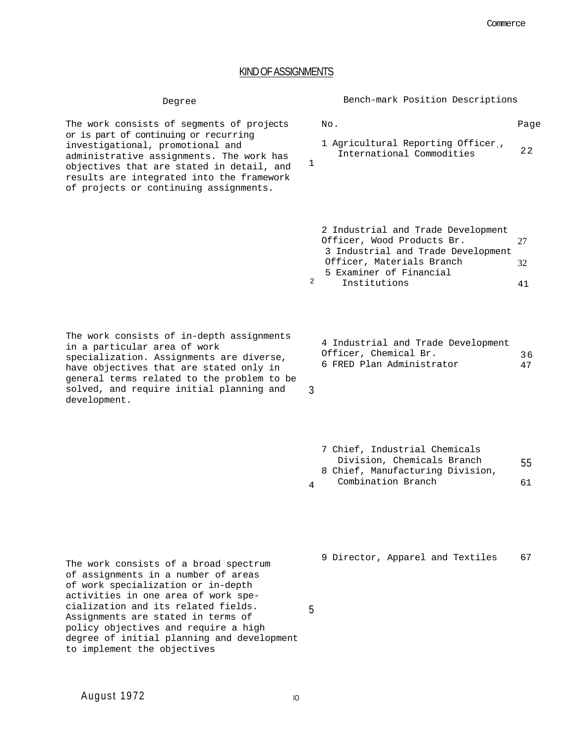## KIND OF ASSIGNMENTS

| Degree | | Bench-mark Position Descriptions No. | Page |
|---|---|---|---|
| The work consists of segments of projects or is part of continuing or recurring investigational, promotional and administrative assignments. The work has objectives that are stated in detail, and results are integrated into the framework of projects or continuing assignments. | 1 | 1 Agricultural Reporting Officer, International Commodities | 22 |
| | 2 | 2 Industrial and Trade Development Officer, Wood Products Br. | 27 |
| | | 3 Industrial and Trade Development Officer, Materials Branch | 32 |
| | | 5 Examiner of Financial Institutions | 41 |
| The work consists of in-depth assignments in a particular area of work specialization. Assignments are diverse, have objectives that are stated only in general terms related to the problem to be solved, and require initial planning and development. | 3 | 4 Industrial and Trade Development Officer, Chemical Br. | 36 |
| | | 6 FRED Plan Administrator | 47 |
| | 4 | 7 Chief, Industrial Chemicals Division, Chemicals Branch | 55 |
| | | 8 Chief, Manufacturing Division, Combination Branch | 61 |
| The work consists of a broad spectrum of assignments in a number of areas of work specialization or in-depth activities in one area of work specialization and its related fields. Assignments are stated in terms of policy objectives and require a high degree of initial planning and development to implement the objectives | 5 | 9 Director, Apparel and Textiles | 67 |

August 1972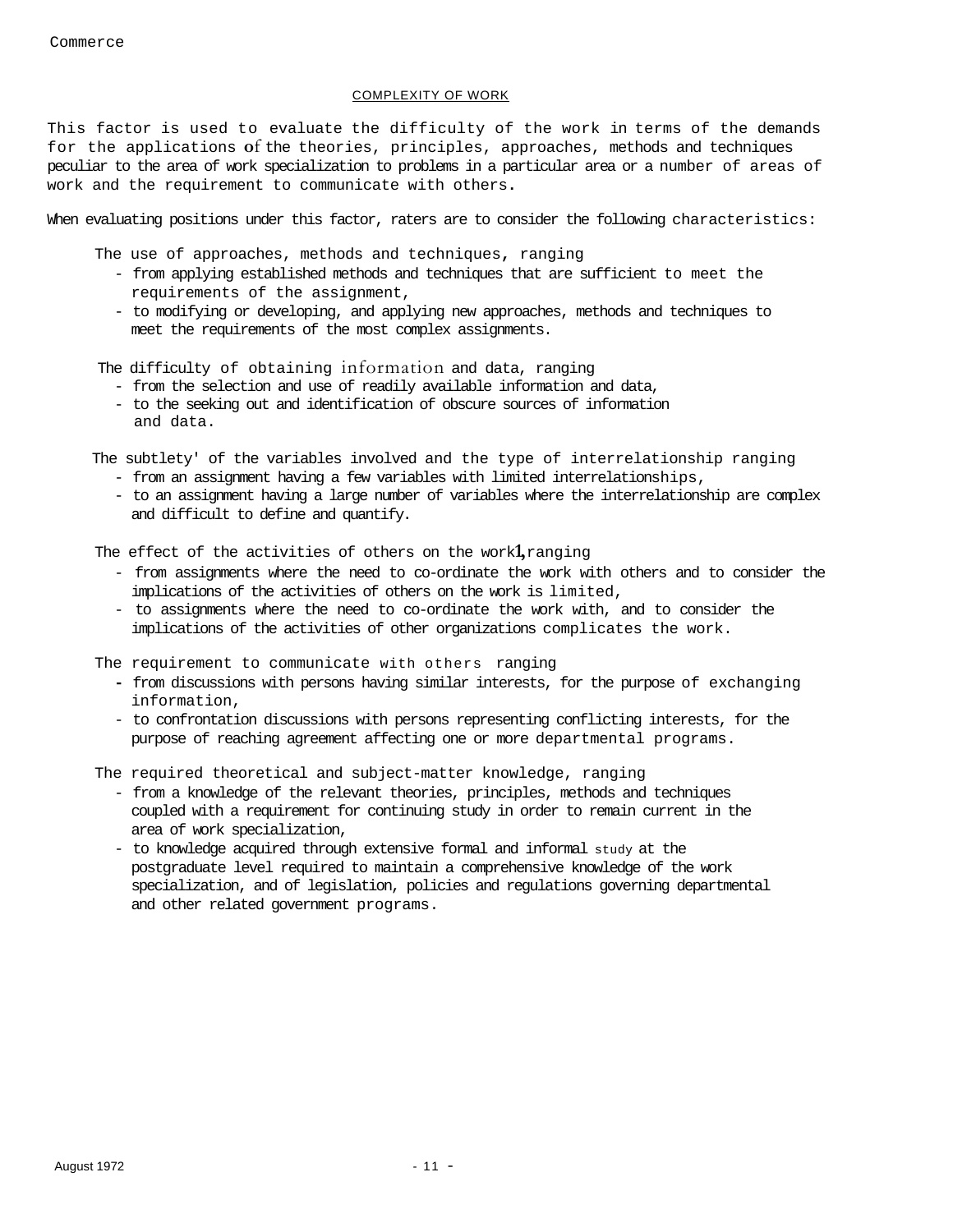## COMPLEXITY OF WORK

This factor is used to evaluate the difficulty of the work in terms of the demands for the applications of the theories, principles, approaches, methods and techniques peculiar to the area of work specialization to problems in a particular area or a number of areas of work and the requirement to communicate with others.

When evaluating positions under this factor, raters are to consider the following characteristics:

The use of approaches, methods and techniques, ranging

- from applying established methods and techniques that are sufficient to meet the requirements of the assignment,
- to modifying or developing, and applying new approaches, methods and techniques to meet the requirements of the most complex assignments.

The difficulty of obtaining information and data, ranging

- from the selection and use of readily available information and data,
- to the seeking out and identification of obscure sources of information and data.

The subtlety' of the variables involved and the type of interrelationship ranging

- from an assignment having a few variables with limited interrelationships,
- to an assignment having a large number of variables where the interrelationship are complex and difficult to define and quantify.

The effect of the activities of others on the work1,ranging

- from assignments where the need to co-ordinate the work with others and to consider the implications of the activities of others on the work is limited,
- to assignments where the need to co-ordinate the work with, and to consider the implications of the activities of other organizations complicates the work.

The requirement to communicate with others ranging

- from discussions with persons having similar interests, for the purpose of exchanging information,
- to confrontation discussions with persons representing conflicting interests, for the purpose of reaching agreement affecting one or more departmental programs.

The required theoretical and subject-matter knowledge, ranging

- from a knowledge of the relevant theories, principles, methods and techniques coupled with a requirement for continuing study in order to remain current in the area of work specialization,
- to knowledge acquired through extensive formal and informal study at the postgraduate level required to maintain a comprehensive knowledge of the work specialization, and of legislation, policies and regulations governing departmental and other related government programs.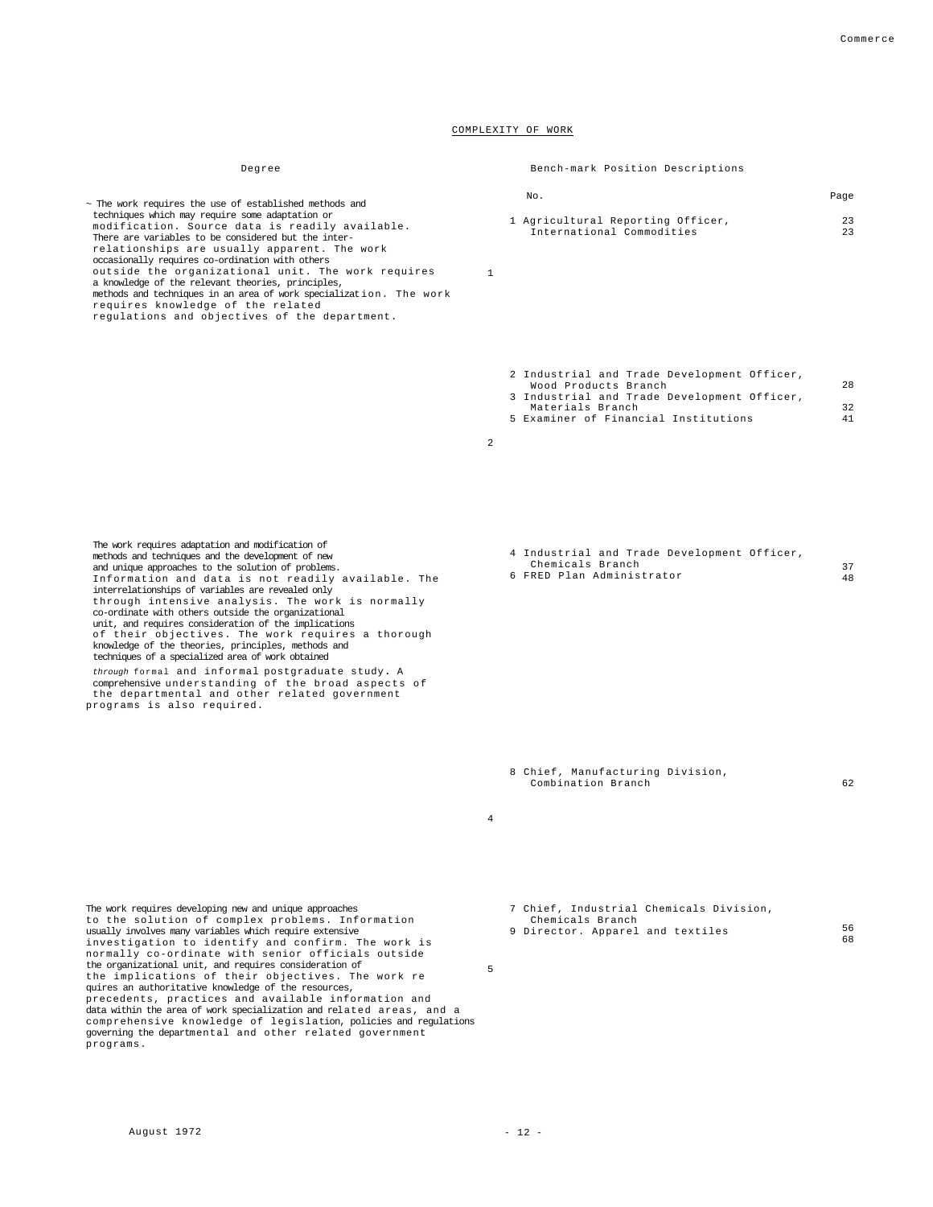## COMPLEXITY OF WORK

| Degree | | Bench-mark Position Descriptions | |
|---|---|---|---|
| | | **No.** | **Page** |
| ~ The work requires the use of established methods and techniques which may require some adaptation or modification. Source data is readily available. There are variables to be considered but the interrelationships are usually apparent. The work occasionally requires co-ordination with others outside the organizational unit. The work requires a knowledge of the relevant theories, principles, methods and techniques in an area of work specialization. The work requires knowledge of the related regulations and objectives of the department. | 1 | 1 Agricultural Reporting Officer, International Commodities | 23 |
| | 2 | 2 Industrial and Trade Development Officer, Wood Products Branch | 28 |
| | | 3 Industrial and Trade Development Officer, Materials Branch | 32 |
| | | 5 Examiner of Financial Institutions | 41 |
| The work requires adaptation and modification of methods and techniques and the development of new and unique approaches to the solution of problems. Information and data is not readily available. The interrelationships of variables are revealed only through intensive analysis. The work is normally co-ordinate with others outside the organizational unit, and requires consideration of the implications of their objectives. The work requires a thorough knowledge of the theories, principles, methods and techniques of a specialized area of work obtained *through* formal and informal postgraduate study. A comprehensive understanding of the broad aspects of the departmental and other related government programs is also required. | | 4 Industrial and Trade Development Officer, Chemicals Branch | 37 |
| | | 6 FRED Plan Administrator | 48 |
| | 4 | 8 Chief, Manufacturing Division, Combination Branch | 62 |
| The work requires developing new and unique approaches to the solution of complex problems. Information usually involves many variables which require extensive investigation to identify and confirm. The work is normally co-ordinate with senior officials outside the organizational unit, and requires consideration of the implications of their objectives. The work re quires an authoritative knowledge of the resources, precedents, practices and available information and data within the area of work specialization and related areas, and a comprehensive knowledge of legislation, policies and regulations governing the departmental and other related government programs. | 5 | 7 Chief, Industrial Chemicals Division, Chemicals Branch | 56 |
| | | 9 Director. Apparel and textiles | 68 |

August 1972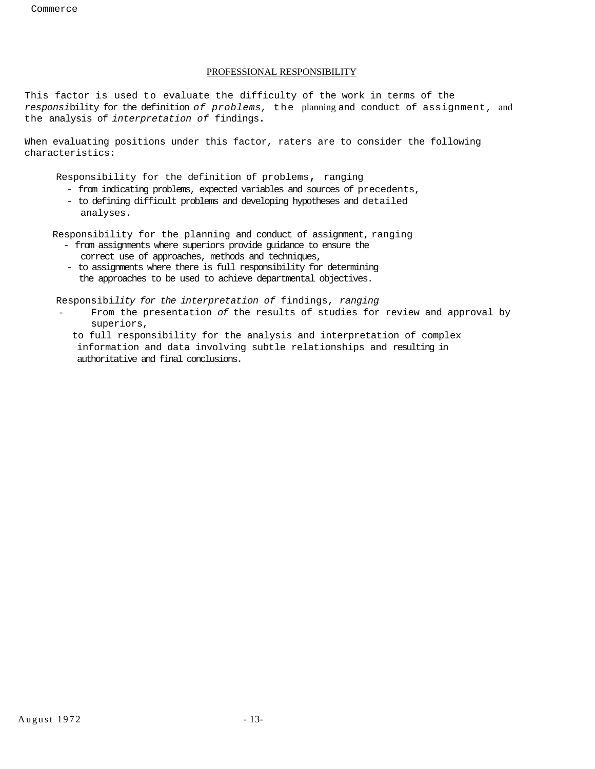## PROFESSIONAL RESPONSIBILITY

This factor is used to evaluate the difficulty of the work in terms of the responsibility for the definition of problems, the planning and conduct of assignment, and the analysis of interpretation of findings.

When evaluating positions under this factor, raters are to consider the following characteristics:

Responsibility for the definition of problems, ranging
- from indicating problems, expected variables and sources of precedents,
- to defining difficult problems and developing hypotheses and detailed analyses.

Responsibility for the planning and conduct of assignment, ranging
- from assignments where superiors provide guidance to ensure the correct use of approaches, methods and techniques,
- to assignments where there is full responsibility for determining the approaches to be used to achieve departmental objectives.

Responsibility for the interpretation of findings, ranging
- From the presentation of the results of studies for review and approval by superiors,
- to full responsibility for the analysis and interpretation of complex information and data involving subtle relationships and resulting in authoritative and final conclusions.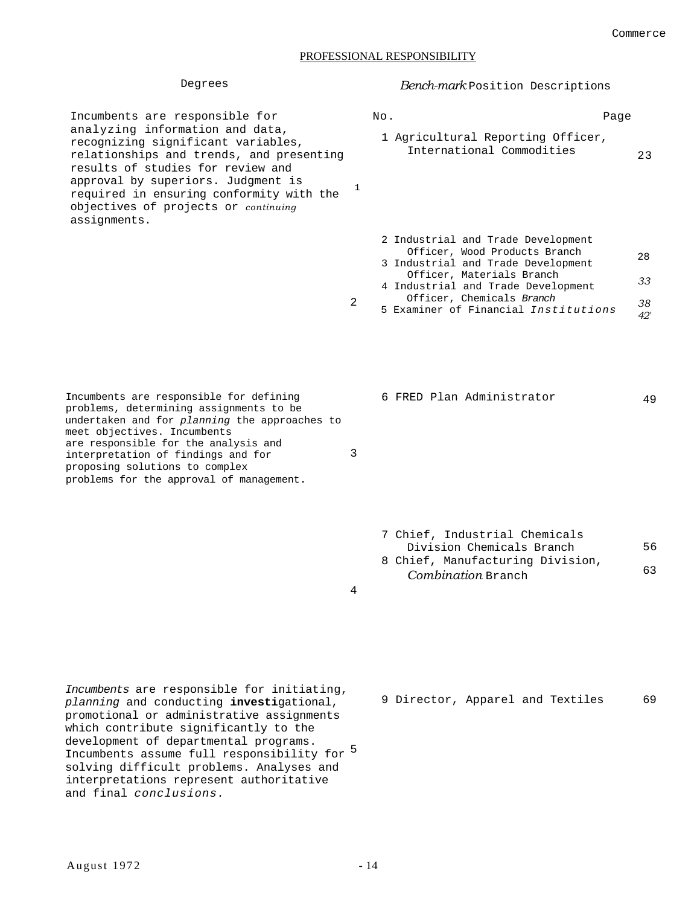## PROFESSIONAL RESPONSIBILITY

| Degrees | | Bench-mark Position Descriptions | |
|---|---|---|---|
| | | **No.** | **Page** |
| Incumbents are responsible for analyzing information and data, recognizing significant variables, relationships and trends, and presenting results of studies for review and approval by superiors. Judgment is required in ensuring conformity with the objectives of projects or continuing assignments. | 1 | 1 Agricultural Reporting Officer, International Commodities | 23 |
| | 2 | 2 Industrial and Trade Development Officer, Wood Products Branch | 28 |
| | | 3 Industrial and Trade Development Officer, Materials Branch | 33 |
| | | 4 Industrial and Trade Development Officer, Chemicals Branch | 38 |
| | | 5 Examiner of Financial Institutions | 42 |
| Incumbents are responsible for defining problems, determining assignments to be undertaken and for planning the approaches to meet objectives. Incumbents are responsible for the analysis and interpretation of findings and for proposing solutions to complex problems for the approval of management. | 3 | 6 FRED Plan Administrator | 49 |
| | 4 | 7 Chief, Industrial Chemicals Division Chemicals Branch | 56 |
| | | 8 Chief, Manufacturing Division, Combination Branch | 63 |
| Incumbents are responsible for initiating, planning and conducting investigational, promotional or administrative assignments which contribute significantly to the development of departmental programs. Incumbents assume full responsibility for solving difficult problems. Analyses and interpretations represent authoritative and final conclusions. | 5 | 9 Director, Apparel and Textiles | 69 |

August 1972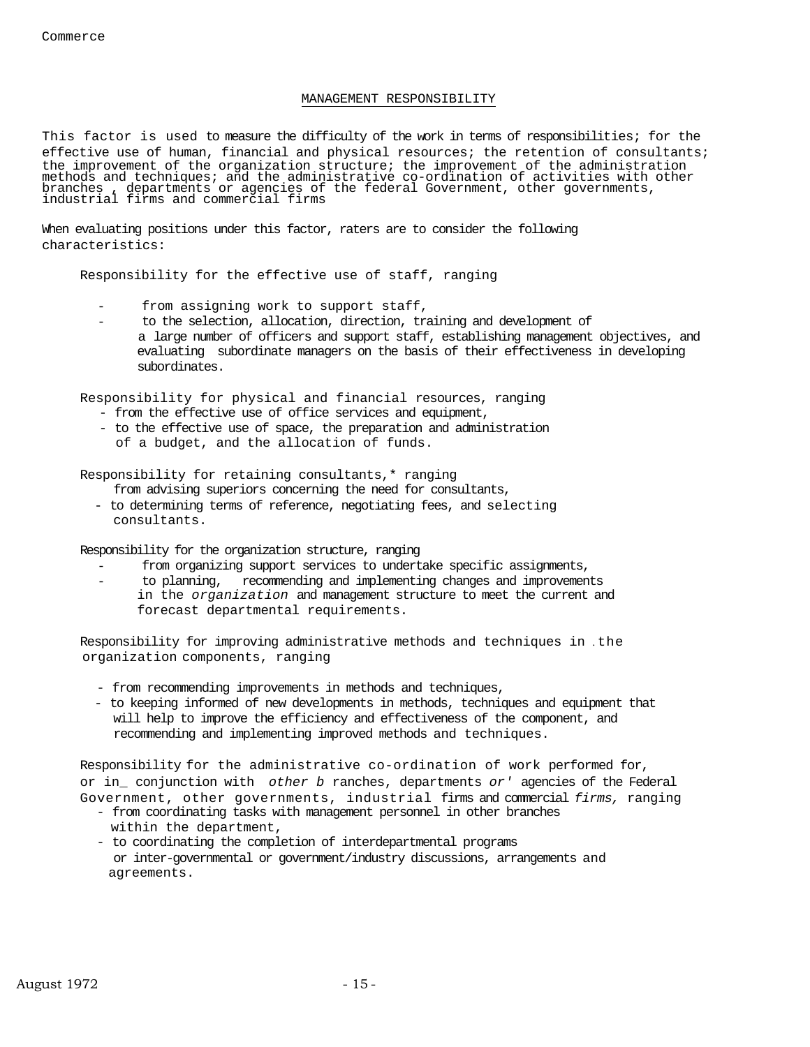## MANAGEMENT RESPONSIBILITY

This factor is used to measure the difficulty of the work in terms of responsibilities; for the effective use of human, financial and physical resources; the retention of consultants; the improvement of the organization structure; the improvement of the administration methods and techniques; and the administrative co-ordination of activities with other branches , departments or agencies of the federal Government, other governments, industrial firms and commercial firms

When evaluating positions under this factor, raters are to consider the following characteristics:

Responsibility for the effective use of staff, ranging

- from assigning work to support staff,
- to the selection, allocation, direction, training and development of a large number of officers and support staff, establishing management objectives, and evaluating subordinate managers on the basis of their effectiveness in developing subordinates.

Responsibility for physical and financial resources, ranging

- from the effective use of office services and equipment,
- to the effective use of space, the preparation and administration of a budget, and the allocation of funds.

Responsibility for retaining consultants,* ranging

- from advising superiors concerning the need for consultants,
- to determining terms of reference, negotiating fees, and selecting consultants.

Responsibility for the organization structure, ranging

- from organizing support services to undertake specific assignments,
- to planning, recommending and implementing changes and improvements in the *organization* and management structure to meet the current and forecast departmental requirements.

Responsibility for improving administrative methods and techniques in the organization components, ranging

- from recommending improvements in methods and techniques,
- to keeping informed of new developments in methods, techniques and equipment that will help to improve the efficiency and effectiveness of the component, and recommending and implementing improved methods and techniques.

Responsibility for the administrative co-ordination of work performed for, or in conjunction with *other b* ranches, departments *or'* agencies of the Federal Government, other governments, industrial firms and commercial *firms,* ranging

- from coordinating tasks with management personnel in other branches within the department,
- to coordinating the completion of interdepartmental programs or inter-governmental or government/industry discussions, arrangements and agreements.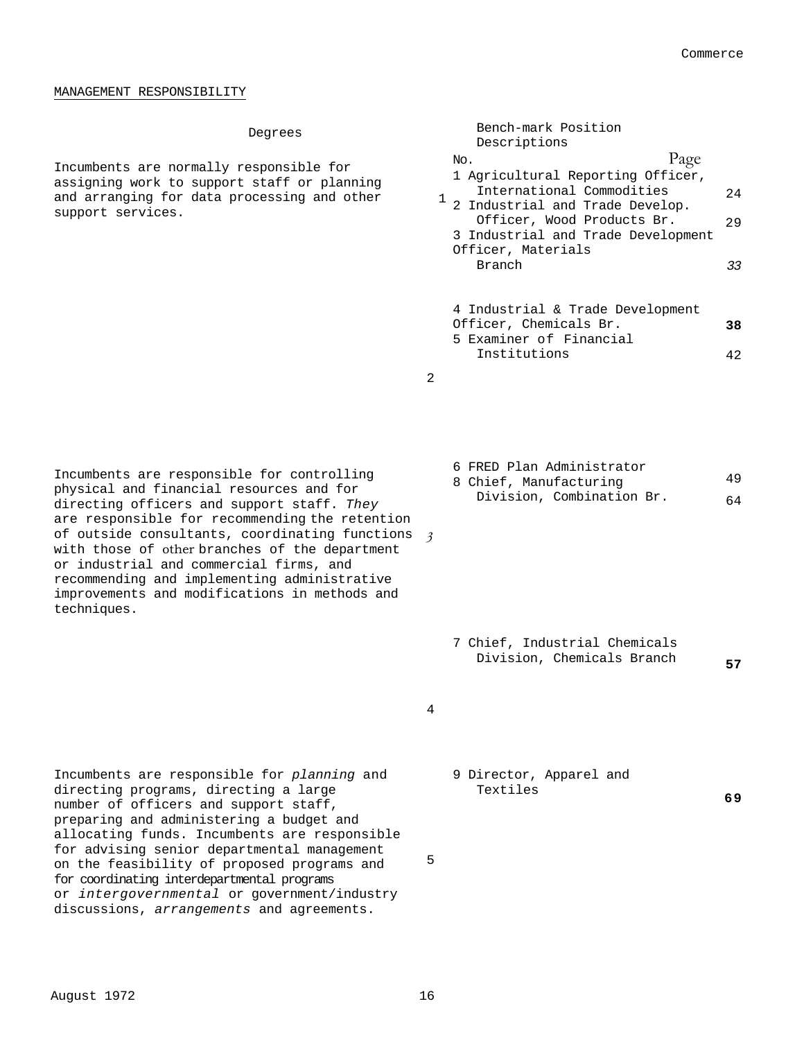## MANAGEMENT RESPONSIBILITY

| Degrees | | Bench-mark Position Descriptions No. | Page |
|---|---|---|---|
| Incumbents are normally responsible for assigning work to support staff or planning and arranging for data processing and other support services. | 1 | 1 Agricultural Reporting Officer, International Commodities | 24 |
| | | 2 Industrial and Trade Develop. Officer, Wood Products Br. | 29 |
| | | 3 Industrial and Trade Development Officer, Materials Branch | 33 |
| | | 4 Industrial & Trade Development Officer, Chemicals Br. | 38 |
| | | 5 Examiner of Financial Institutions | 42 |
| | 2 | | |
| Incumbents are responsible for controlling physical and financial resources and for directing officers and support staff. *They* are responsible for recommending the retention of outside consultants, coordinating functions with those of other branches of the department or industrial and commercial firms, and recommending and implementing administrative improvements and modifications in methods and techniques. | 3 | 6 FRED Plan Administrator | 49 |
| | | 8 Chief, Manufacturing Division, Combination Br. | 64 |
| | | 7 Chief, Industrial Chemicals Division, Chemicals Branch | 57 |
| | 4 | | |
| Incumbents are responsible for *planning* and directing programs, directing a large number of officers and support staff, preparing and administering a budget and allocating funds. Incumbents are responsible for advising senior departmental management on the feasibility of proposed programs and for coordinating interdepartmental programs or *intergovernmental* or government/industry discussions, *arrangements* and agreements. | 5 | 9 Director, Apparel and Textiles | 69 |

August 1972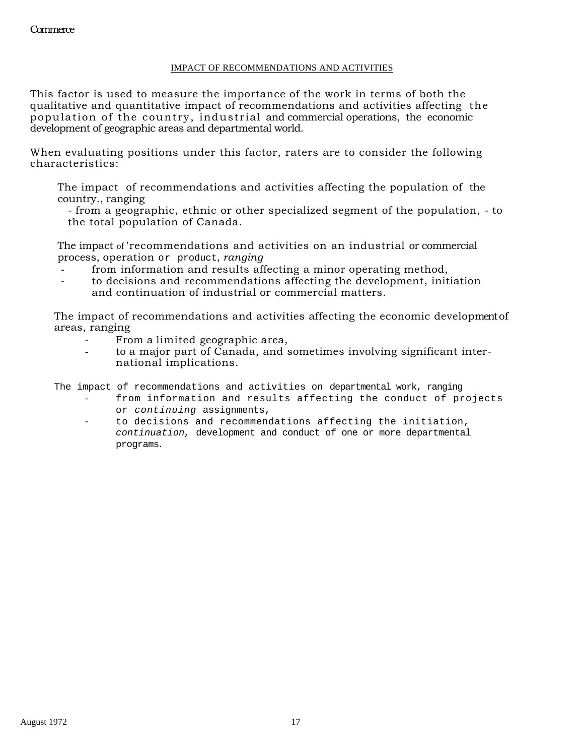## IMPACT OF RECOMMENDATIONS AND ACTIVITIES

This factor is used to measure the importance of the work in terms of both the qualitative and quantitative impact of recommendations and activities affecting the population of the country, industrial and commercial operations, the economic development of geographic areas and departmental world.

When evaluating positions under this factor, raters are to consider the following characteristics:

The impact of recommendations and activities affecting the population of the country., ranging
- from a geographic, ethnic or other specialized segment of the population, - to the total population of Canada.

The impact of 'recommendations and activities on an industrial or commercial process, operation or product, *ranging*
- from information and results affecting a minor operating method,
- to decisions and recommendations affecting the development, initiation and continuation of industrial or commercial matters.

The impact of recommendations and activities affecting the economic development of areas, ranging
- From a limited geographic area,
- to a major part of Canada, and sometimes involving significant international implications.

The impact of recommendations and activities on departmental work, ranging
- from information and results affecting the conduct of projects or *continuing* assignments,
- to decisions and recommendations affecting the initiation, *continuation,* development and conduct of one or more departmental programs.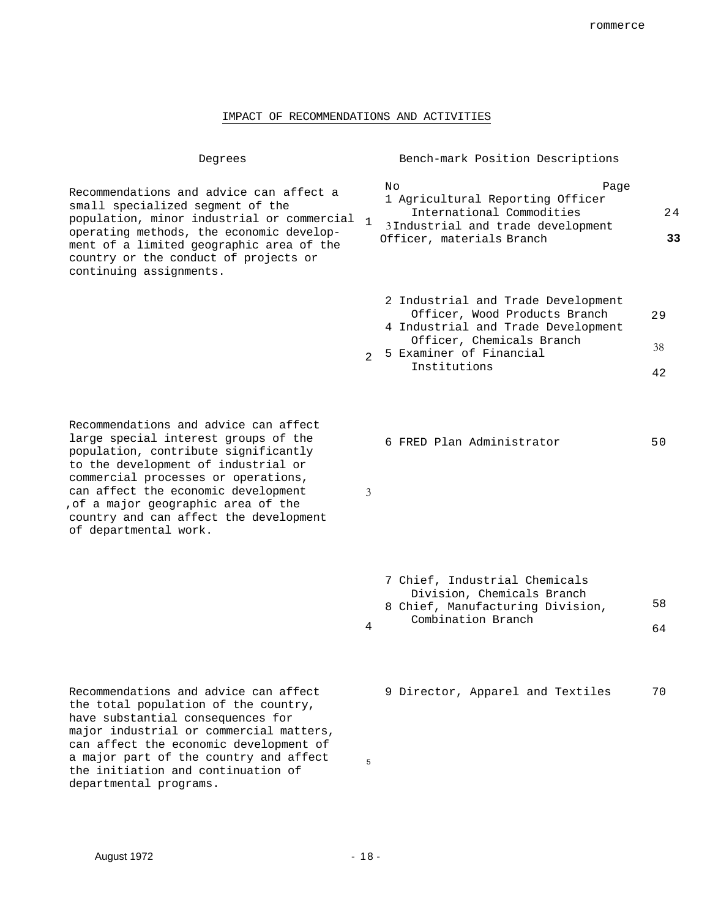## IMPACT OF RECOMMENDATIONS AND ACTIVITIES

| Degrees | | Bench-mark Position Descriptions | |
|---|---|---|---|
| | | **No** | **Page** |
| Recommendations and advice can affect a small specialized segment of the population, minor industrial or commercial operating methods, the economic development of a limited geographic area of the country or the conduct of projects or continuing assignments. | 1 | 1 Agricultural Reporting Officer International Commodities | 24 |
| | | 3 Industrial and trade development Officer, materials Branch | 33 |
| | 2 | 2 Industrial and Trade Development Officer, Wood Products Branch | 29 |
| | | 4 Industrial and Trade Development Officer, Chemicals Branch | 38 |
| | | 5 Examiner of Financial Institutions | 42 |
| Recommendations and advice can affect large special interest groups of the population, contribute significantly to the development of industrial or commercial processes or operations, can affect the economic development of a major geographic area of the country and can affect the development of departmental work. | 3 | 6 FRED Plan Administrator | 50 |
| | 4 | 7 Chief, Industrial Chemicals Division, Chemicals Branch | 58 |
| | | 8 Chief, Manufacturing Division, Combination Branch | 64 |
| Recommendations and advice can affect the total population of the country, have substantial consequences for major industrial or commercial matters, can affect the economic development of a major part of the country and affect the initiation and continuation of departmental programs. | 5 | 9 Director, Apparel and Textiles | 70 |

August 1972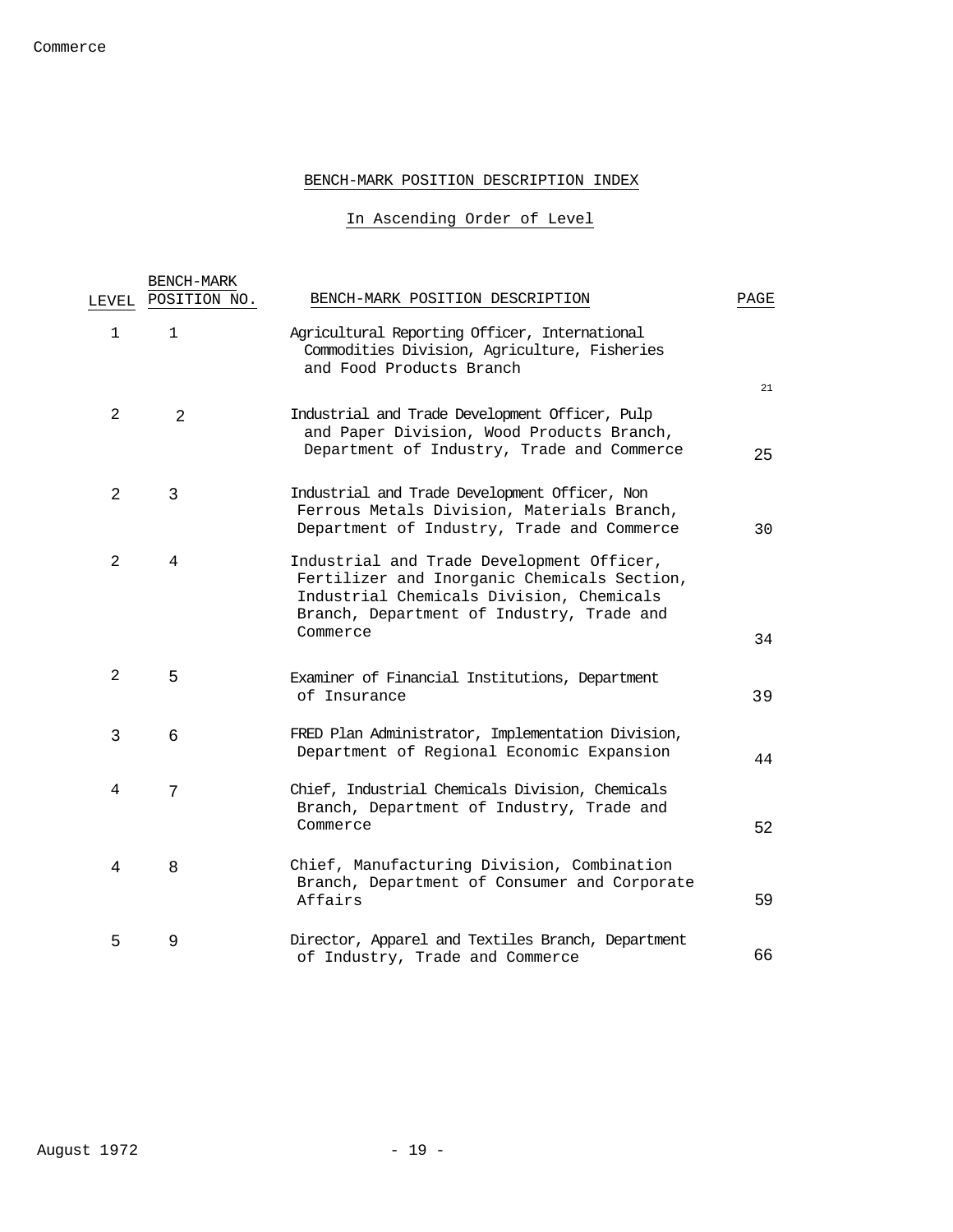## BENCH-MARK POSITION DESCRIPTION INDEX

### In Ascending Order of Level

| LEVEL | BENCH-MARK POSITION NO. | BENCH-MARK POSITION DESCRIPTION | PAGE |
|---|---|---|---|
| 1 | 1 | Agricultural Reporting Officer, International Commodities Division, Agriculture, Fisheries and Food Products Branch | 21 |
| 2 | 2 | Industrial and Trade Development Officer, Pulp and Paper Division, Wood Products Branch, Department of Industry, Trade and Commerce | 25 |
| 2 | 3 | Industrial and Trade Development Officer, Non Ferrous Metals Division, Materials Branch, Department of Industry, Trade and Commerce | 30 |
| 2 | 4 | Industrial and Trade Development Officer, Fertilizer and Inorganic Chemicals Section, Industrial Chemicals Division, Chemicals Branch, Department of Industry, Trade and Commerce | 34 |
| 2 | 5 | Examiner of Financial Institutions, Department of Insurance | 39 |
| 3 | 6 | FRED Plan Administrator, Implementation Division, Department of Regional Economic Expansion | 44 |
| 4 | 7 | Chief, Industrial Chemicals Division, Chemicals Branch, Department of Industry, Trade and Commerce | 52 |
| 4 | 8 | Chief, Manufacturing Division, Combination Branch, Department of Consumer and Corporate Affairs | 59 |
| 5 | 9 | Director, Apparel and Textiles Branch, Department of Industry, Trade and Commerce | 66 |

August 1972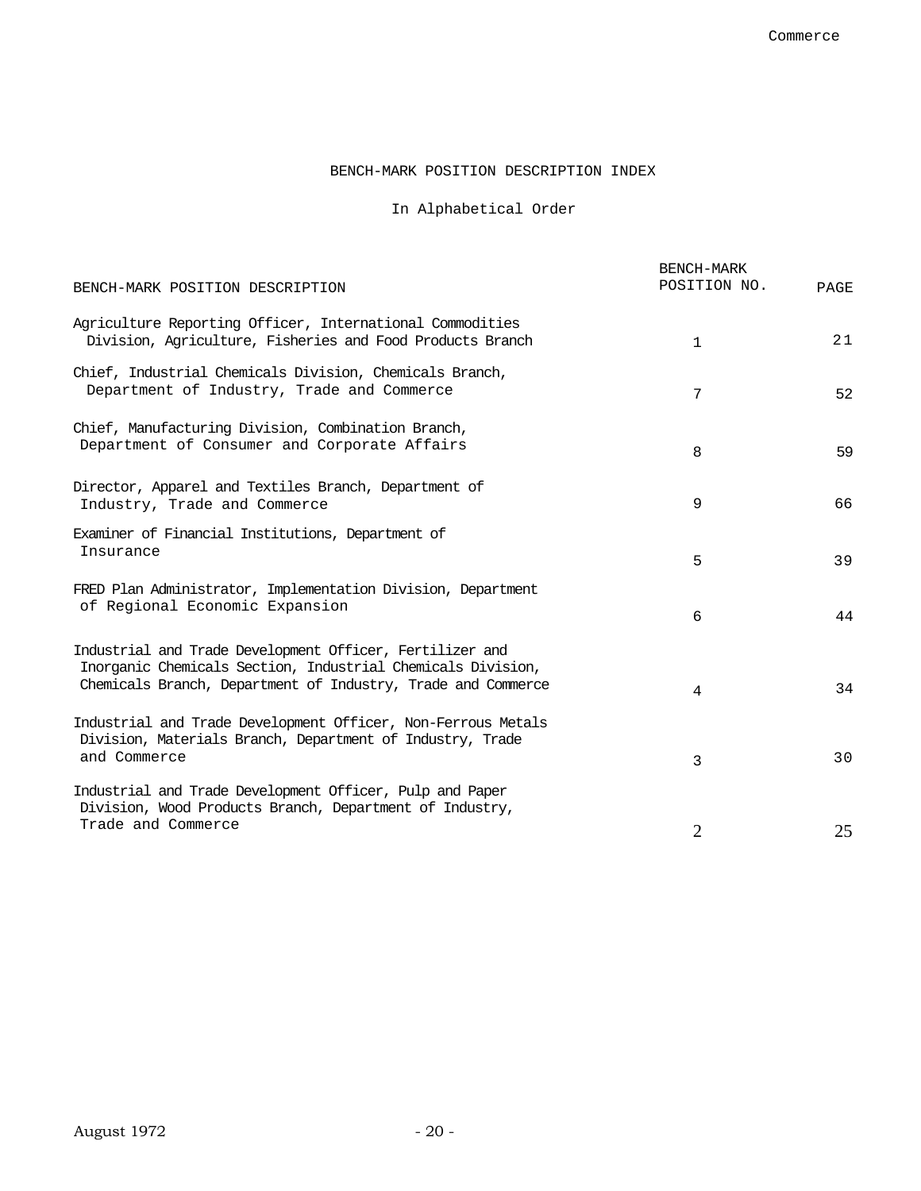# BENCH-MARK POSITION DESCRIPTION INDEX

## In Alphabetical Order

| BENCH-MARK POSITION DESCRIPTION | BENCH-MARK POSITION NO. | PAGE |
|---|---|---|
| Agriculture Reporting Officer, International Commodities Division, Agriculture, Fisheries and Food Products Branch | 1 | 21 |
| Chief, Industrial Chemicals Division, Chemicals Branch, Department of Industry, Trade and Commerce | 7 | 52 |
| Chief, Manufacturing Division, Combination Branch, Department of Consumer and Corporate Affairs | 8 | 59 |
| Director, Apparel and Textiles Branch, Department of Industry, Trade and Commerce | 9 | 66 |
| Examiner of Financial Institutions, Department of Insurance | 5 | 39 |
| FRED Plan Administrator, Implementation Division, Department of Regional Economic Expansion | 6 | 44 |
| Industrial and Trade Development Officer, Fertilizer and Inorganic Chemicals Section, Industrial Chemicals Division, Chemicals Branch, Department of Industry, Trade and Commerce | 4 | 34 |
| Industrial and Trade Development Officer, Non-Ferrous Metals Division, Materials Branch, Department of Industry, Trade and Commerce | 3 | 30 |
| Industrial and Trade Development Officer, Pulp and Paper Division, Wood Products Branch, Department of Industry, Trade and Commerce | 2 | 25 |

August 1972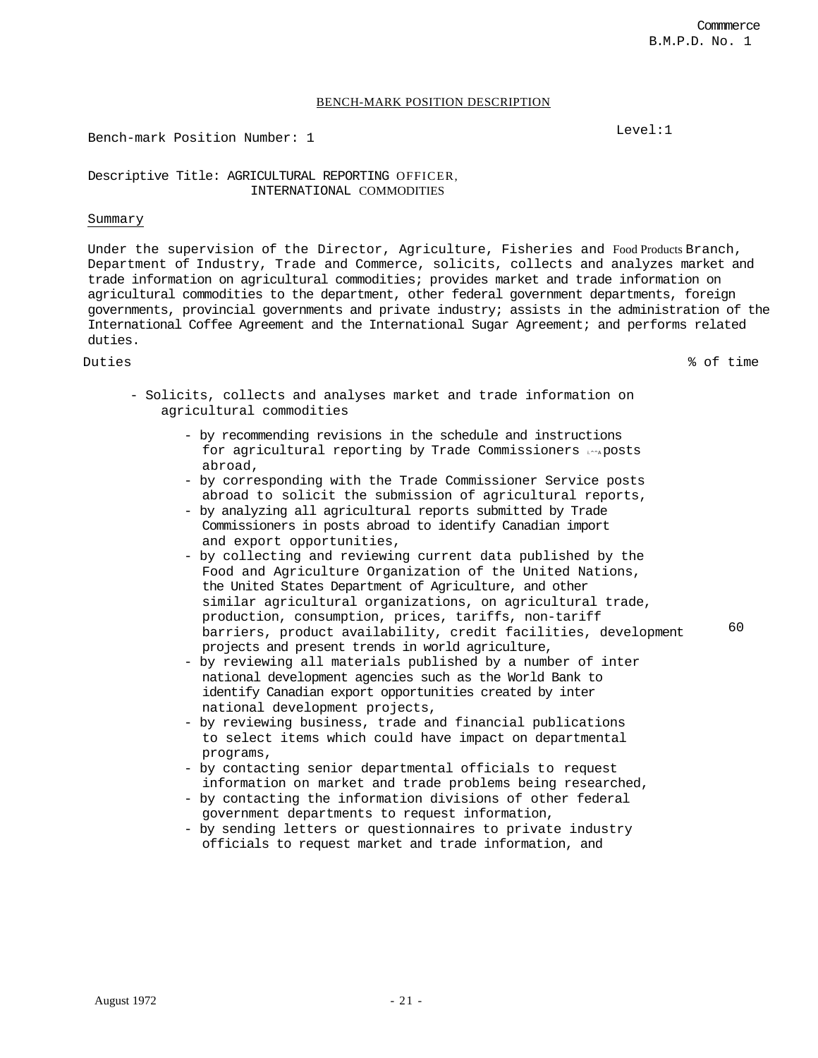BENCH-MARK POSITION DESCRIPTION

Bench-mark Position Number: 1

Level:1

Descriptive Title: AGRICULTURAL REPORTING OFFICER, INTERNATIONAL COMMODITIES

Summary

Under the supervision of the Director, Agriculture, Fisheries and Food Products Branch, Department of Industry, Trade and Commerce, solicits, collects and analyzes market and trade information on agricultural commodities; provides market and trade information on agricultural commodities to the department, other federal government departments, foreign governments, provincial governments and private industry; assists in the administration of the International Coffee Agreement and the International Sugar Agreement; and performs related duties.

| Duties | % of time |
|---|---|
| - Solicits, collects and analyses market and trade information on agricultural commodities<br>- by recommending revisions in the schedule and instructions for agricultural reporting by Trade Commissioners in posts abroad,<br>- by corresponding with the Trade Commissioner Service posts abroad to solicit the submission of agricultural reports,<br>- by analyzing all agricultural reports submitted by Trade Commissioners in posts abroad to identify Canadian import and export opportunities,<br>- by collecting and reviewing current data published by the Food and Agriculture Organization of the United Nations, the United States Department of Agriculture, and other similar agricultural organizations, on agricultural trade, production, consumption, prices, tariffs, non-tariff barriers, product availability, credit facilities, development projects and present trends in world agriculture,<br>- by reviewing all materials published by a number of inter national development agencies such as the World Bank to identify Canadian export opportunities created by inter national development projects,<br>- by reviewing business, trade and financial publications to select items which could have impact on departmental programs,<br>- by contacting senior departmental officials to request information on market and trade problems being researched,<br>- by contacting the information divisions of other federal government departments to request information,<br>- by sending letters or questionnaires to private industry officials to request market and trade information, and | 60 |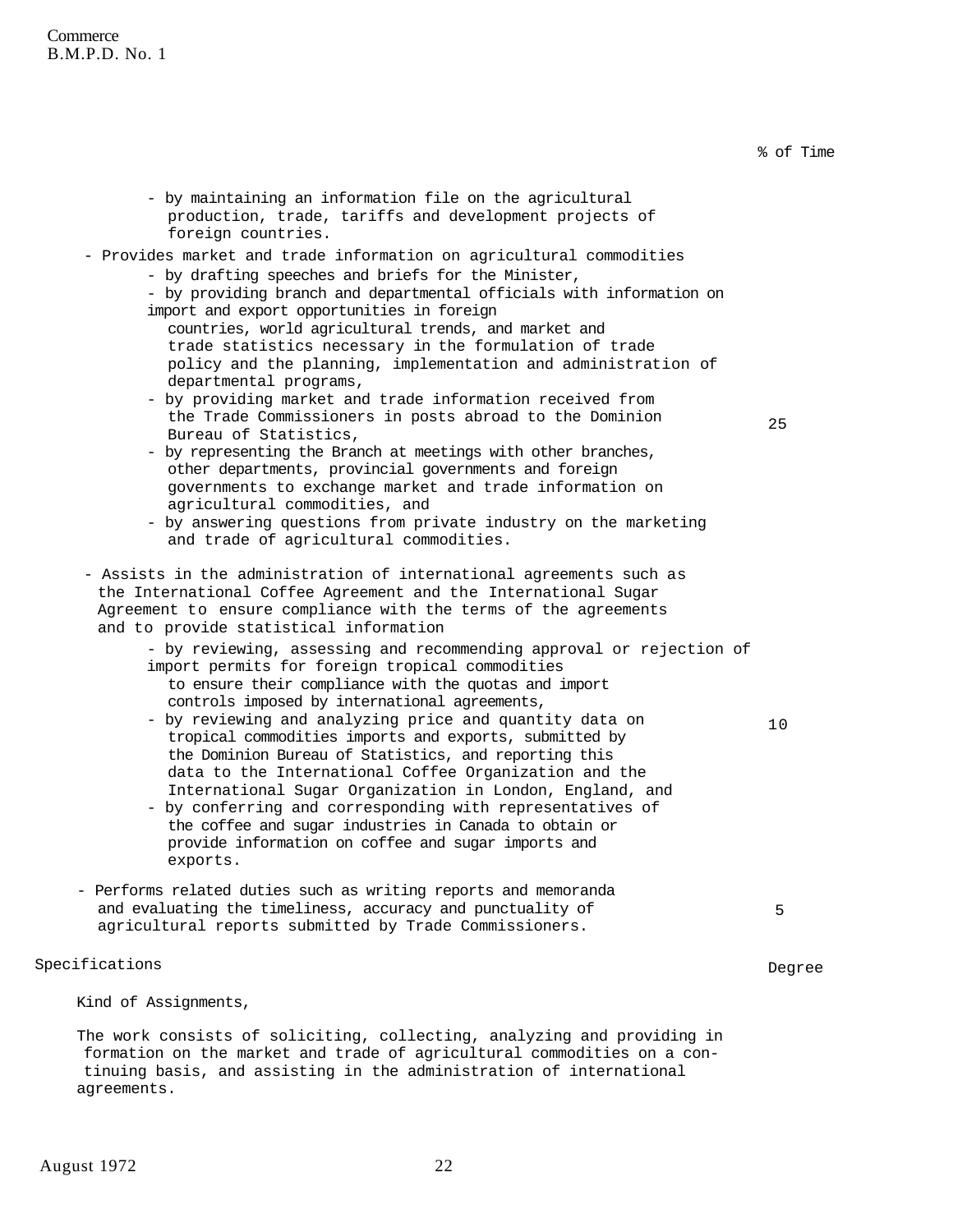% of Time

- by maintaining an information file on the agricultural production, trade, tariffs and development projects of foreign countries.

- Provides market and trade information on agricultural commodities — 25
  - by drafting speeches and briefs for the Minister,
  - by providing branch and departmental officials with information on import and export opportunities in foreign countries, world agricultural trends, and market and trade statistics necessary in the formulation of trade policy and the planning, implementation and administration of departmental programs,
  - by providing market and trade information received from the Trade Commissioners in posts abroad to the Dominion Bureau of Statistics,
  - by representing the Branch at meetings with other branches, other departments, provincial governments and foreign governments to exchange market and trade information on agricultural commodities, and
  - by answering questions from private industry on the marketing and trade of agricultural commodities.

- Assists in the administration of international agreements such as the International Coffee Agreement and the International Sugar Agreement to ensure compliance with the terms of the agreements and to provide statistical information — 10
  - by reviewing, assessing and recommending approval or rejection of import permits for foreign tropical commodities to ensure their compliance with the quotas and import controls imposed by international agreements,
  - by reviewing and analyzing price and quantity data on tropical commodities imports and exports, submitted by the Dominion Bureau of Statistics, and reporting this data to the International Coffee Organization and the International Sugar Organization in London, England, and
  - by conferring and corresponding with representatives of the coffee and sugar industries in Canada to obtain or provide information on coffee and sugar imports and exports.

- Performs related duties such as writing reports and memoranda and evaluating the timeliness, accuracy and punctuality of agricultural reports submitted by Trade Commissioners. — 5

Specifications — Degree

Kind of Assignments,

The work consists of soliciting, collecting, analyzing and providing information on the market and trade of agricultural commodities on a continuing basis, and assisting in the administration of international agreements.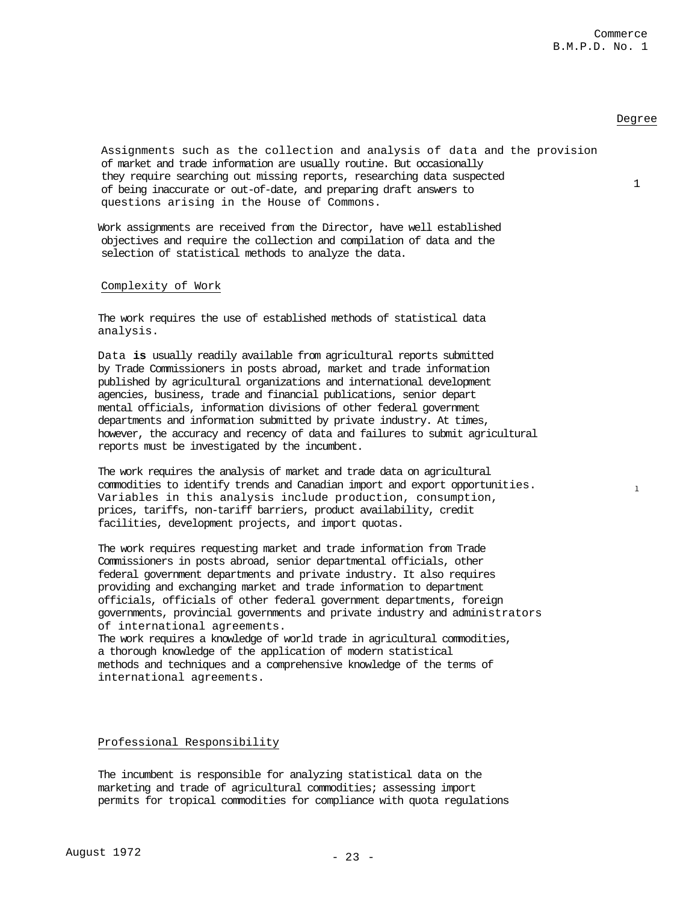Degree

Assignments such as the collection and analysis of data and the provision of market and trade information are usually routine. But occasionally they require searching out missing reports, researching data suspected of being inaccurate or out-of-date, and preparing draft answers to questions arising in the House of Commons. 1

Work assignments are received from the Director, have well established objectives and require the collection and compilation of data and the selection of statistical methods to analyze the data.

Complexity of Work

The work requires the use of established methods of statistical data analysis.

Data **is** usually readily available from agricultural reports submitted by Trade Commissioners in posts abroad, market and trade information published by agricultural organizations and international development agencies, business, trade and financial publications, senior depart mental officials, information divisions of other federal government departments and information submitted by private industry. At times, however, the accuracy and recency of data and failures to submit agricultural reports must be investigated by the incumbent.

The work requires the analysis of market and trade data on agricultural commodities to identify trends and Canadian import and export opportunities. Variables in this analysis include production, consumption, prices, tariffs, non-tariff barriers, product availability, credit facilities, development projects, and import quotas. 1

The work requires requesting market and trade information from Trade Commissioners in posts abroad, senior departmental officials, other federal government departments and private industry. It also requires providing and exchanging market and trade information to department officials, officials of other federal government departments, foreign governments, provincial governments and private industry and administrators of international agreements.
The work requires a knowledge of world trade in agricultural commodities, a thorough knowledge of the application of modern statistical methods and techniques and a comprehensive knowledge of the terms of international agreements.

Professional Responsibility

The incumbent is responsible for analyzing statistical data on the marketing and trade of agricultural commodities; assessing import permits for tropical commodities for compliance with quota regulations

August 1972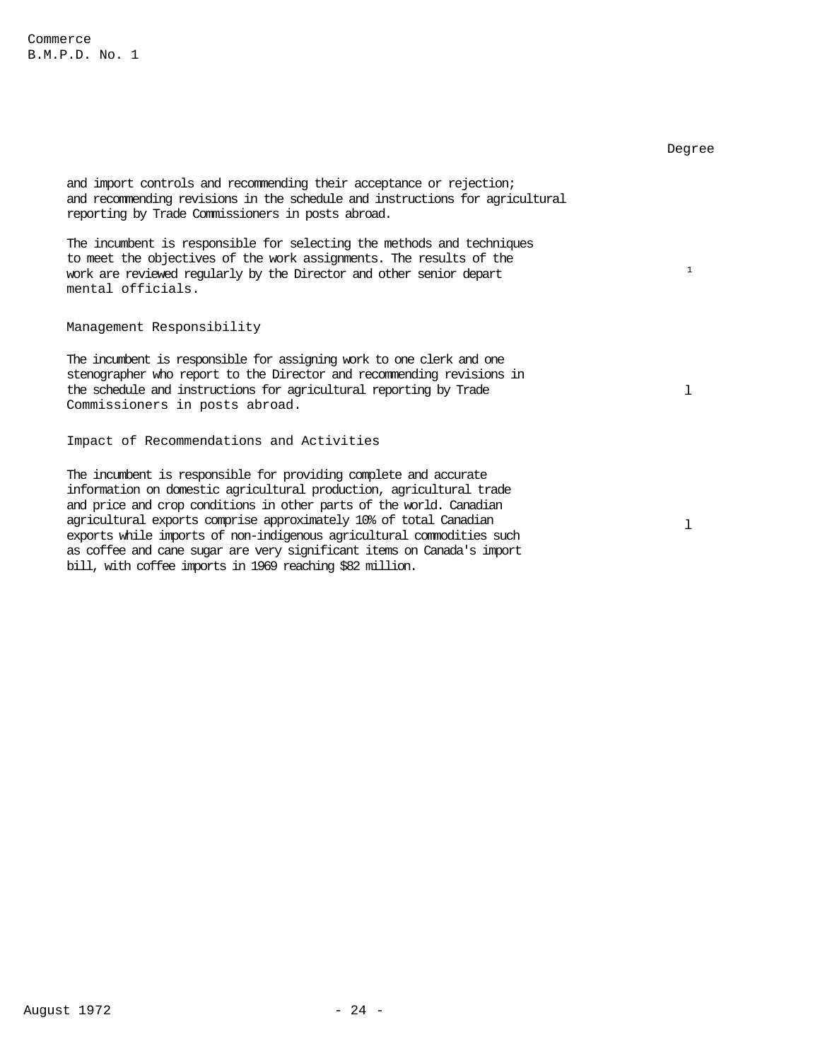Degree

and import controls and recommending their acceptance or rejection; and recommending revisions in the schedule and instructions for agricultural reporting by Trade Commissioners in posts abroad.

The incumbent is responsible for selecting the methods and techniques to meet the objectives of the work assignments. The results of the work are reviewed regularly by the Director and other senior depart mental officials. — 1

Management Responsibility

The incumbent is responsible for assigning work to one clerk and one stenographer who report to the Director and recommending revisions in the schedule and instructions for agricultural reporting by Trade Commissioners in posts abroad. — l

Impact of Recommendations and Activities

The incumbent is responsible for providing complete and accurate information on domestic agricultural production, agricultural trade and price and crop conditions in other parts of the world. Canadian agricultural exports comprise approximately 10% of total Canadian exports while imports of non-indigenous agricultural commodities such as coffee and cane sugar are very significant items on Canada's import bill, with coffee imports in 1969 reaching $82 million. — l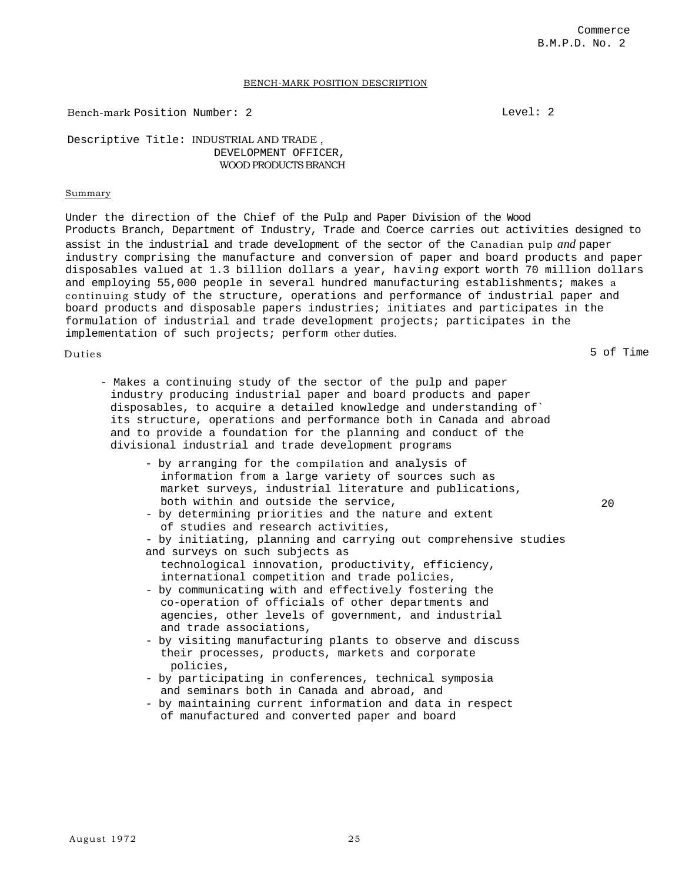Commerce
B.M.P.D. No. 2

BENCH-MARK POSITION DESCRIPTION

Bench-mark Position Number: 2 Level: 2

Descriptive Title: INDUSTRIAL AND TRADE , DEVELOPMENT OFFICER, WOOD PRODUCTS BRANCH

Summary

Under the direction of the Chief of the Pulp and Paper Division of the Wood Products Branch, Department of Industry, Trade and Coerce carries out activities designed to assist in the industrial and trade development of the sector of the Canadian pulp *and* paper industry comprising the manufacture and conversion of paper and board products and paper disposables valued at 1.3 billion dollars a year, having export worth 70 million dollars and employing 55,000 people in several hundred manufacturing establishments; makes a continuing study of the structure, operations and performance of industrial paper and board products and disposable papers industries; initiates and participates in the formulation of industrial and trade development projects; participates in the implementation of such projects; perform other duties.

| Duties | 5 of Time |
|---|---|
| - Makes a continuing study of the sector of the pulp and paper industry producing industrial paper and board products and paper disposables, to acquire a detailed knowledge and understanding of` its structure, operations and performance both in Canada and abroad and to provide a foundation for the planning and conduct of the divisional industrial and trade development programs<br>- by arranging for the compilation and analysis of information from a large variety of sources such as market surveys, industrial literature and publications, both within and outside the service,<br>- by determining priorities and the nature and extent of studies and research activities,<br>- by initiating, planning and carrying out comprehensive studies and surveys on such subjects as technological innovation, productivity, efficiency, international competition and trade policies,<br>- by communicating with and effectively fostering the co-operation of officials of other departments and agencies, other levels of government, and industrial and trade associations,<br>- by visiting manufacturing plants to observe and discuss their processes, products, markets and corporate policies,<br>- by participating in conferences, technical symposia and seminars both in Canada and abroad, and<br>- by maintaining current information and data in respect of manufactured and converted paper and board | 20 |

August 1972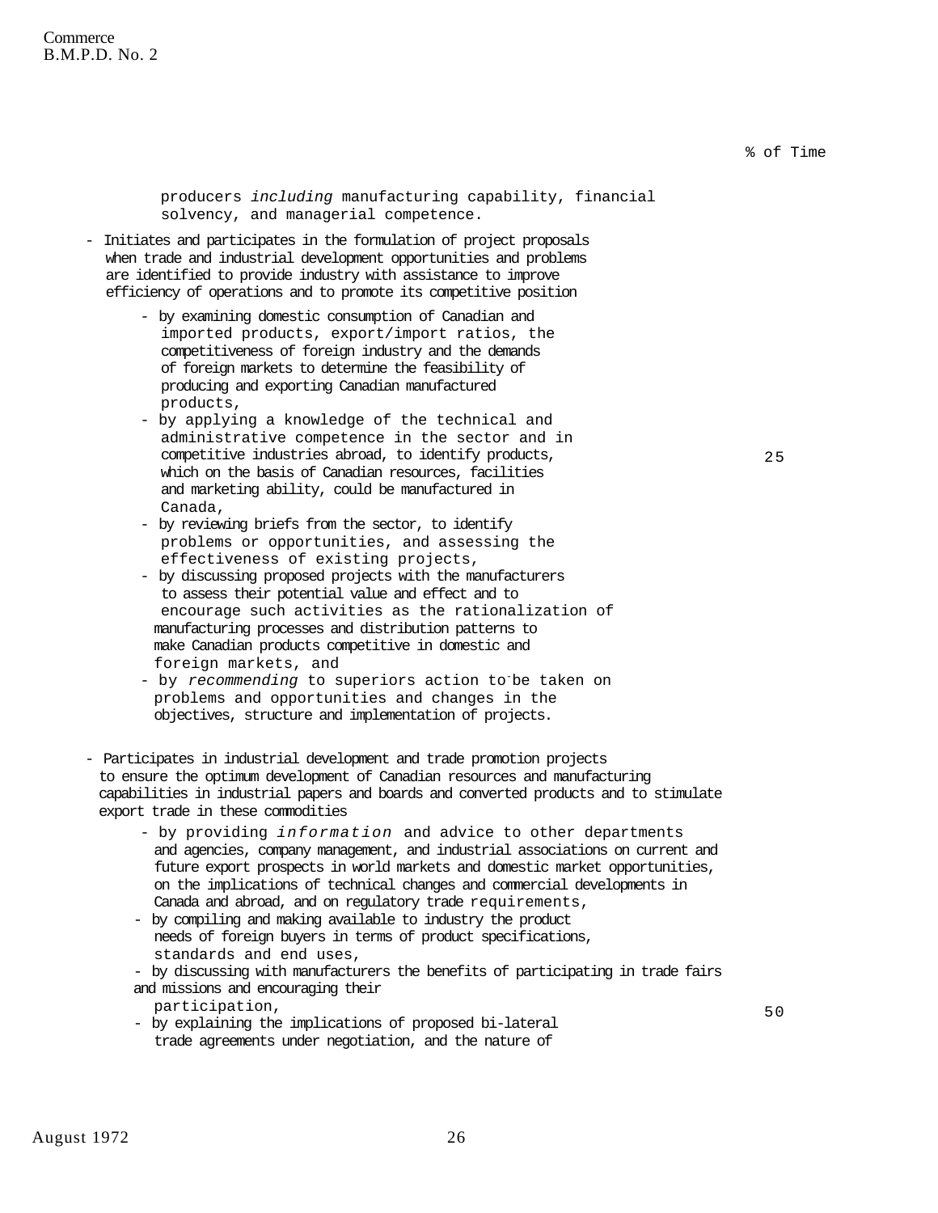% of Time

producers *including* manufacturing capability, financial solvency, and managerial competence.

- Initiates and participates in the formulation of project proposals when trade and industrial development opportunities and problems are identified to provide industry with assistance to improve efficiency of operations and to promote its competitive position — **25**
  - by examining domestic consumption of Canadian and imported products, export/import ratios, the competitiveness of foreign industry and the demands of foreign markets to determine the feasibility of producing and exporting Canadian manufactured products,
  - by applying a knowledge of the technical and administrative competence in the sector and in competitive industries abroad, to identify products, which on the basis of Canadian resources, facilities and marketing ability, could be manufactured in Canada,
  - by reviewing briefs from the sector, to identify problems or opportunities, and assessing the effectiveness of existing projects,
  - by discussing proposed projects with the manufacturers to assess their potential value and effect and to encourage such activities as the rationalization of manufacturing processes and distribution patterns to make Canadian products competitive in domestic and foreign markets, and
  - by *recommending* to superiors action to be taken on problems and opportunities and changes in the objectives, structure and implementation of projects.

- Participates in industrial development and trade promotion projects to ensure the optimum development of Canadian resources and manufacturing capabilities in industrial papers and boards and converted products and to stimulate export trade in these commodities — **50**
  - by providing *information* and advice to other departments and agencies, company management, and industrial associations on current and future export prospects in world markets and domestic market opportunities, on the implications of technical changes and commercial developments in Canada and abroad, and on regulatory trade requirements,
  - by compiling and making available to industry the product needs of foreign buyers in terms of product specifications, standards and end uses,
  - by discussing with manufacturers the benefits of participating in trade fairs and missions and encouraging their participation,
  - by explaining the implications of proposed bi-lateral trade agreements under negotiation, and the nature of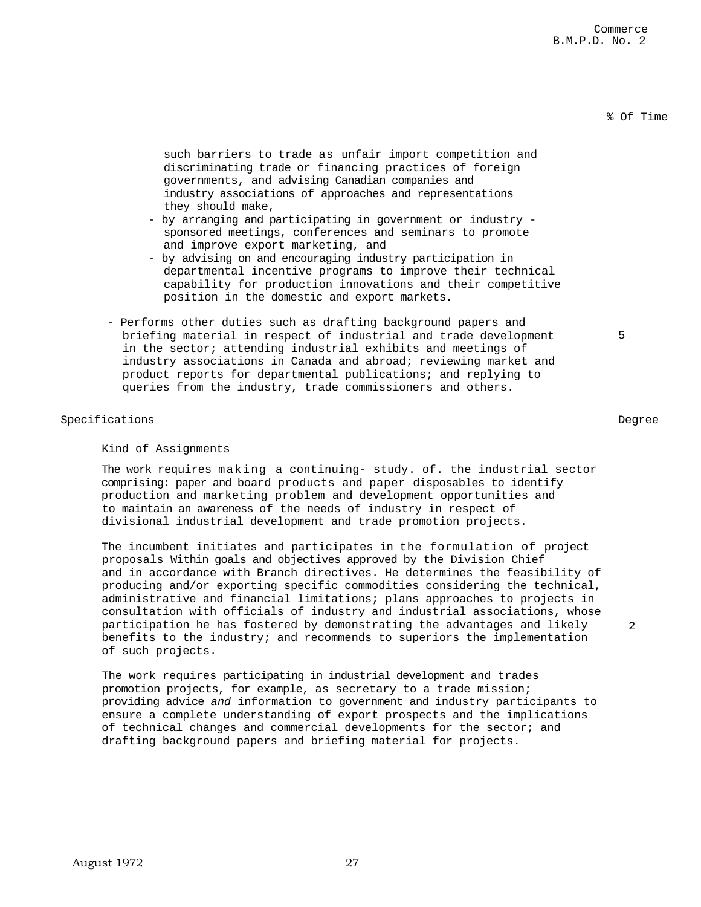% Of Time

such barriers to trade as unfair import competition and discriminating trade or financing practices of foreign governments, and advising Canadian companies and industry associations of approaches and representations they should make,

- by arranging and participating in government or industry - sponsored meetings, conferences and seminars to promote and improve export marketing, and
- by advising on and encouraging industry participation in departmental incentive programs to improve their technical capability for production innovations and their competitive position in the domestic and export markets.

- Performs other duties such as drafting background papers and briefing material in respect of industrial and trade development in the sector; attending industrial exhibits and meetings of industry associations in Canada and abroad; reviewing market and product reports for departmental publications; and replying to queries from the industry, trade commissioners and others. — 5

Specifications — Degree

Kind of Assignments

The work requires making a continuing- study. of. the industrial sector comprising: paper and board products and paper disposables to identify production and marketing problem and development opportunities and to maintain an awareness of the needs of industry in respect of divisional industrial development and trade promotion projects.

The incumbent initiates and participates in the formulation of project proposals Within goals and objectives approved by the Division Chief and in accordance with Branch directives. He determines the feasibility of producing and/or exporting specific commodities considering the technical, administrative and financial limitations; plans approaches to projects in consultation with officials of industry and industrial associations, whose participation he has fostered by demonstrating the advantages and likely benefits to the industry; and recommends to superiors the implementation of such projects. — 2

The work requires participating in industrial development and trades promotion projects, for example, as secretary to a trade mission; providing advice *and* information to government and industry participants to ensure a complete understanding of export prospects and the implications of technical changes and commercial developments for the sector; and drafting background papers and briefing material for projects.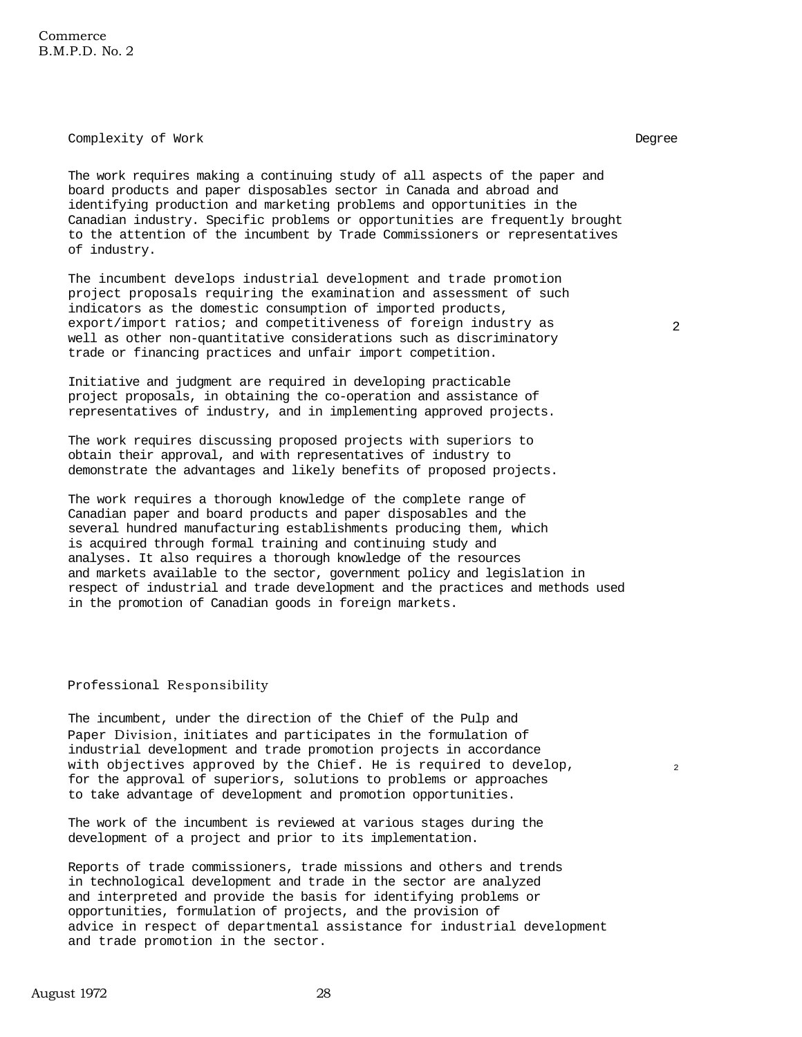## Complexity of Work

Degree

The work requires making a continuing study of all aspects of the paper and board products and paper disposables sector in Canada and abroad and identifying production and marketing problems and opportunities in the Canadian industry. Specific problems or opportunities are frequently brought to the attention of the incumbent by Trade Commissioners or representatives of industry.

The incumbent develops industrial development and trade promotion project proposals requiring the examination and assessment of such indicators as the domestic consumption of imported products, export/import ratios; and competitiveness of foreign industry as well as other non-quantitative considerations such as discriminatory trade or financing practices and unfair import competition. — 2

Initiative and judgment are required in developing practicable project proposals, in obtaining the co-operation and assistance of representatives of industry, and in implementing approved projects.

The work requires discussing proposed projects with superiors to obtain their approval, and with representatives of industry to demonstrate the advantages and likely benefits of proposed projects.

The work requires a thorough knowledge of the complete range of Canadian paper and board products and paper disposables and the several hundred manufacturing establishments producing them, which is acquired through formal training and continuing study and analyses. It also requires a thorough knowledge of the resources and markets available to the sector, government policy and legislation in respect of industrial and trade development and the practices and methods used in the promotion of Canadian goods in foreign markets.

## Professional Responsibility

The incumbent, under the direction of the Chief of the Pulp and Paper Division, initiates and participates in the formulation of industrial development and trade promotion projects in accordance with objectives approved by the Chief. He is required to develop, for the approval of superiors, solutions to problems or approaches to take advantage of development and promotion opportunities. — 2

The work of the incumbent is reviewed at various stages during the development of a project and prior to its implementation.

Reports of trade commissioners, trade missions and others and trends in technological development and trade in the sector are analyzed and interpreted and provide the basis for identifying problems or opportunities, formulation of projects, and the provision of advice in respect of departmental assistance for industrial development and trade promotion in the sector.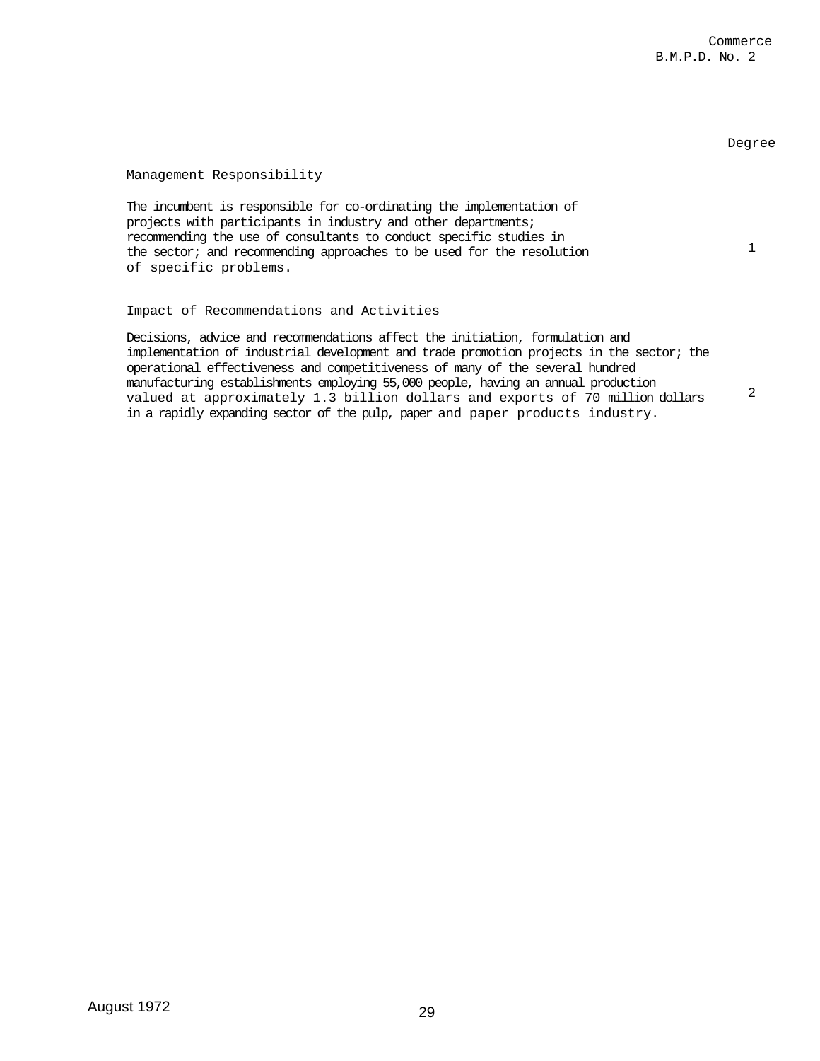Commerce
B.M.P.D. No. 2

| | Degree |
|---|---|
| **Management Responsibility** | |
| The incumbent is responsible for co-ordinating the implementation of projects with participants in industry and other departments; recommending the use of consultants to conduct specific studies in the sector; and recommending approaches to be used for the resolution of specific problems. | 1 |
| **Impact of Recommendations and Activities** | |
| Decisions, advice and recommendations affect the initiation, formulation and implementation of industrial development and trade promotion projects in the sector; the operational effectiveness and competitiveness of many of the several hundred manufacturing establishments employing 55,000 people, having an annual production valued at approximately 1.3 billion dollars and exports of 70 million dollars in a rapidly expanding sector of the pulp, paper and paper products industry. | 2 |

August 1972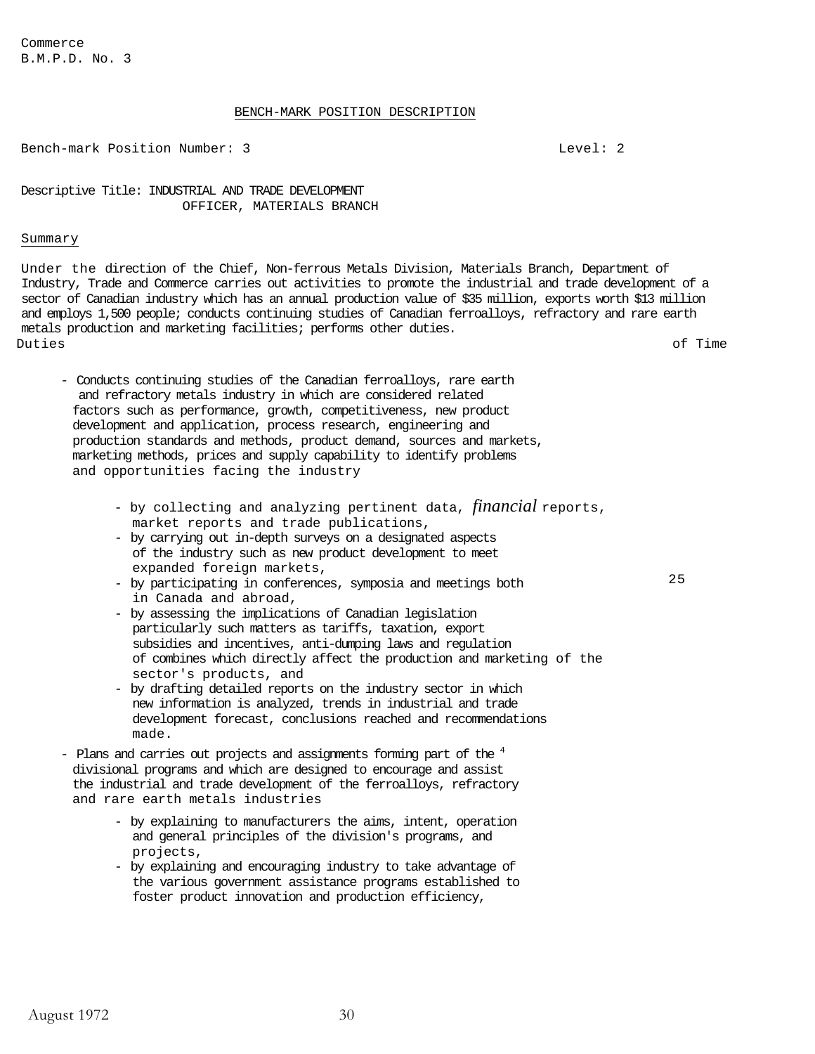Commerce
B.M.P.D. No. 3

## BENCH-MARK POSITION DESCRIPTION

Bench-mark Position Number: 3 Level: 2

Descriptive Title: INDUSTRIAL AND TRADE DEVELOPMENT OFFICER, MATERIALS BRANCH

### Summary

Under the direction of the Chief, Non-ferrous Metals Division, Materials Branch, Department of Industry, Trade and Commerce carries out activities to promote the industrial and trade development of a sector of Canadian industry which has an annual production value of $35 million, exports worth $13 million and employs 1,500 people; conducts continuing studies of Canadian ferroalloys, refractory and rare earth metals production and marketing facilities; performs other duties.

| Duties | % of Time |
|---|---|
| - Conducts continuing studies of the Canadian ferroalloys, rare earth and refractory metals industry in which are considered related factors such as performance, growth, competitiveness, new product development and application, process research, engineering and production standards and methods, product demand, sources and markets, marketing methods, prices and supply capability to identify problems and opportunities facing the industry<br>- by collecting and analyzing pertinent data, *financial* reports, market reports and trade publications,<br>- by carrying out in-depth surveys on a designated aspects of the industry such as new product development to meet expanded foreign markets,<br>- by participating in conferences, symposia and meetings both in Canada and abroad,<br>- by assessing the implications of Canadian legislation particularly such matters as tariffs, taxation, export subsidies and incentives, anti-dumping laws and regulation of combines which directly affect the production and marketing of the sector's products, and<br>- by drafting detailed reports on the industry sector in which new information is analyzed, trends in industrial and trade development forecast, conclusions reached and recommendations made. | 25 |
| - Plans and carries out projects and assignments forming part of the divisional programs and which are designed to encourage and assist the industrial and trade development of the ferroalloys, refractory and rare earth metals industries<br>- by explaining to manufacturers the aims, intent, operation and general principles of the division's programs, and projects,<br>- by explaining and encouraging industry to take advantage of the various government assistance programs established to foster product innovation and production efficiency, | 4 |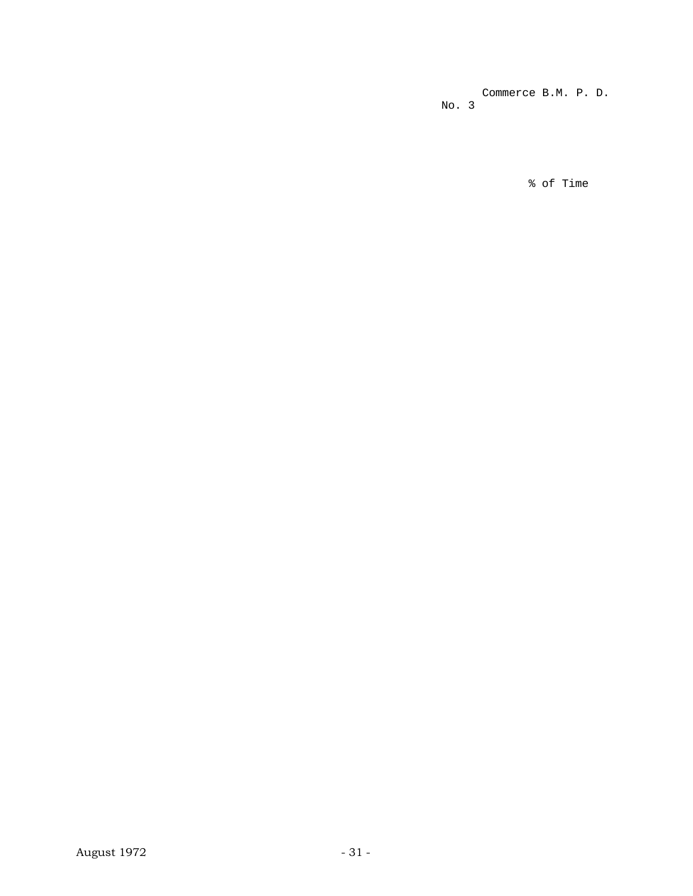Commerce B.M. P. D.
No. 3

% of Time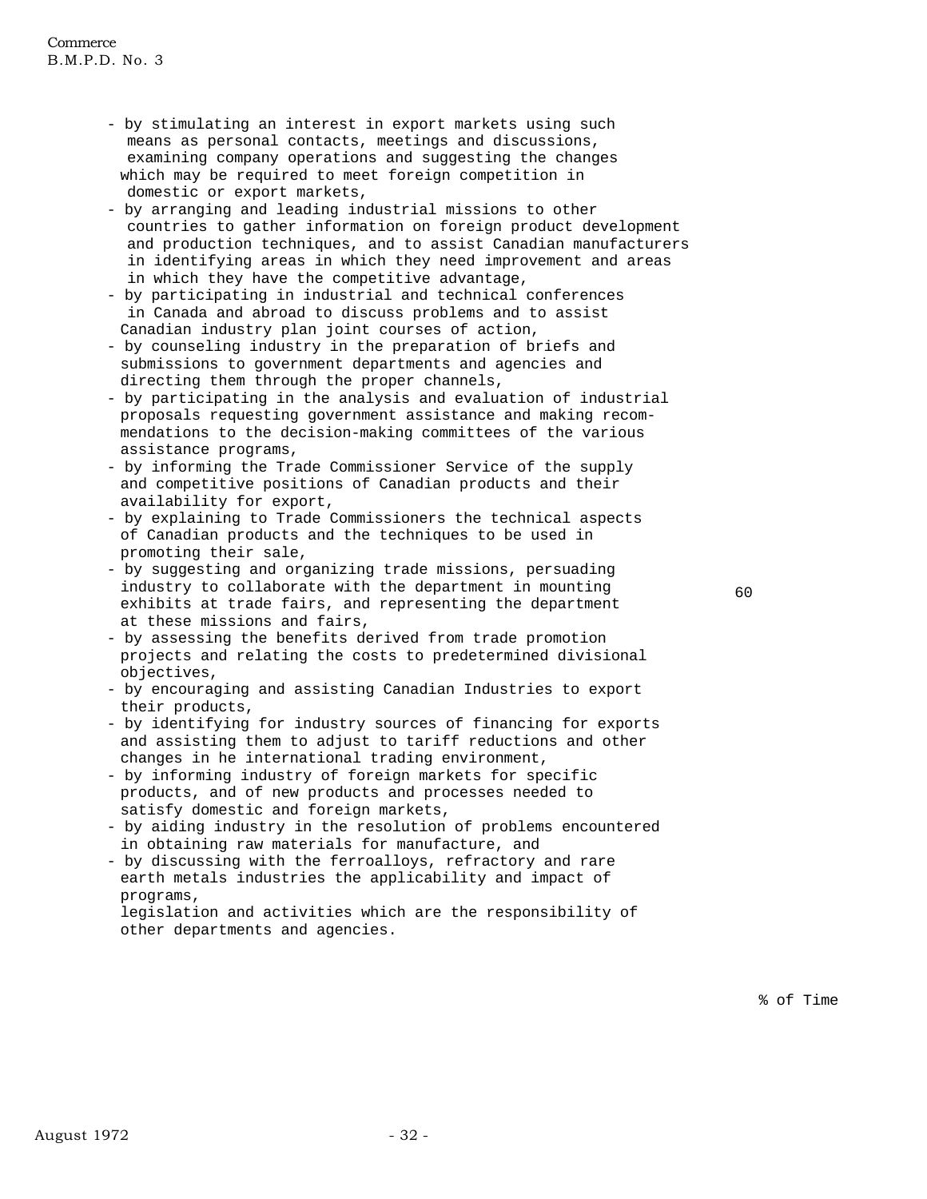- by stimulating an interest in export markets using such means as personal contacts, meetings and discussions, examining company operations and suggesting the changes which may be required to meet foreign competition in domestic or export markets,
- by arranging and leading industrial missions to other countries to gather information on foreign product development and production techniques, and to assist Canadian manufacturers in identifying areas in which they need improvement and areas in which they have the competitive advantage,
- by participating in industrial and technical conferences in Canada and abroad to discuss problems and to assist Canadian industry plan joint courses of action,
- by counseling industry in the preparation of briefs and submissions to government departments and agencies and directing them through the proper channels,
- by participating in the analysis and evaluation of industrial proposals requesting government assistance and making recom-mendations to the decision-making committees of the various assistance programs,
- by informing the Trade Commissioner Service of the supply and competitive positions of Canadian products and their availability for export,
- by explaining to Trade Commissioners the technical aspects of Canadian products and the techniques to be used in promoting their sale,
- by suggesting and organizing trade missions, persuading industry to collaborate with the department in mounting exhibits at trade fairs, and representing the department at these missions and fairs,
- by assessing the benefits derived from trade promotion projects and relating the costs to predetermined divisional objectives,
- by encouraging and assisting Canadian Industries to export their products,
- by identifying for industry sources of financing for exports and assisting them to adjust to tariff reductions and other changes in he international trading environment,
- by informing industry of foreign markets for specific products, and of new products and processes needed to satisfy domestic and foreign markets,
- by aiding industry in the resolution of problems encountered in obtaining raw materials for manufacture, and
- by discussing with the ferroalloys, refractory and rare earth metals industries the applicability and impact of programs,
  legislation and activities which are the responsibility of other departments and agencies.

60

% of Time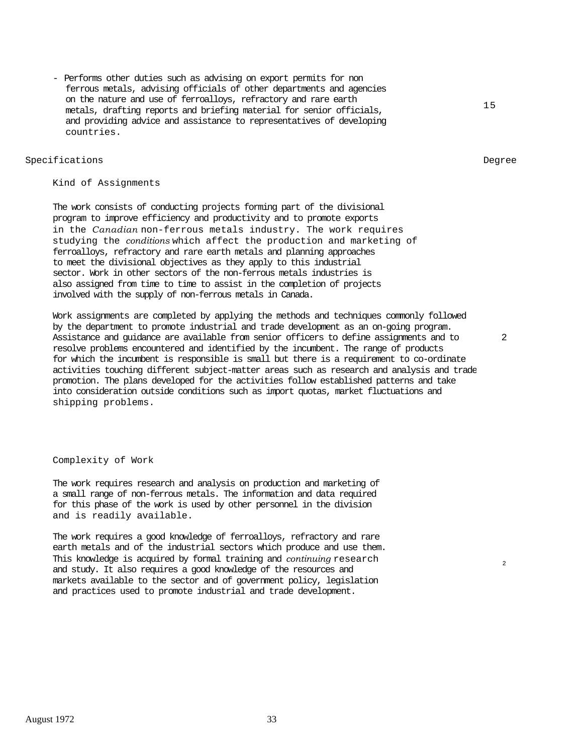- Performs other duties such as advising on export permits for non ferrous metals, advising officials of other departments and agencies on the nature and use of ferroalloys, refractory and rare earth metals, drafting reports and briefing material for senior officials, and providing advice and assistance to representatives of developing countries. — 15

| Specifications | Degree |
|---|---|

### Kind of Assignments

The work consists of conducting projects forming part of the divisional program to improve efficiency and productivity and to promote exports in the Canadian non-ferrous metals industry. The work requires studying the conditions which affect the production and marketing of ferroalloys, refractory and rare earth metals and planning approaches to meet the divisional objectives as they apply to this industrial sector. Work in other sectors of the non-ferrous metals industries is also assigned from time to time to assist in the completion of projects involved with the supply of non-ferrous metals in Canada.

Work assignments are completed by applying the methods and techniques commonly followed by the department to promote industrial and trade development as an on-going program. Assistance and guidance are available from senior officers to define assignments and to resolve problems encountered and identified by the incumbent. The range of products for which the incumbent is responsible is small but there is a requirement to co-ordinate activities touching different subject-matter areas such as research and analysis and trade promotion. The plans developed for the activities follow established patterns and take into consideration outside conditions such as import quotas, market fluctuations and shipping problems. — Degree 2

### Complexity of Work

The work requires research and analysis on production and marketing of a small range of non-ferrous metals. The information and data required for this phase of the work is used by other personnel in the division and is readily available.

The work requires a good knowledge of ferroalloys, refractory and rare earth metals and of the industrial sectors which produce and use them. This knowledge is acquired by formal training and continuing research and study. It also requires a good knowledge of the resources and markets available to the sector and of government policy, legislation and practices used to promote industrial and trade development. — Degree 2

August 1972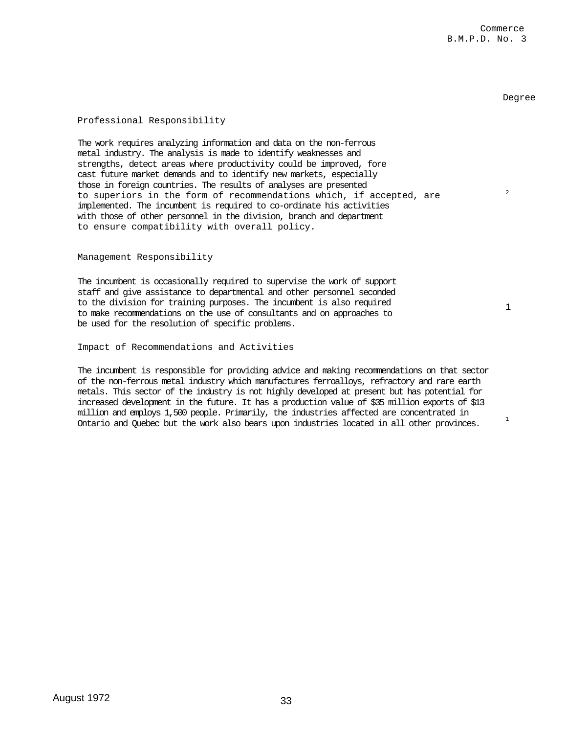Degree

## Professional Responsibility

The work requires analyzing information and data on the non-ferrous metal industry. The analysis is made to identify weaknesses and strengths, detect areas where productivity could be improved, fore cast future market demands and to identify new markets, especially those in foreign countries. The results of analyses are presented to superiors in the form of recommendations which, if accepted, are implemented. The incumbent is required to co-ordinate his activities with those of other personnel in the division, branch and department to ensure compatibility with overall policy. — 2

## Management Responsibility

The incumbent is occasionally required to supervise the work of support staff and give assistance to departmental and other personnel seconded to the division for training purposes. The incumbent is also required to make recommendations on the use of consultants and on approaches to be used for the resolution of specific problems. — 1

## Impact of Recommendations and Activities

The incumbent is responsible for providing advice and making recommendations on that sector of the non-ferrous metal industry which manufactures ferroalloys, refractory and rare earth metals. This sector of the industry is not highly developed at present but has potential for increased development in the future. It has a production value of $35 million exports of $13 million and employs 1,500 people. Primarily, the industries affected are concentrated in Ontario and Quebec but the work also bears upon industries located in all other provinces. — 1

August 1972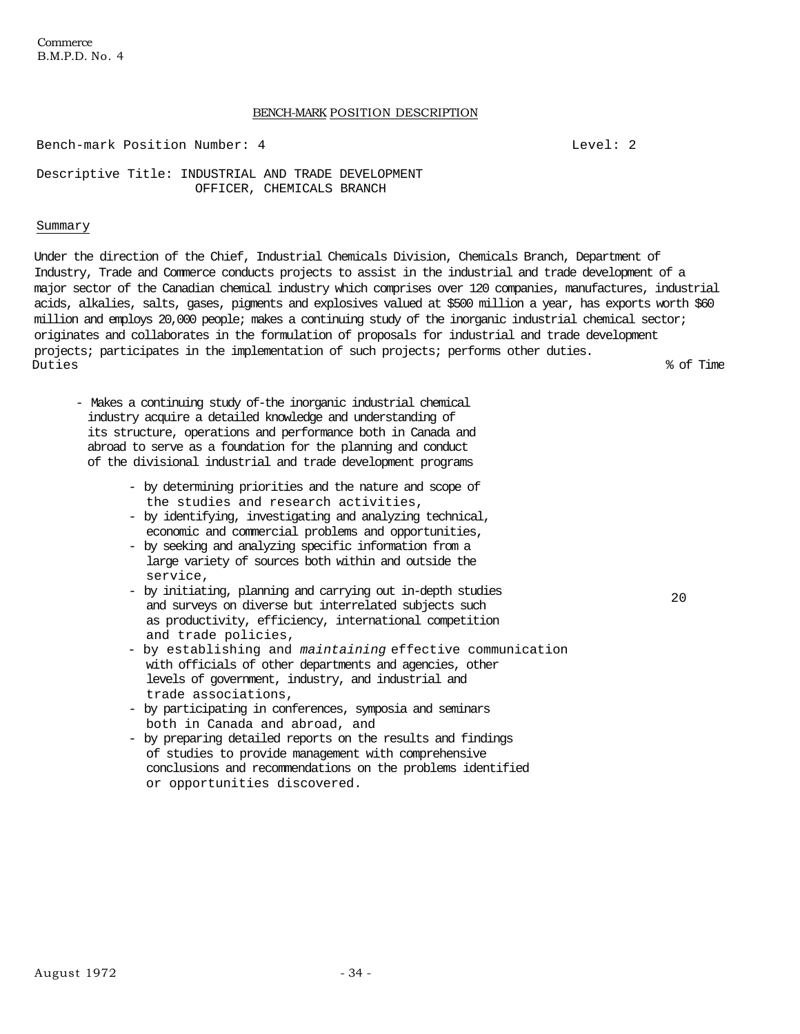Commerce
B.M.P.D. No. 4

## BENCH-MARK POSITION DESCRIPTION

Bench-mark Position Number: 4 Level: 2

Descriptive Title: INDUSTRIAL AND TRADE DEVELOPMENT OFFICER, CHEMICALS BRANCH

### Summary

Under the direction of the Chief, Industrial Chemicals Division, Chemicals Branch, Department of Industry, Trade and Commerce conducts projects to assist in the industrial and trade development of a major sector of the Canadian chemical industry which comprises over 120 companies, manufactures, industrial acids, alkalies, salts, gases, pigments and explosives valued at $500 million a year, has exports worth $60 million and employs 20,000 people; makes a continuing study of the inorganic industrial chemical sector; originates and collaborates in the formulation of proposals for industrial and trade development projects; participates in the implementation of such projects; performs other duties.

| Duties | % of Time |
|---|---|
| - Makes a continuing study of-the inorganic industrial chemical industry acquire a detailed knowledge and understanding of its structure, operations and performance both in Canada and abroad to serve as a foundation for the planning and conduct of the divisional industrial and trade development programs<br>- by determining priorities and the nature and scope of the studies and research activities,<br>- by identifying, investigating and analyzing technical, economic and commercial problems and opportunities,<br>- by seeking and analyzing specific information from a large variety of sources both within and outside the service,<br>- by initiating, planning and carrying out in-depth studies and surveys on diverse but interrelated subjects such as productivity, efficiency, international competition and trade policies,<br>- by establishing and *maintaining* effective communication with officials of other departments and agencies, other levels of government, industry, and industrial and trade associations,<br>- by participating in conferences, symposia and seminars both in Canada and abroad, and<br>- by preparing detailed reports on the results and findings of studies to provide management with comprehensive conclusions and recommendations on the problems identified or opportunities discovered. | 20 |

August 1972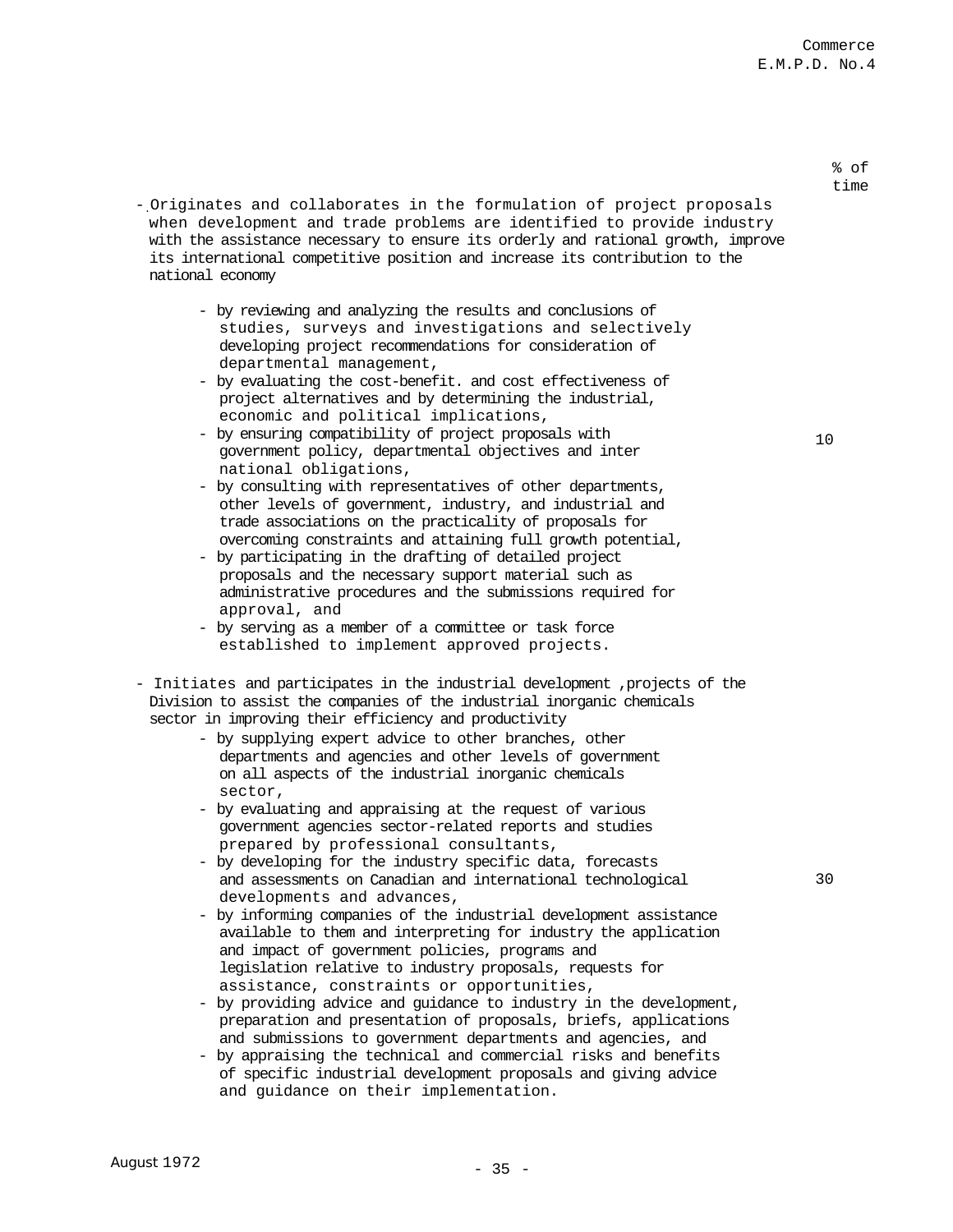| | % of time |
|---|---|
| - Originates and collaborates in the formulation of project proposals when development and trade problems are identified to provide industry with the assistance necessary to ensure its orderly and rational growth, improve its international competitive position and increase its contribution to the national economy<br><br>- by reviewing and analyzing the results and conclusions of studies, surveys and investigations and selectively developing project recommendations for consideration of departmental management,<br>- by evaluating the cost-benefit. and cost effectiveness of project alternatives and by determining the industrial, economic and political implications,<br>- by ensuring compatibility of project proposals with government policy, departmental objectives and inter national obligations,<br>- by consulting with representatives of other departments, other levels of government, industry, and industrial and trade associations on the practicality of proposals for overcoming constraints and attaining full growth potential,<br>- by participating in the drafting of detailed project proposals and the necessary support material such as administrative procedures and the submissions required for approval, and<br>- by serving as a member of a committee or task force established to implement approved projects. | 10 |
| - Initiates and participates in the industrial development ,projects of the Division to assist the companies of the industrial inorganic chemicals sector in improving their efficiency and productivity<br><br>- by supplying expert advice to other branches, other departments and agencies and other levels of government on all aspects of the industrial inorganic chemicals sector,<br>- by evaluating and appraising at the request of various government agencies sector-related reports and studies prepared by professional consultants,<br>- by developing for the industry specific data, forecasts and assessments on Canadian and international technological developments and advances,<br>- by informing companies of the industrial development assistance available to them and interpreting for industry the application and impact of government policies, programs and legislation relative to industry proposals, requests for assistance, constraints or opportunities,<br>- by providing advice and guidance to industry in the development, preparation and presentation of proposals, briefs, applications and submissions to government departments and agencies, and<br>- by appraising the technical and commercial risks and benefits of specific industrial development proposals and giving advice and guidance on their implementation. | 30 |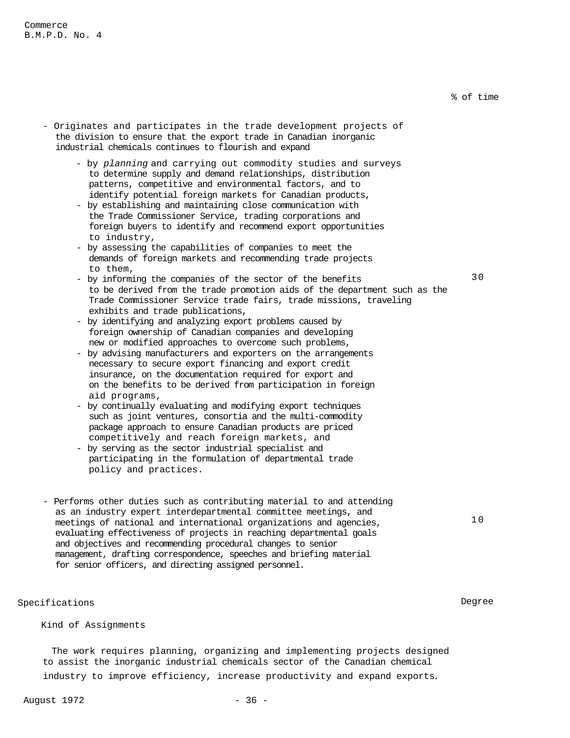% of time

- Originates and participates in the trade development projects of the division to ensure that the export trade in Canadian inorganic industrial chemicals continues to flourish and expand

    - by *planning* and carrying out commodity studies and surveys to determine supply and demand relationships, distribution patterns, competitive and environmental factors, and to identify potential foreign markets for Canadian products,
    - by establishing and maintaining close communication with the Trade Commissioner Service, trading corporations and foreign buyers to identify and recommend export opportunities to industry,
    - by assessing the capabilities of companies to meet the demands of foreign markets and recommending trade projects to them,
    - by informing the companies of the sector of the benefits to be derived from the trade promotion aids of the department such as the Trade Commissioner Service trade fairs, trade missions, traveling exhibits and trade publications,
    - by identifying and analyzing export problems caused by foreign ownership of Canadian companies and developing new or modified approaches to overcome such problems,
    - by advising manufacturers and exporters on the arrangements necessary to secure export financing and export credit insurance, on the documentation required for export and on the benefits to be derived from participation in foreign aid programs,
    - by continually evaluating and modifying export techniques such as joint ventures, consortia and the multi-commodity package approach to ensure Canadian products are priced competitively and reach foreign markets, and
    - by serving as the sector industrial specialist and participating in the formulation of departmental trade policy and practices.

    30

- Performs other duties such as contributing material to and attending as an industry expert interdepartmental committee meetings, and meetings of national and international organizations and agencies, evaluating effectiveness of projects in reaching departmental goals and objectives and recommending procedural changes to senior management, drafting correspondence, speeches and briefing material for senior officers, and directing assigned personnel.

    10

Specifications — Degree

Kind of Assignments

The work requires planning, organizing and implementing projects designed to assist the inorganic industrial chemicals sector of the Canadian chemical industry to improve efficiency, increase productivity and expand exports.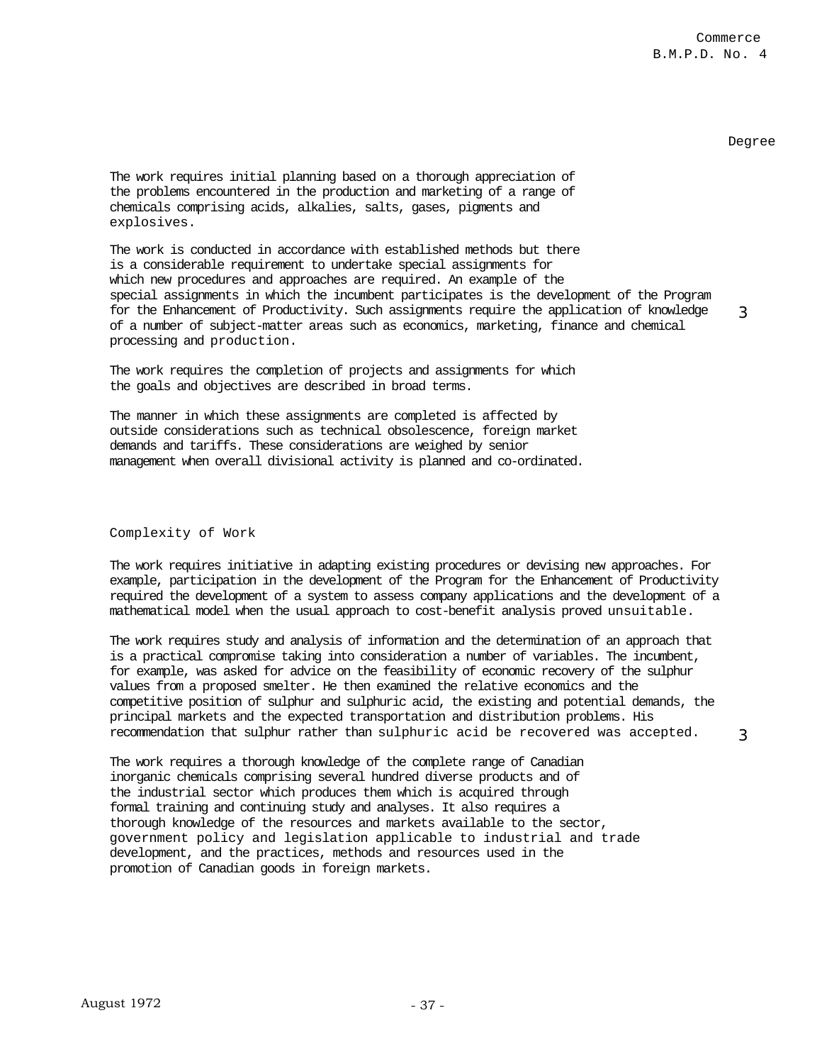Degree

The work requires initial planning based on a thorough appreciation of the problems encountered in the production and marketing of a range of chemicals comprising acids, alkalies, salts, gases, pigments and explosives.

The work is conducted in accordance with established methods but there is a considerable requirement to undertake special assignments for which new procedures and approaches are required. An example of the special assignments in which the incumbent participates is the development of the Program for the Enhancement of Productivity. Such assignments require the application of knowledge of a number of subject-matter areas such as economics, marketing, finance and chemical processing and production.

3

The work requires the completion of projects and assignments for which the goals and objectives are described in broad terms.

The manner in which these assignments are completed is affected by outside considerations such as technical obsolescence, foreign market demands and tariffs. These considerations are weighed by senior management when overall divisional activity is planned and co-ordinated.

## Complexity of Work

The work requires initiative in adapting existing procedures or devising new approaches. For example, participation in the development of the Program for the Enhancement of Productivity required the development of a system to assess company applications and the development of a mathematical model when the usual approach to cost-benefit analysis proved unsuitable.

The work requires study and analysis of information and the determination of an approach that is a practical compromise taking into consideration a number of variables. The incumbent, for example, was asked for advice on the feasibility of economic recovery of the sulphur values from a proposed smelter. He then examined the relative economics and the competitive position of sulphur and sulphuric acid, the existing and potential demands, the principal markets and the expected transportation and distribution problems. His recommendation that sulphur rather than sulphuric acid be recovered was accepted.

3

The work requires a thorough knowledge of the complete range of Canadian inorganic chemicals comprising several hundred diverse products and of the industrial sector which produces them which is acquired through formal training and continuing study and analyses. It also requires a thorough knowledge of the resources and markets available to the sector, government policy and legislation applicable to industrial and trade development, and the practices, methods and resources used in the promotion of Canadian goods in foreign markets.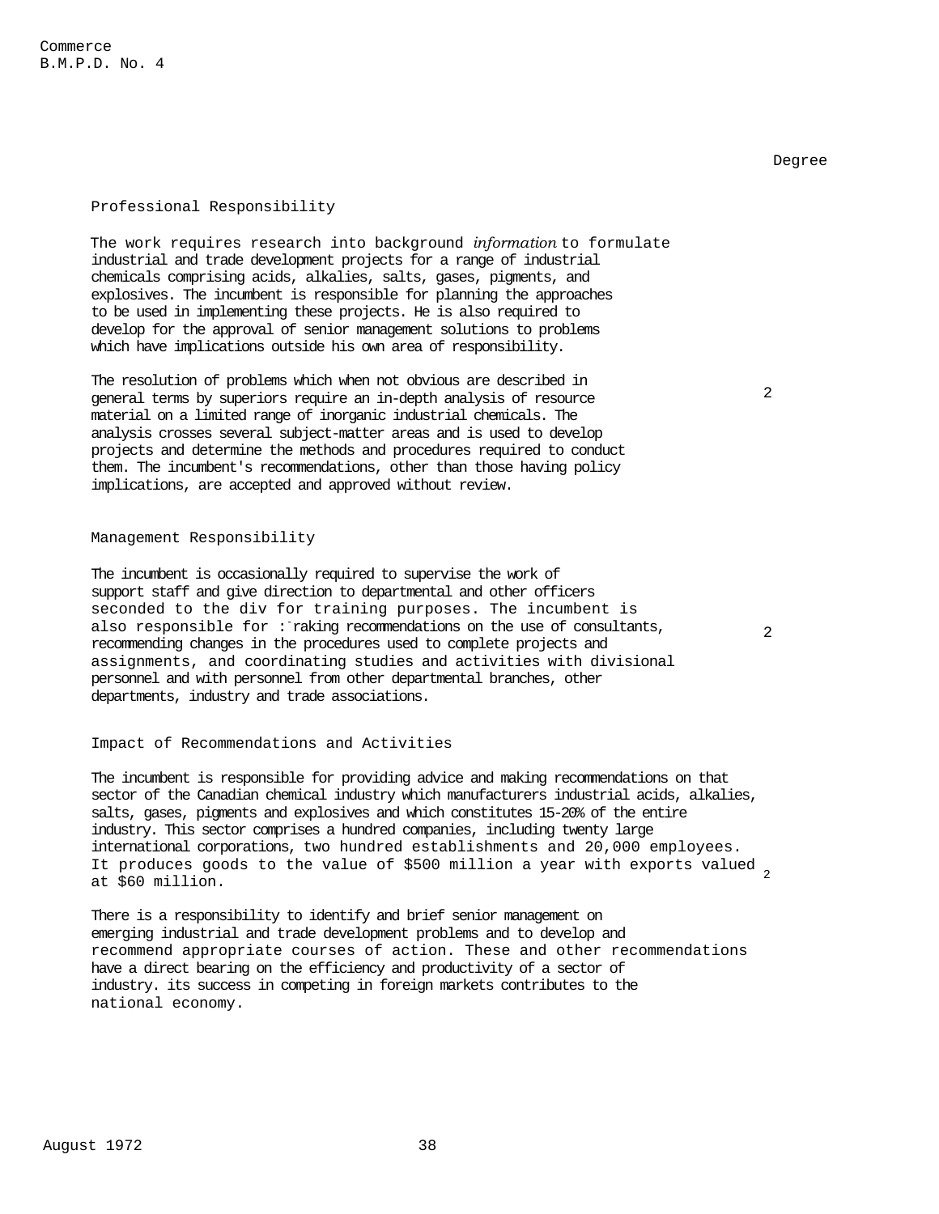Commerce
B.M.P.D. No. 4

Degree

## Professional Responsibility

The work requires research into background *information* to formulate industrial and trade development projects for a range of industrial chemicals comprising acids, alkalies, salts, gases, pigments, and explosives. The incumbent is responsible for planning the approaches to be used in implementing these projects. He is also required to develop for the approval of senior management solutions to problems which have implications outside his own area of responsibility.

The resolution of problems which when not obvious are described in general terms by superiors require an in-depth analysis of resource material on a limited range of inorganic industrial chemicals. The analysis crosses several subject-matter areas and is used to develop projects and determine the methods and procedures required to conduct them. The incumbent's recommendations, other than those having policy implications, are accepted and approved without review. — 2

## Management Responsibility

The incumbent is occasionally required to supervise the work of support staff and give direction to departmental and other officers seconded to the div for training purposes. The incumbent is also responsible for :¯raking recommendations on the use of consultants, recommending changes in the procedures used to complete projects and assignments, and coordinating studies and activities with divisional personnel and with personnel from other departmental branches, other departments, industry and trade associations. — 2

## Impact of Recommendations and Activities

The incumbent is responsible for providing advice and making recommendations on that sector of the Canadian chemical industry which manufacturers industrial acids, alkalies, salts, gases, pigments and explosives and which constitutes 15-20% of the entire industry. This sector comprises a hundred companies, including twenty large international corporations, two hundred establishments and 20,000 employees. It produces goods to the value of $500 million a year with exports valued at $60 million. — 2

There is a responsibility to identify and brief senior management on emerging industrial and trade development problems and to develop and recommend appropriate courses of action. These and other recommendations have a direct bearing on the efficiency and productivity of a sector of industry. its success in competing in foreign markets contributes to the national economy.

August 1972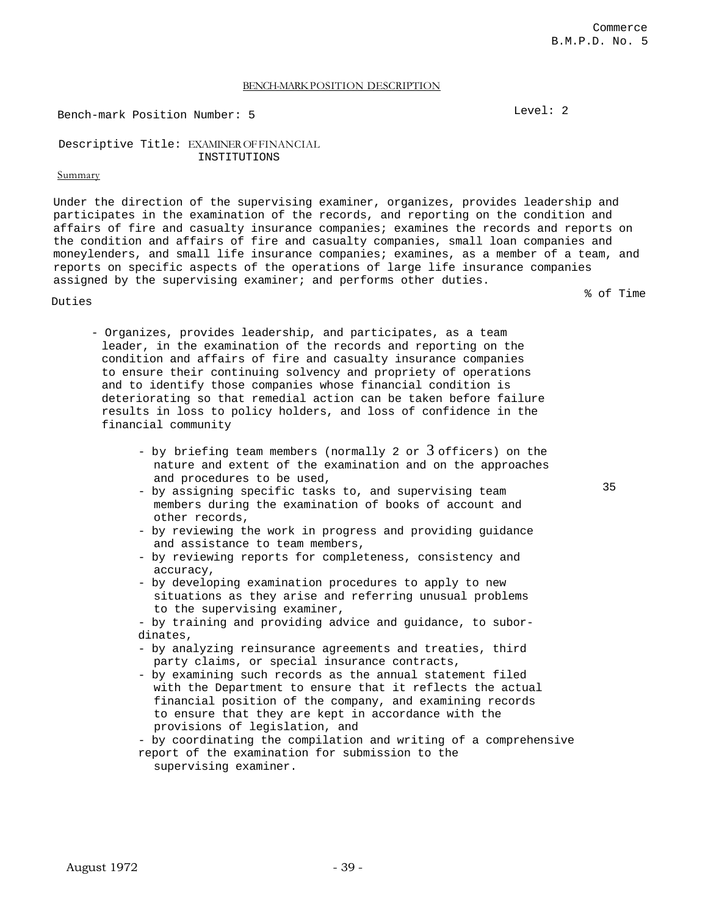Commerce
B.M.P.D. No. 5

BENCH-MARK POSITION DESCRIPTION

Bench-mark Position Number: 5

Level: 2

Descriptive Title: EXAMINER OF FINANCIAL INSTITUTIONS

Summary

Under the direction of the supervising examiner, organizes, provides leadership and participates in the examination of the records, and reporting on the condition and affairs of fire and casualty insurance companies; examines the records and reports on the condition and affairs of fire and casualty companies, small loan companies and moneylenders, and small life insurance companies; examines, as a member of a team, and reports on specific aspects of the operations of large life insurance companies assigned by the supervising examiner; and performs other duties.

Duties

% of Time

- Organizes, provides leadership, and participates, as a team leader, in the examination of the records and reporting on the condition and affairs of fire and casualty insurance companies to ensure their continuing solvency and propriety of operations and to identify those companies whose financial condition is deteriorating so that remedial action can be taken before failure results in loss to policy holders, and loss of confidence in the financial community — 35
  - by briefing team members (normally 2 or 3 officers) on the nature and extent of the examination and on the approaches and procedures to be used,
  - by assigning specific tasks to, and supervising team members during the examination of books of account and other records,
  - by reviewing the work in progress and providing guidance and assistance to team members,
  - by reviewing reports for completeness, consistency and accuracy,
  - by developing examination procedures to apply to new situations as they arise and referring unusual problems to the supervising examiner,
  - by training and providing advice and guidance, to subordinates,
  - by analyzing reinsurance agreements and treaties, third party claims, or special insurance contracts,
  - by examining such records as the annual statement filed with the Department to ensure that it reflects the actual financial position of the company, and examining records to ensure that they are kept in accordance with the provisions of legislation, and
  - by coordinating the compilation and writing of a comprehensive report of the examination for submission to the supervising examiner.

August 1972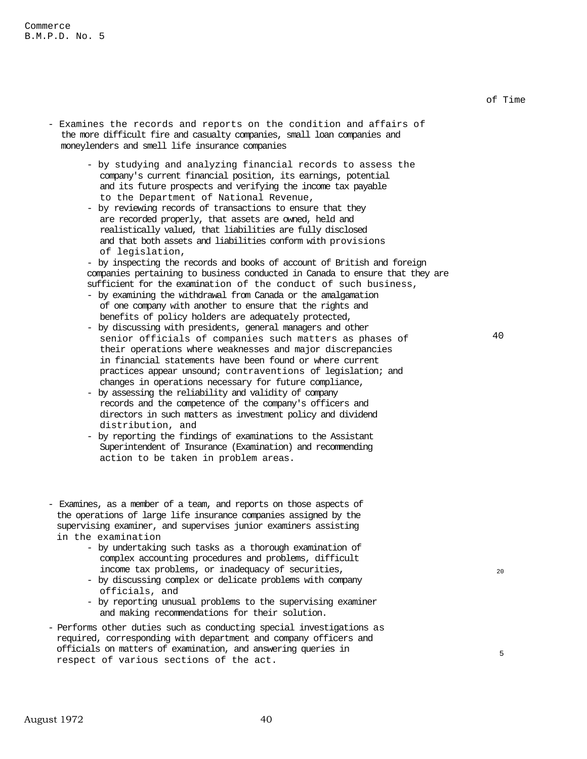of Time

- Examines the records and reports on the condition and affairs of the more difficult fire and casualty companies, small loan companies and moneylenders and smell life insurance companies

  - by studying and analyzing financial records to assess the company's current financial position, its earnings, potential and its future prospects and verifying the income tax payable to the Department of National Revenue,
  - by reviewing records of transactions to ensure that they are recorded properly, that assets are owned, held and realistically valued, that liabilities are fully disclosed and that both assets and liabilities conform with provisions of legislation,
  - by inspecting the records and books of account of British and foreign companies pertaining to business conducted in Canada to ensure that they are sufficient for the examination of the conduct of such business,
  - by examining the withdrawal from Canada or the amalgamation of one company with another to ensure that the rights and benefits of policy holders are adequately protected,
  - by discussing with presidents, general managers and other senior officials of companies such matters as phases of their operations where weaknesses and major discrepancies in financial statements have been found or where current practices appear unsound; contraventions of legislation; and changes in operations necessary for future compliance,
  - by assessing the reliability and validity of company records and the competence of the company's officers and directors in such matters as investment policy and dividend distribution, and
  - by reporting the findings of examinations to the Assistant Superintendent of Insurance (Examination) and recommending action to be taken in problem areas.

  40

- Examines, as a member of a team, and reports on those aspects of the operations of large life insurance companies assigned by the supervising examiner, and supervises junior examiners assisting in the examination
  - by undertaking such tasks as a thorough examination of complex accounting procedures and problems, difficult income tax problems, or inadequacy of securities,
  - by discussing complex or delicate problems with company officials, and
  - by reporting unusual problems to the supervising examiner and making recommendations for their solution.

  20

- Performs other duties such as conducting special investigations as required, corresponding with department and company officers and officials on matters of examination, and answering queries in respect of various sections of the act.

  5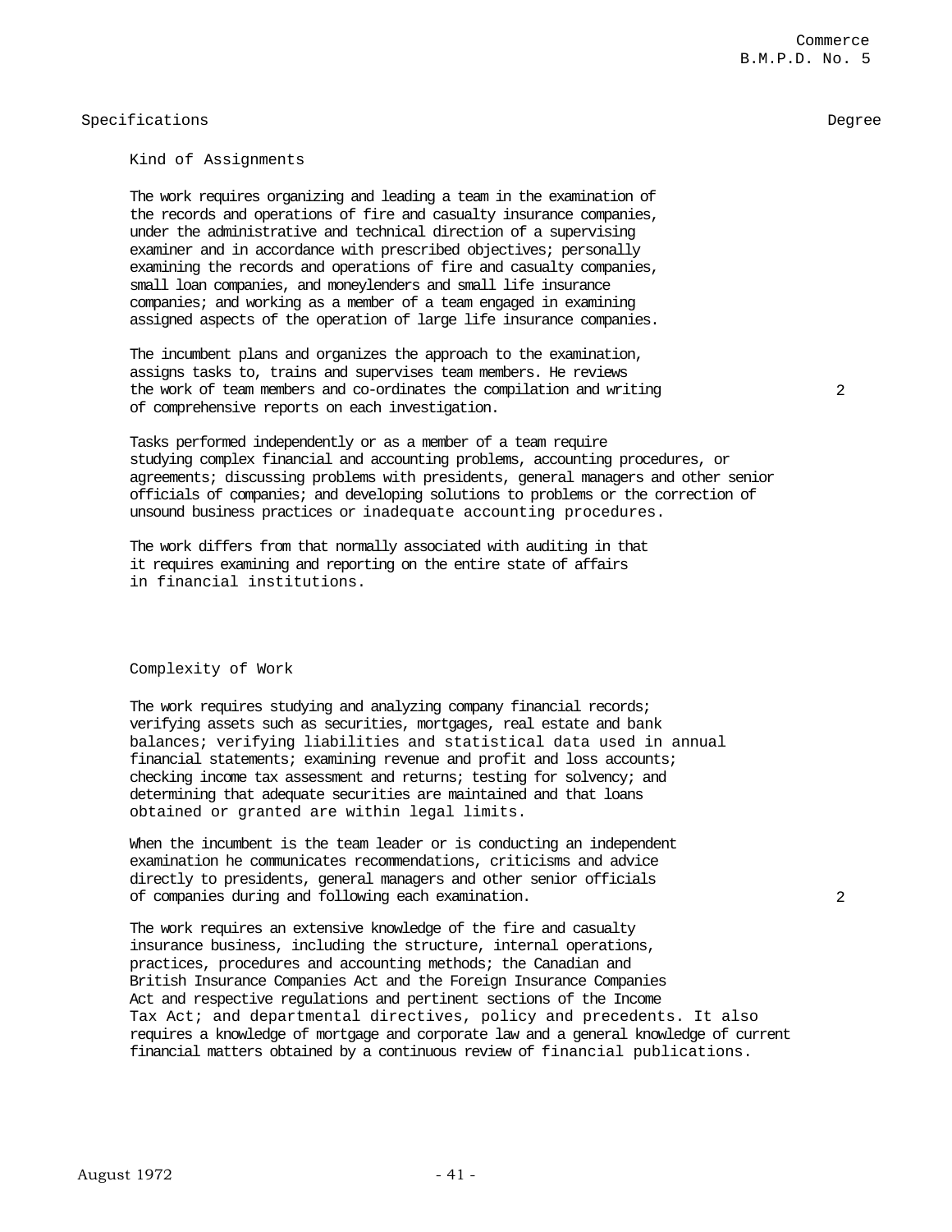Specifications | Degree

### Kind of Assignments

The work requires organizing and leading a team in the examination of the records and operations of fire and casualty insurance companies, under the administrative and technical direction of a supervising examiner and in accordance with prescribed objectives; personally examining the records and operations of fire and casualty companies, small loan companies, and moneylenders and small life insurance companies; and working as a member of a team engaged in examining assigned aspects of the operation of large life insurance companies.

The incumbent plans and organizes the approach to the examination, assigns tasks to, trains and supervises team members. He reviews the work of team members and co-ordinates the compilation and writing of comprehensive reports on each investigation. — Degree 2

Tasks performed independently or as a member of a team require studying complex financial and accounting problems, accounting procedures, or agreements; discussing problems with presidents, general managers and other senior officials of companies; and developing solutions to problems or the correction of unsound business practices or inadequate accounting procedures.

The work differs from that normally associated with auditing in that it requires examining and reporting on the entire state of affairs in financial institutions.

### Complexity of Work

The work requires studying and analyzing company financial records; verifying assets such as securities, mortgages, real estate and bank balances; verifying liabilities and statistical data used in annual financial statements; examining revenue and profit and loss accounts; checking income tax assessment and returns; testing for solvency; and determining that adequate securities are maintained and that loans obtained or granted are within legal limits.

When the incumbent is the team leader or is conducting an independent examination he communicates recommendations, criticisms and advice directly to presidents, general managers and other senior officials of companies during and following each examination. — Degree 2

The work requires an extensive knowledge of the fire and casualty insurance business, including the structure, internal operations, practices, procedures and accounting methods; the Canadian and British Insurance Companies Act and the Foreign Insurance Companies Act and respective regulations and pertinent sections of the Income Tax Act; and departmental directives, policy and precedents. It also requires a knowledge of mortgage and corporate law and a general knowledge of current financial matters obtained by a continuous review of financial publications.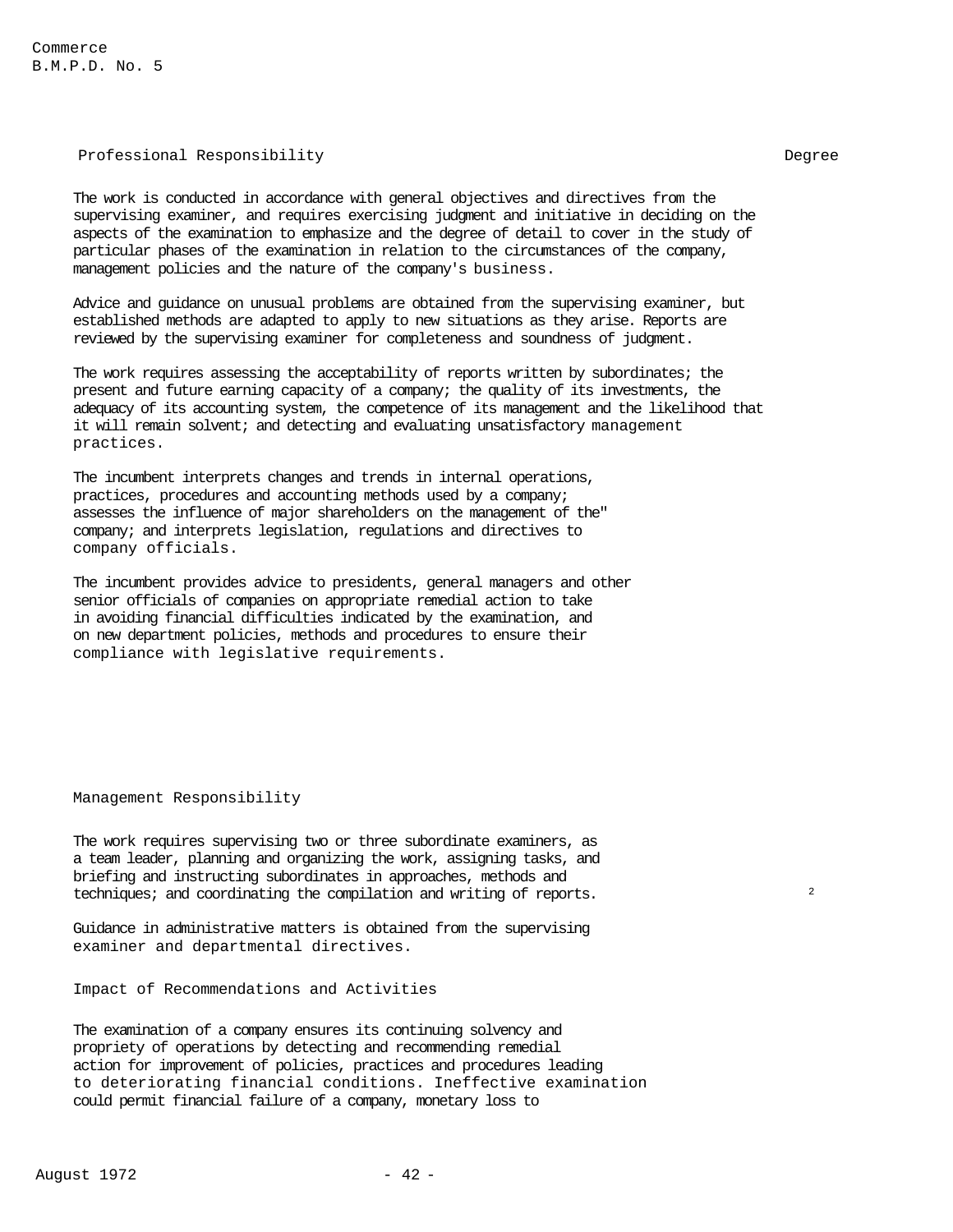Commerce
B.M.P.D. No. 5

Professional Responsibility | Degree

The work is conducted in accordance with general objectives and directives from the supervising examiner, and requires exercising judgment and initiative in deciding on the aspects of the examination to emphasize and the degree of detail to cover in the study of particular phases of the examination in relation to the circumstances of the company, management policies and the nature of the company's business.

Advice and guidance on unusual problems are obtained from the supervising examiner, but established methods are adapted to apply to new situations as they arise. Reports are reviewed by the supervising examiner for completeness and soundness of judgment.

The work requires assessing the acceptability of reports written by subordinates; the present and future earning capacity of a company; the quality of its investments, the adequacy of its accounting system, the competence of its management and the likelihood that it will remain solvent; and detecting and evaluating unsatisfactory management practices.

The incumbent interprets changes and trends in internal operations, practices, procedures and accounting methods used by a company; assesses the influence of major shareholders on the management of the" company; and interprets legislation, regulations and directives to company officials.

The incumbent provides advice to presidents, general managers and other senior officials of companies on appropriate remedial action to take in avoiding financial difficulties indicated by the examination, and on new department policies, methods and procedures to ensure their compliance with legislative requirements.

Management Responsibility

The work requires supervising two or three subordinate examiners, as a team leader, planning and organizing the work, assigning tasks, and briefing and instructing subordinates in approaches, methods and techniques; and coordinating the compilation and writing of reports. | 2

Guidance in administrative matters is obtained from the supervising examiner and departmental directives.

Impact of Recommendations and Activities

The examination of a company ensures its continuing solvency and propriety of operations by detecting and recommending remedial action for improvement of policies, practices and procedures leading to deteriorating financial conditions. Ineffective examination could permit financial failure of a company, monetary loss to

August 1972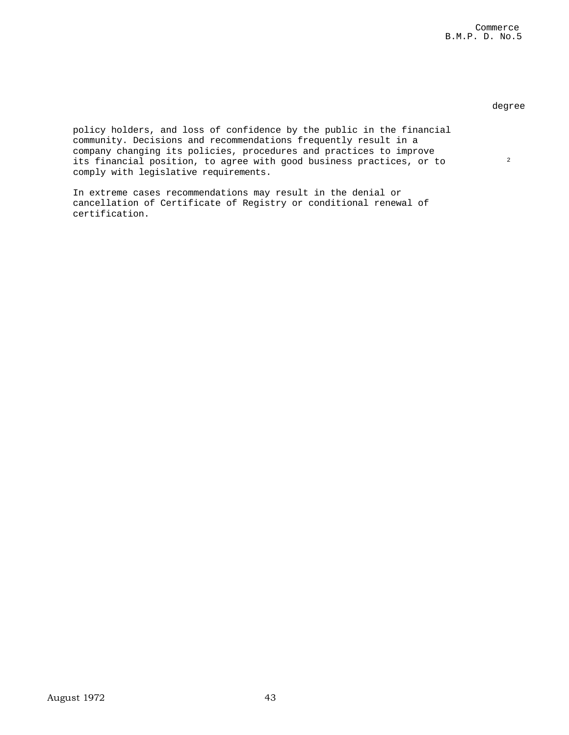degree

policy holders, and loss of confidence by the public in the financial community. Decisions and recommendations frequently result in a company changing its policies, procedures and practices to improve its financial position, to agree with good business practices, or to comply with legislative requirements.

2

In extreme cases recommendations may result in the denial or cancellation of Certificate of Registry or conditional renewal of certification.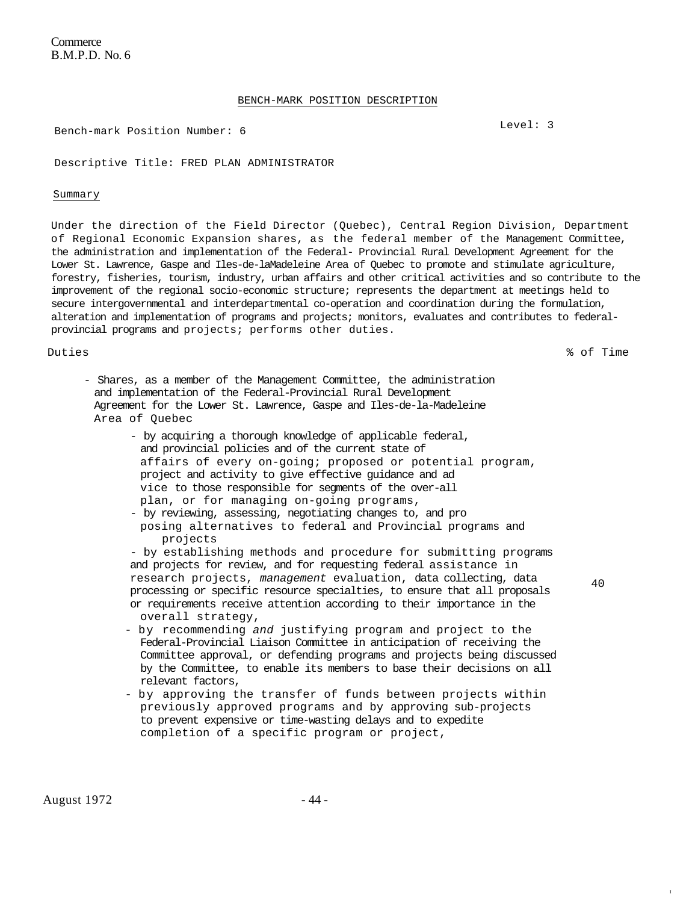Commerce
B.M.P.D. No. 6

BENCH-MARK POSITION DESCRIPTION

Bench-mark Position Number: 6

Level: 3

Descriptive Title: FRED PLAN ADMINISTRATOR

Summary

Under the direction of the Field Director (Quebec), Central Region Division, Department of Regional Economic Expansion shares, as the federal member of the Management Committee, the administration and implementation of the Federal- Provincial Rural Development Agreement for the Lower St. Lawrence, Gaspe and Iles-de-laMadeleine Area of Quebec to promote and stimulate agriculture, forestry, fisheries, tourism, industry, urban affairs and other critical activities and so contribute to the improvement of the regional socio-economic structure; represents the department at meetings held to secure intergovernmental and interdepartmental co-operation and coordination during the formulation, alteration and implementation of programs and projects; monitors, evaluates and contributes to federal-provincial programs and projects; performs other duties.

| Duties | % of Time |
|---|---|
| - Shares, as a member of the Management Committee, the administration and implementation of the Federal-Provincial Rural Development Agreement for the Lower St. Lawrence, Gaspe and Iles-de-la-Madeleine Area of Quebec<br>- by acquiring a thorough knowledge of applicable federal, and provincial policies and of the current state of affairs of every on-going; proposed or potential program, project and activity to give effective guidance and ad vice to those responsible for segments of the over-all plan, or for managing on-going programs,<br>- by reviewing, assessing, negotiating changes to, and pro posing alternatives to federal and Provincial programs and projects<br>- by establishing methods and procedure for submitting programs and projects for review, and for requesting federal assistance in research projects, *management* evaluation, data collecting, data processing or specific resource specialties, to ensure that all proposals or requirements receive attention according to their importance in the overall strategy,<br>- by recommending *and* justifying program and project to the Federal-Provincial Liaison Committee in anticipation of receiving the Committee approval, or defending programs and projects being discussed by the Committee, to enable its members to base their decisions on all relevant factors,<br>- by approving the transfer of funds between projects within previously approved programs and by approving sub-projects to prevent expensive or time-wasting delays and to expedite completion of a specific program or project, | 40 |

August 1972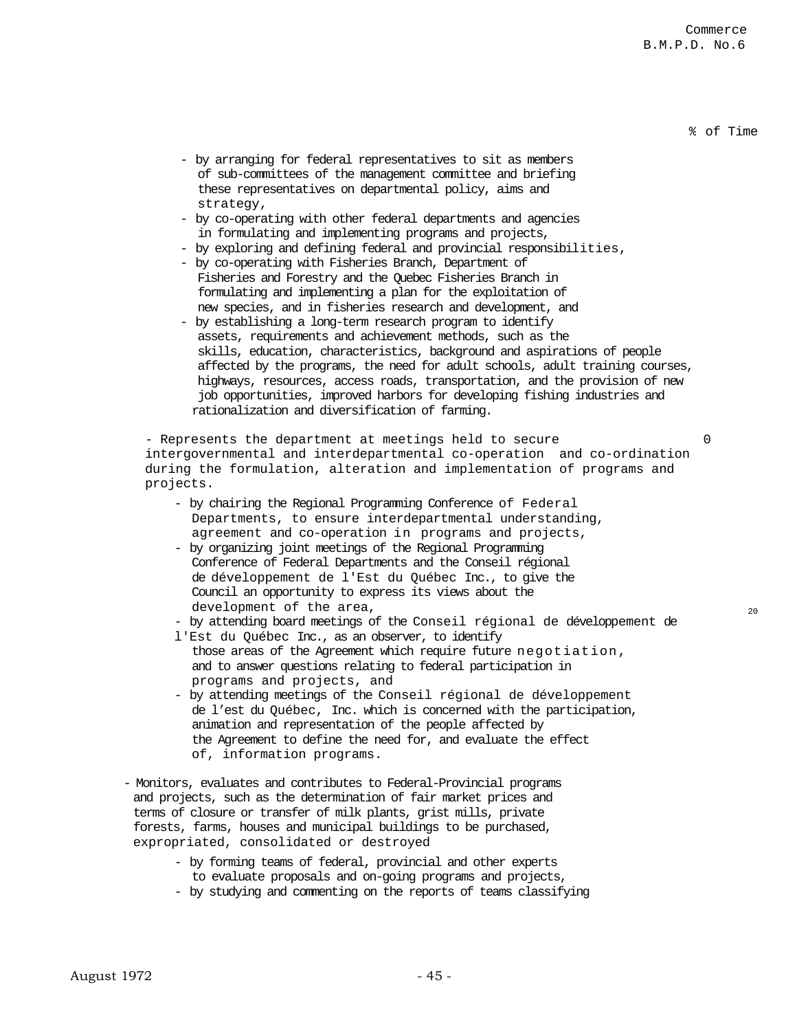% of Time

- by arranging for federal representatives to sit as members of sub-committees of the management committee and briefing these representatives on departmental policy, aims and strategy,
- by co-operating with other federal departments and agencies in formulating and implementing programs and projects,
- by exploring and defining federal and provincial responsibilities,
- by co-operating with Fisheries Branch, Department of Fisheries and Forestry and the Quebec Fisheries Branch in formulating and implementing a plan for the exploitation of new species, and in fisheries research and development, and
- by establishing a long-term research program to identify assets, requirements and achievement methods, such as the skills, education, characteristics, background and aspirations of people affected by the programs, the need for adult schools, adult training courses, highways, resources, access roads, transportation, and the provision of new job opportunities, improved harbors for developing fishing industries and rationalization and diversification of farming.

- Represents the department at meetings held to secure intergovernmental and interdepartmental co-operation and co-ordination during the formulation, alteration and implementation of programs and projects. — 20

  - by chairing the Regional Programming Conference of Federal Departments, to ensure interdepartmental understanding, agreement and co-operation in programs and projects,
  - by organizing joint meetings of the Regional Programming Conference of Federal Departments and the Conseil régional de développement de l'Est du Québec Inc., to give the Council an opportunity to express its views about the development of the area,
  - by attending board meetings of the Conseil régional de développement de l'Est du Québec Inc., as an observer, to identify those areas of the Agreement which require future negotiation, and to answer questions relating to federal participation in programs and projects, and
  - by attending meetings of the Conseil régional de développement de l'est du Québec, Inc. which is concerned with the participation, animation and representation of the people affected by the Agreement to define the need for, and evaluate the effect of, information programs.

- Monitors, evaluates and contributes to Federal-Provincial programs and projects, such as the determination of fair market prices and terms of closure or transfer of milk plants, grist mills, private forests, farms, houses and municipal buildings to be purchased, expropriated, consolidated or destroyed

  - by forming teams of federal, provincial and other experts to evaluate proposals and on-going programs and projects,
  - by studying and commenting on the reports of teams classifying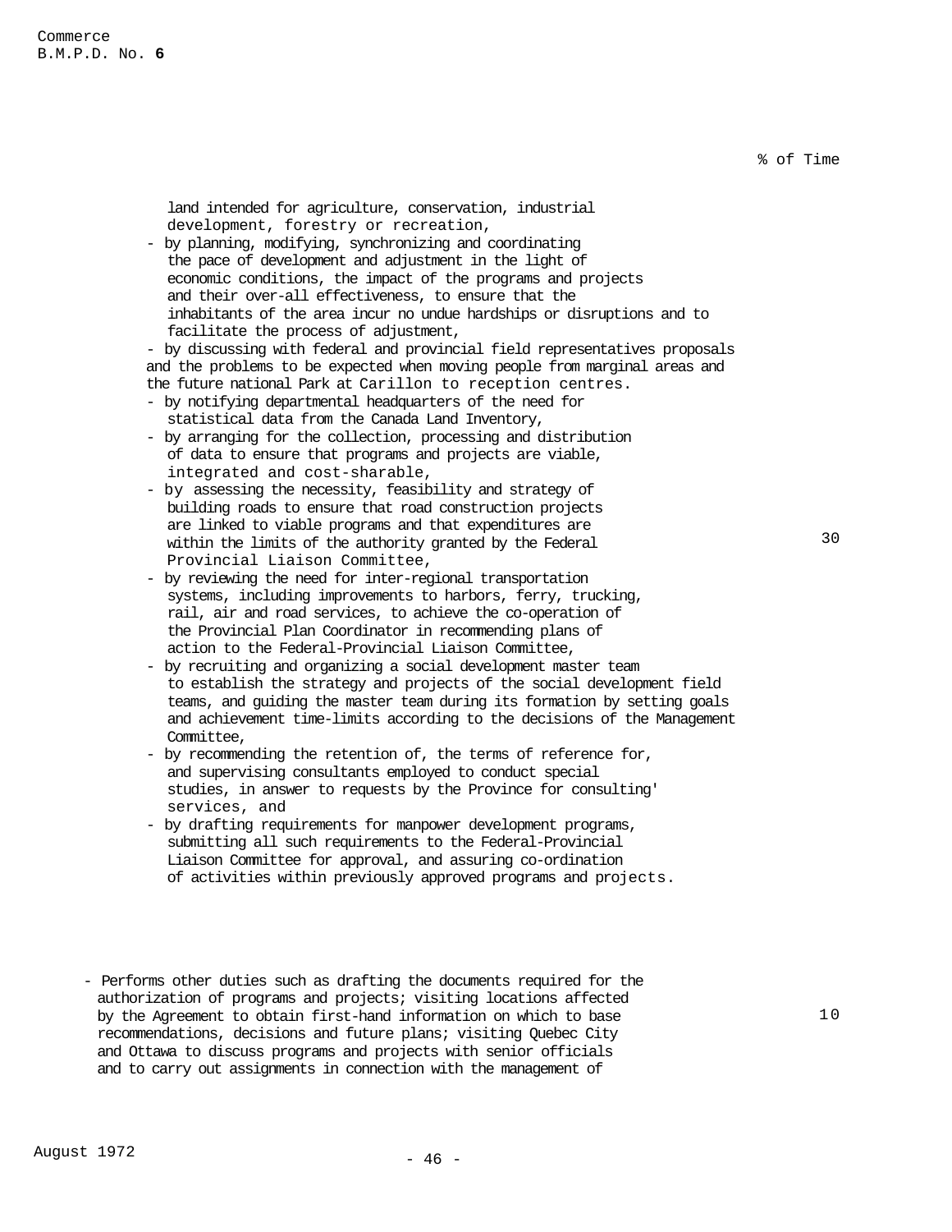% of Time

land intended for agriculture, conservation, industrial development, forestry or recreation,

- by planning, modifying, synchronizing and coordinating the pace of development and adjustment in the light of economic conditions, the impact of the programs and projects and their over-all effectiveness, to ensure that the inhabitants of the area incur no undue hardships or disruptions and to facilitate the process of adjustment,
- by discussing with federal and provincial field representatives proposals and the problems to be expected when moving people from marginal areas and the future national Park at Carillon to reception centres.
- by notifying departmental headquarters of the need for statistical data from the Canada Land Inventory,
- by arranging for the collection, processing and distribution of data to ensure that programs and projects are viable, integrated and cost-sharable,
- by assessing the necessity, feasibility and strategy of building roads to ensure that road construction projects are linked to viable programs and that expenditures are within the limits of the authority granted by the Federal Provincial Liaison Committee, — 30
- by reviewing the need for inter-regional transportation systems, including improvements to harbors, ferry, trucking, rail, air and road services, to achieve the co-operation of the Provincial Plan Coordinator in recommending plans of action to the Federal-Provincial Liaison Committee,
- by recruiting and organizing a social development master team to establish the strategy and projects of the social development field teams, and guiding the master team during its formation by setting goals and achievement time-limits according to the decisions of the Management Committee,
- by recommending the retention of, the terms of reference for, and supervising consultants employed to conduct special studies, in answer to requests by the Province for consulting' services, and
- by drafting requirements for manpower development programs, submitting all such requirements to the Federal-Provincial Liaison Committee for approval, and assuring co-ordination of activities within previously approved programs and projects.

- Performs other duties such as drafting the documents required for the authorization of programs and projects; visiting locations affected by the Agreement to obtain first-hand information on which to base recommendations, decisions and future plans; visiting Quebec City and Ottawa to discuss programs and projects with senior officials and to carry out assignments in connection with the management of — 10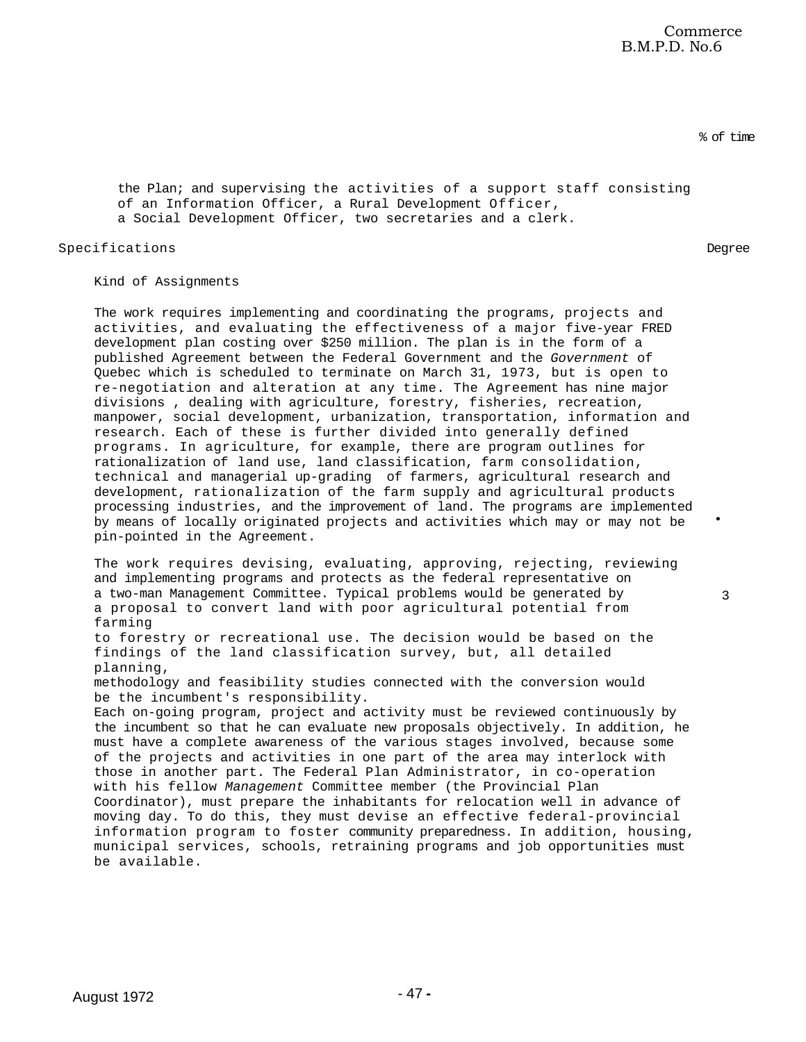% of time

the Plan; and supervising the activities of a support staff consisting of an Information Officer, a Rural Development Officer, a Social Development Officer, two secretaries and a clerk.

Specifications | Degree

Kind of Assignments

The work requires implementing and coordinating the programs, projects and activities, and evaluating the effectiveness of a major five-year FRED development plan costing over $250 million. The plan is in the form of a published Agreement between the Federal Government and the *Government* of Quebec which is scheduled to terminate on March 31, 1973, but is open to re-negotiation and alteration at any time. The Agreement has nine major divisions , dealing with agriculture, forestry, fisheries, recreation, manpower, social development, urbanization, transportation, information and research. Each of these is further divided into generally defined programs. In agriculture, for example, there are program outlines for rationalization of land use, land classification, farm consolidation, technical and managerial up-grading of farmers, agricultural research and development, rationalization of the farm supply and agricultural products processing industries, and the improvement of land. The programs are implemented by means of locally originated projects and activities which may or may not be pin-pointed in the Agreement.

The work requires devising, evaluating, approving, rejecting, reviewing and implementing programs and protects as the federal representative on a two-man Management Committee. Typical problems would be generated by a proposal to convert land with poor agricultural potential from farming to forestry or recreational use. The decision would be based on the findings of the land classification survey, but, all detailed planning, methodology and feasibility studies connected with the conversion would be the incumbent's responsibility. — 3

Each on-going program, project and activity must be reviewed continuously by the incumbent so that he can evaluate new proposals objectively. In addition, he must have a complete awareness of the various stages involved, because some of the projects and activities in one part of the area may interlock with those in another part. The Federal Plan Administrator, in co-operation with his fellow *Management* Committee member (the Provincial Plan Coordinator), must prepare the inhabitants for relocation well in advance of moving day. To do this, they must devise an effective federal-provincial information program to foster community preparedness. In addition, housing, municipal services, schools, retraining programs and job opportunities must be available.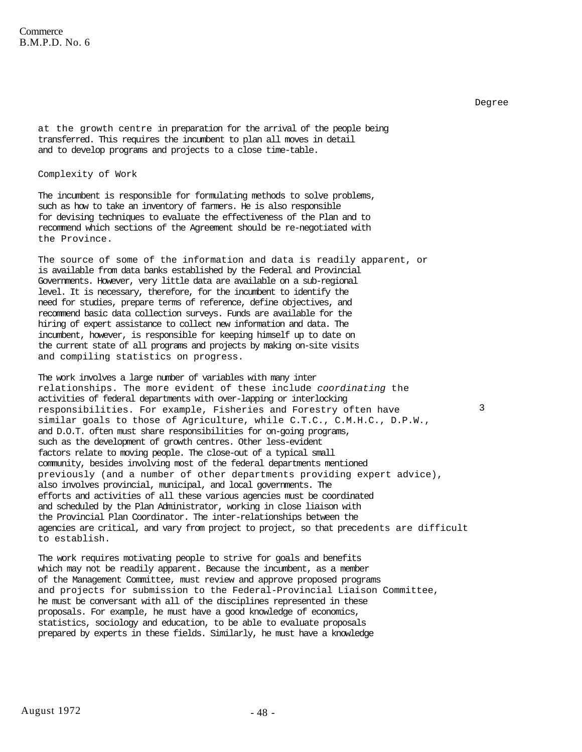Degree

at the growth centre in preparation for the arrival of the people being transferred. This requires the incumbent to plan all moves in detail and to develop programs and projects to a close time-table.

Complexity of Work

The incumbent is responsible for formulating methods to solve problems, such as how to take an inventory of farmers. He is also responsible for devising techniques to evaluate the effectiveness of the Plan and to recommend which sections of the Agreement should be re-negotiated with the Province.

The source of some of the information and data is readily apparent, or is available from data banks established by the Federal and Provincial Governments. However, very little data are available on a sub-regional level. It is necessary, therefore, for the incumbent to identify the need for studies, prepare terms of reference, define objectives, and recommend basic data collection surveys. Funds are available for the hiring of expert assistance to collect new information and data. The incumbent, however, is responsible for keeping himself up to date on the current state of all programs and projects by making on-site visits and compiling statistics on progress.

The work involves a large number of variables with many inter relationships. The more evident of these include *coordinating* the activities of federal departments with over-lapping or interlocking responsibilities. For example, Fisheries and Forestry often have similar goals to those of Agriculture, while C.T.C., C.M.H.C., D.P.W., and D.O.T. often must share responsibilities for on-going programs, such as the development of growth centres. Other less-evident factors relate to moving people. The close-out of a typical small community, besides involving most of the federal departments mentioned previously (and a number of other departments providing expert advice), also involves provincial, municipal, and local governments. The efforts and activities of all these various agencies must be coordinated and scheduled by the Plan Administrator, working in close liaison with the Provincial Plan Coordinator. The inter-relationships between the agencies are critical, and vary from project to project, so that precedents are difficult to establish. 3

The work requires motivating people to strive for goals and benefits which may not be readily apparent. Because the incumbent, as a member of the Management Committee, must review and approve proposed programs and projects for submission to the Federal-Provincial Liaison Committee, he must be conversant with all of the disciplines represented in these proposals. For example, he must have a good knowledge of economics, statistics, sociology and education, to be able to evaluate proposals prepared by experts in these fields. Similarly, he must have a knowledge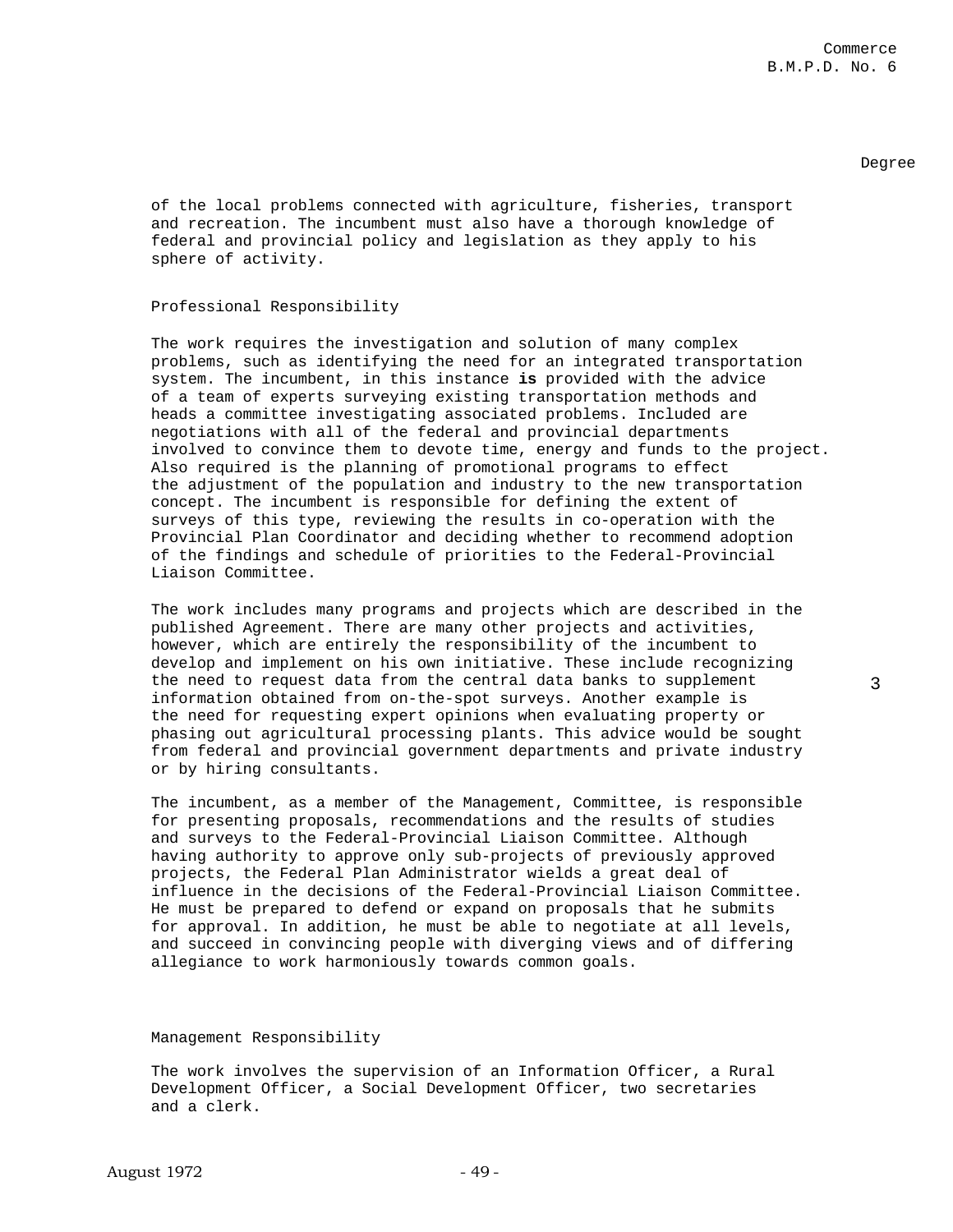Degree

of the local problems connected with agriculture, fisheries, transport and recreation. The incumbent must also have a thorough knowledge of federal and provincial policy and legislation as they apply to his sphere of activity.

Professional Responsibility

The work requires the investigation and solution of many complex problems, such as identifying the need for an integrated transportation system. The incumbent, in this instance **is** provided with the advice of a team of experts surveying existing transportation methods and heads a committee investigating associated problems. Included are negotiations with all of the federal and provincial departments involved to convince them to devote time, energy and funds to the project. Also required is the planning of promotional programs to effect the adjustment of the population and industry to the new transportation concept. The incumbent is responsible for defining the extent of surveys of this type, reviewing the results in co-operation with the Provincial Plan Coordinator and deciding whether to recommend adoption of the findings and schedule of priorities to the Federal-Provincial Liaison Committee.

The work includes many programs and projects which are described in the published Agreement. There are many other projects and activities, however, which are entirely the responsibility of the incumbent to develop and implement on his own initiative. These include recognizing the need to request data from the central data banks to supplement information obtained from on-the-spot surveys. Another example is the need for requesting expert opinions when evaluating property or phasing out agricultural processing plants. This advice would be sought from federal and provincial government departments and private industry or by hiring consultants.

3

The incumbent, as a member of the Management, Committee, is responsible for presenting proposals, recommendations and the results of studies and surveys to the Federal-Provincial Liaison Committee. Although having authority to approve only sub-projects of previously approved projects, the Federal Plan Administrator wields a great deal of influence in the decisions of the Federal-Provincial Liaison Committee. He must be prepared to defend or expand on proposals that he submits for approval. In addition, he must be able to negotiate at all levels, and succeed in convincing people with diverging views and of differing allegiance to work harmoniously towards common goals.

Management Responsibility

The work involves the supervision of an Information Officer, a Rural Development Officer, a Social Development Officer, two secretaries and a clerk.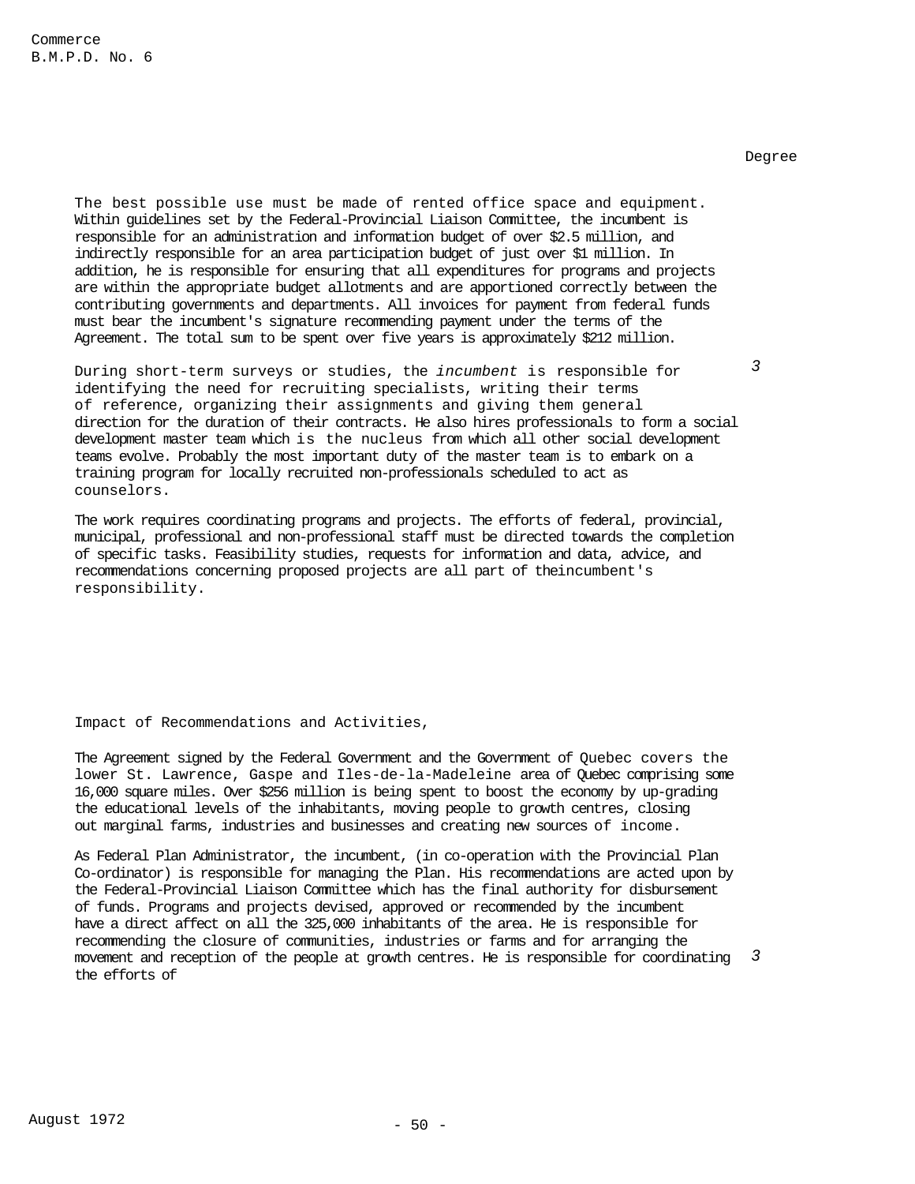Degree

The best possible use must be made of rented office space and equipment. Within guidelines set by the Federal-Provincial Liaison Committee, the incumbent is responsible for an administration and information budget of over $2.5 million, and indirectly responsible for an area participation budget of just over $1 million. In addition, he is responsible for ensuring that all expenditures for programs and projects are within the appropriate budget allotments and are apportioned correctly between the contributing governments and departments. All invoices for payment from federal funds must bear the incumbent's signature recommending payment under the terms of the Agreement. The total sum to be spent over five years is approximately $212 million.

During short-term surveys or studies, the *incumbent* is responsible for identifying the need for recruiting specialists, writing their terms of reference, organizing their assignments and giving them general direction for the duration of their contracts. He also hires professionals to form a social development master team which is the nucleus from which all other social development teams evolve. Probably the most important duty of the master team is to embark on a training program for locally recruited non-professionals scheduled to act as counselors. — *3*

The work requires coordinating programs and projects. The efforts of federal, provincial, municipal, professional and non-professional staff must be directed towards the completion of specific tasks. Feasibility studies, requests for information and data, advice, and recommendations concerning proposed projects are all part of theincumbent's responsibility.

Impact of Recommendations and Activities,

The Agreement signed by the Federal Government and the Government of Quebec covers the lower St. Lawrence, Gaspe and Iles-de-la-Madeleine area of Quebec comprising some 16,000 square miles. Over $256 million is being spent to boost the economy by up-grading the educational levels of the inhabitants, moving people to growth centres, closing out marginal farms, industries and businesses and creating new sources of income.

As Federal Plan Administrator, the incumbent, (in co-operation with the Provincial Plan Co-ordinator) is responsible for managing the Plan. His recommendations are acted upon by the Federal-Provincial Liaison Committee which has the final authority for disbursement of funds. Programs and projects devised, approved or recommended by the incumbent have a direct affect on all the 325,000 inhabitants of the area. He is responsible for recommending the closure of communities, industries or farms and for arranging the movement and reception of the people at growth centres. He is responsible for coordinating the efforts of — *3*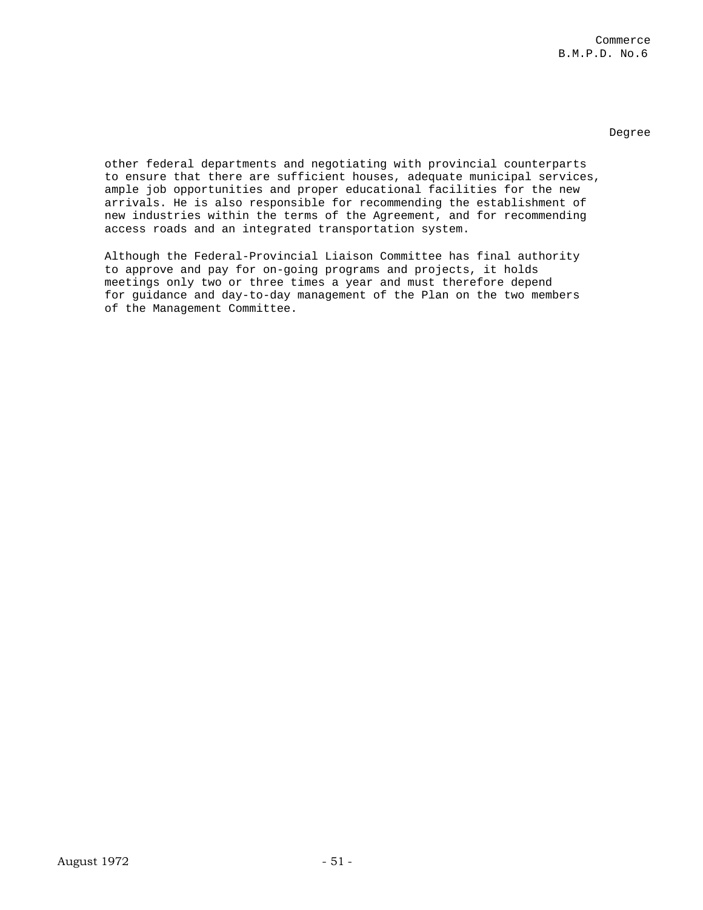Degree

other federal departments and negotiating with provincial counterparts to ensure that there are sufficient houses, adequate municipal services, ample job opportunities and proper educational facilities for the new arrivals. He is also responsible for recommending the establishment of new industries within the terms of the Agreement, and for recommending access roads and an integrated transportation system.

Although the Federal-Provincial Liaison Committee has final authority to approve and pay for on-going programs and projects, it holds meetings only two or three times a year and must therefore depend for guidance and day-to-day management of the Plan on the two members of the Management Committee.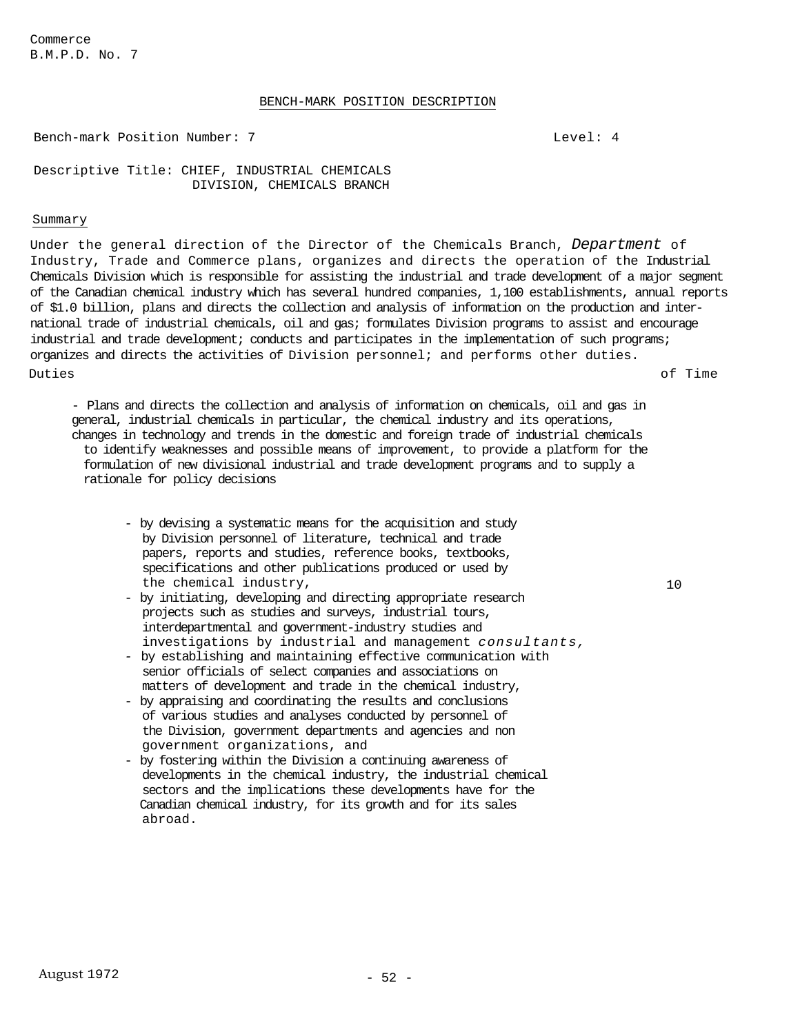Commerce
B.M.P.D. No. 7

## BENCH-MARK POSITION DESCRIPTION

Bench-mark Position Number: 7 Level: 4

Descriptive Title: CHIEF, INDUSTRIAL CHEMICALS DIVISION, CHEMICALS BRANCH

### Summary

Under the general direction of the Director of the Chemicals Branch, Department of Industry, Trade and Commerce plans, organizes and directs the operation of the Industrial Chemicals Division which is responsible for assisting the industrial and trade development of a major segment of the Canadian chemical industry which has several hundred companies, 1,100 establishments, annual reports of $1.0 billion, plans and directs the collection and analysis of information on the production and international trade of industrial chemicals, oil and gas; formulates Division programs to assist and encourage industrial and trade development; conducts and participates in the implementation of such programs; organizes and directs the activities of Division personnel; and performs other duties.

| Duties | of Time |
|---|---|
| - Plans and directs the collection and analysis of information on chemicals, oil and gas in general, industrial chemicals in particular, the chemical industry and its operations, changes in technology and trends in the domestic and foreign trade of industrial chemicals to identify weaknesses and possible means of improvement, to provide a platform for the formulation of new divisional industrial and trade development programs and to supply a rationale for policy decisions | |
| - by devising a systematic means for the acquisition and study by Division personnel of literature, technical and trade papers, reports and studies, reference books, textbooks, specifications and other publications produced or used by the chemical industry,<br>- by initiating, developing and directing appropriate research projects such as studies and surveys, industrial tours, interdepartmental and government-industry studies and investigations by industrial and management consultants,<br>- by establishing and maintaining effective communication with senior officials of select companies and associations on matters of development and trade in the chemical industry,<br>- by appraising and coordinating the results and conclusions of various studies and analyses conducted by personnel of the Division, government departments and agencies and non government organizations, and<br>- by fostering within the Division a continuing awareness of developments in the chemical industry, the industrial chemical sectors and the implications these developments have for the Canadian chemical industry, for its growth and for its sales abroad. | 10 |

August 1972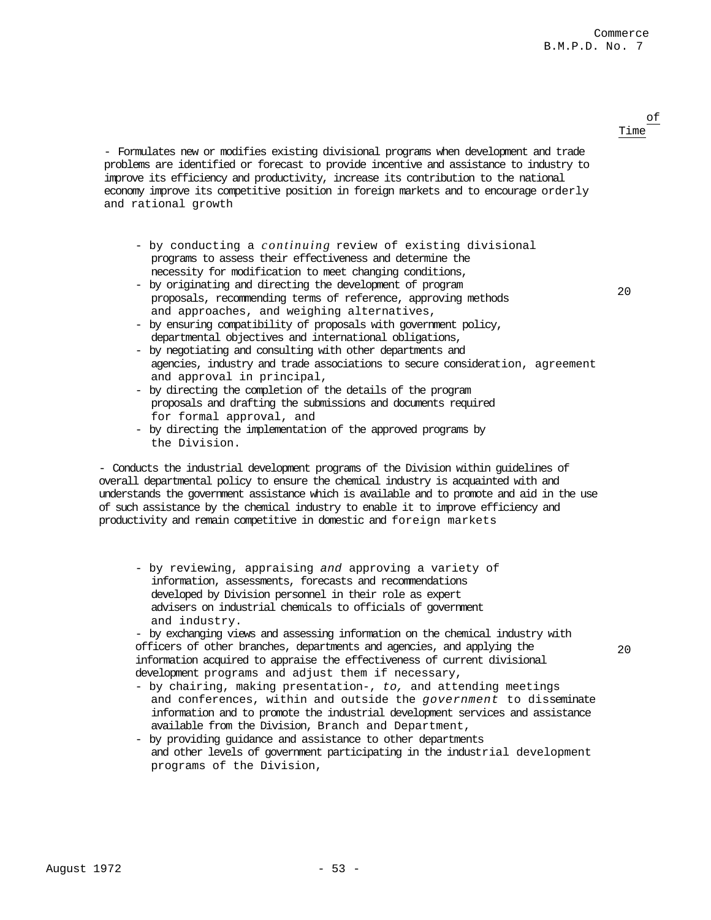% of Time

- Formulates new or modifies existing divisional programs when development and trade problems are identified or forecast to provide incentive and assistance to industry to improve its efficiency and productivity, increase its contribution to the national economy improve its competitive position in foreign markets and to encourage orderly and rational growth

  - by conducting a *continuing* review of existing divisional programs to assess their effectiveness and determine the necessity for modification to meet changing conditions,
  - by originating and directing the development of program proposals, recommending terms of reference, approving methods and approaches, and weighing alternatives,
  - by ensuring compatibility of proposals with government policy, departmental objectives and international obligations,
  - by negotiating and consulting with other departments and agencies, industry and trade associations to secure consideration, agreement and approval in principal,
  - by directing the completion of the details of the program proposals and drafting the submissions and documents required for formal approval, and
  - by directing the implementation of the approved programs by the Division.

20

- Conducts the industrial development programs of the Division within guidelines of overall departmental policy to ensure the chemical industry is acquainted with and understands the government assistance which is available and to promote and aid in the use of such assistance by the chemical industry to enable it to improve efficiency and productivity and remain competitive in domestic and foreign markets

  - by reviewing, appraising *and* approving a variety of information, assessments, forecasts and recommendations developed by Division personnel in their role as expert advisers on industrial chemicals to officials of government and industry.
  - by exchanging views and assessing information on the chemical industry with officers of other branches, departments and agencies, and applying the information acquired to appraise the effectiveness of current divisional development programs and adjust them if necessary,
  - by chairing, making presentation-, *to,* and attending meetings and conferences, within and outside the *government* to disseminate information and to promote the industrial development services and assistance available from the Division, Branch and Department,
  - by providing guidance and assistance to other departments and other levels of government participating in the industrial development programs of the Division,

20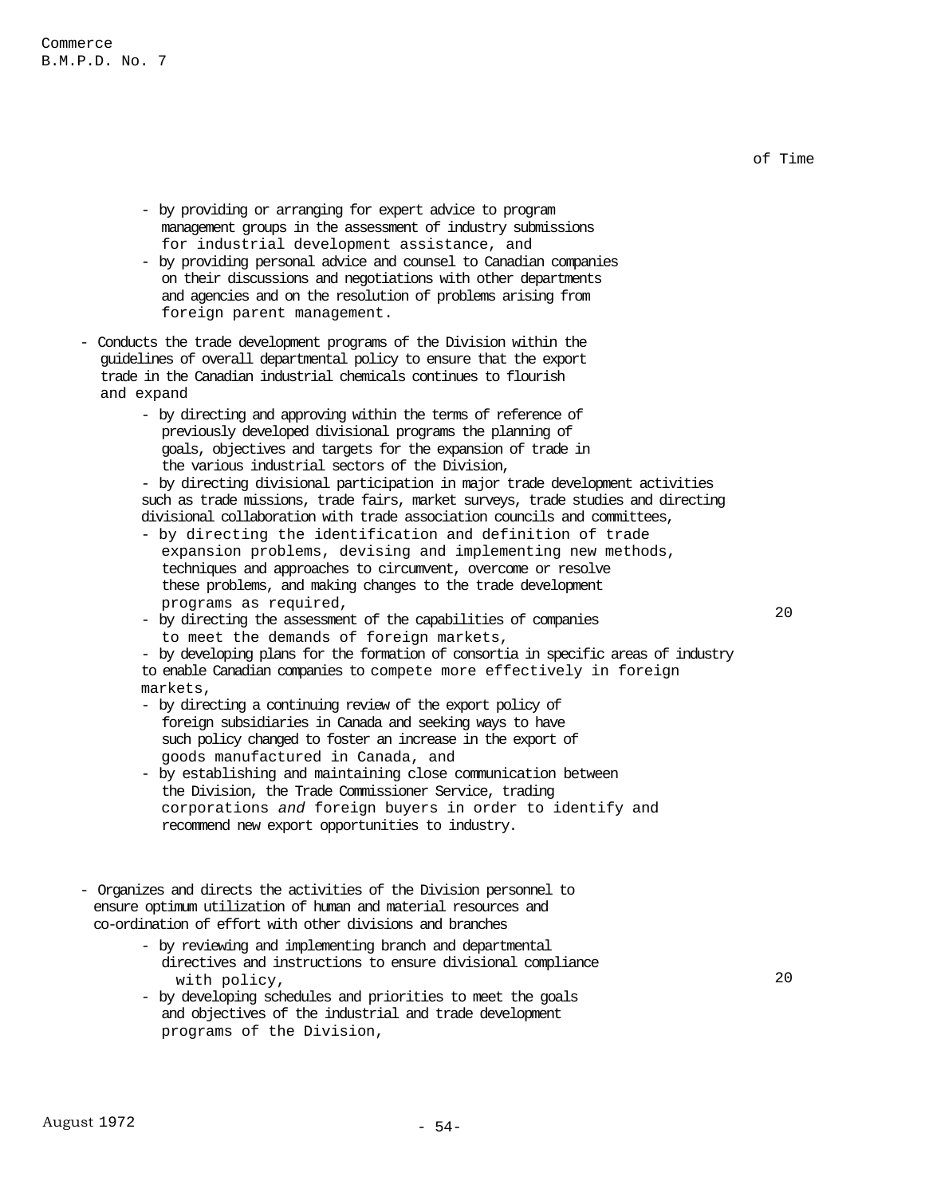of Time

- by providing or arranging for expert advice to program management groups in the assessment of industry submissions for industrial development assistance, and
- by providing personal advice and counsel to Canadian companies on their discussions and negotiations with other departments and agencies and on the resolution of problems arising from foreign parent management.

- Conducts the trade development programs of the Division within the guidelines of overall departmental policy to ensure that the export trade in the Canadian industrial chemicals continues to flourish and expand

  - by directing and approving within the terms of reference of previously developed divisional programs the planning of goals, objectives and targets for the expansion of trade in the various industrial sectors of the Division,
  - by directing divisional participation in major trade development activities such as trade missions, trade fairs, market surveys, trade studies and directing divisional collaboration with trade association councils and committees,
  - by directing the identification and definition of trade expansion problems, devising and implementing new methods, techniques and approaches to circumvent, overcome or resolve these problems, and making changes to the trade development programs as required,
  - by directing the assessment of the capabilities of companies to meet the demands of foreign markets,
  - by developing plans for the formation of consortia in specific areas of industry to enable Canadian companies to compete more effectively in foreign markets,
  - by directing a continuing review of the export policy of foreign subsidiaries in Canada and seeking ways to have such policy changed to foster an increase in the export of goods manufactured in Canada, and
  - by establishing and maintaining close communication between the Division, the Trade Commissioner Service, trading corporations *and* foreign buyers in order to identify and recommend new export opportunities to industry.

20

- Organizes and directs the activities of the Division personnel to ensure optimum utilization of human and material resources and co-ordination of effort with other divisions and branches

  - by reviewing and implementing branch and departmental directives and instructions to ensure divisional compliance with policy,
  - by developing schedules and priorities to meet the goals and objectives of the industrial and trade development programs of the Division,

20

August 1972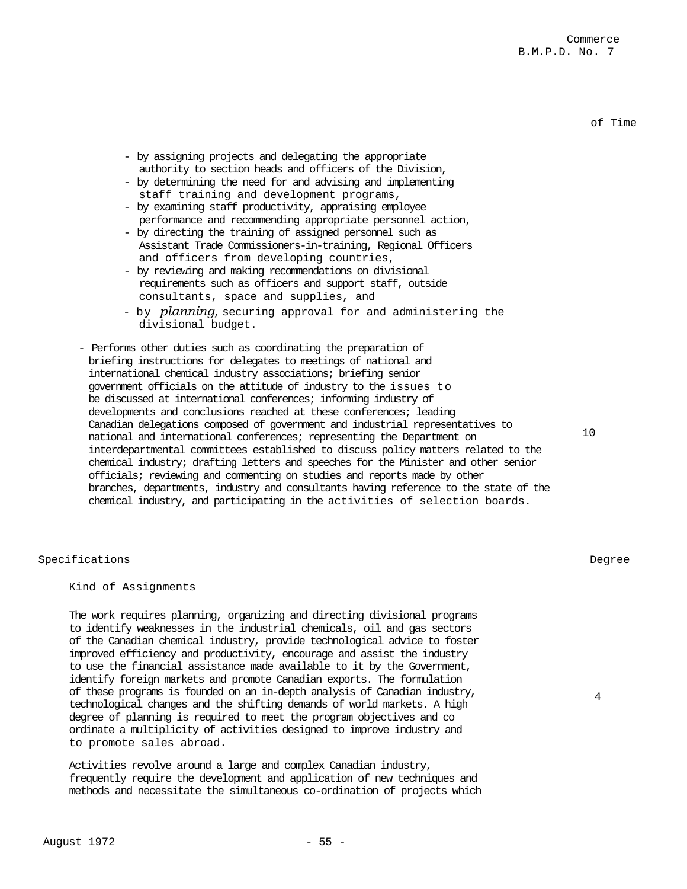of Time

- by assigning projects and delegating the appropriate authority to section heads and officers of the Division,
- by determining the need for and advising and implementing staff training and development programs,
- by examining staff productivity, appraising employee performance and recommending appropriate personnel action,
- by directing the training of assigned personnel such as Assistant Trade Commissioners-in-training, Regional Officers and officers from developing countries,
- by reviewing and making recommendations on divisional requirements such as officers and support staff, outside consultants, space and supplies, and
- by *planning*, securing approval for and administering the divisional budget.

- Performs other duties such as coordinating the preparation of briefing instructions for delegates to meetings of national and international chemical industry associations; briefing senior government officials on the attitude of industry to the issues to be discussed at international conferences; informing industry of developments and conclusions reached at these conferences; leading Canadian delegations composed of government and industrial representatives to national and international conferences; representing the Department on interdepartmental committees established to discuss policy matters related to the chemical industry; drafting letters and speeches for the Minister and other senior officials; reviewing and commenting on studies and reports made by other branches, departments, industry and consultants having reference to the state of the chemical industry, and participating in the activities of selection boards. — 10

Specifications — Degree

Kind of Assignments

The work requires planning, organizing and directing divisional programs to identify weaknesses in the industrial chemicals, oil and gas sectors of the Canadian chemical industry, provide technological advice to foster improved efficiency and productivity, encourage and assist the industry to use the financial assistance made available to it by the Government, identify foreign markets and promote Canadian exports. The formulation of these programs is founded on an in-depth analysis of Canadian industry, technological changes and the shifting demands of world markets. A high degree of planning is required to meet the program objectives and co ordinate a multiplicity of activities designed to improve industry and to promote sales abroad. — 4

Activities revolve around a large and complex Canadian industry, frequently require the development and application of new techniques and methods and necessitate the simultaneous co-ordination of projects which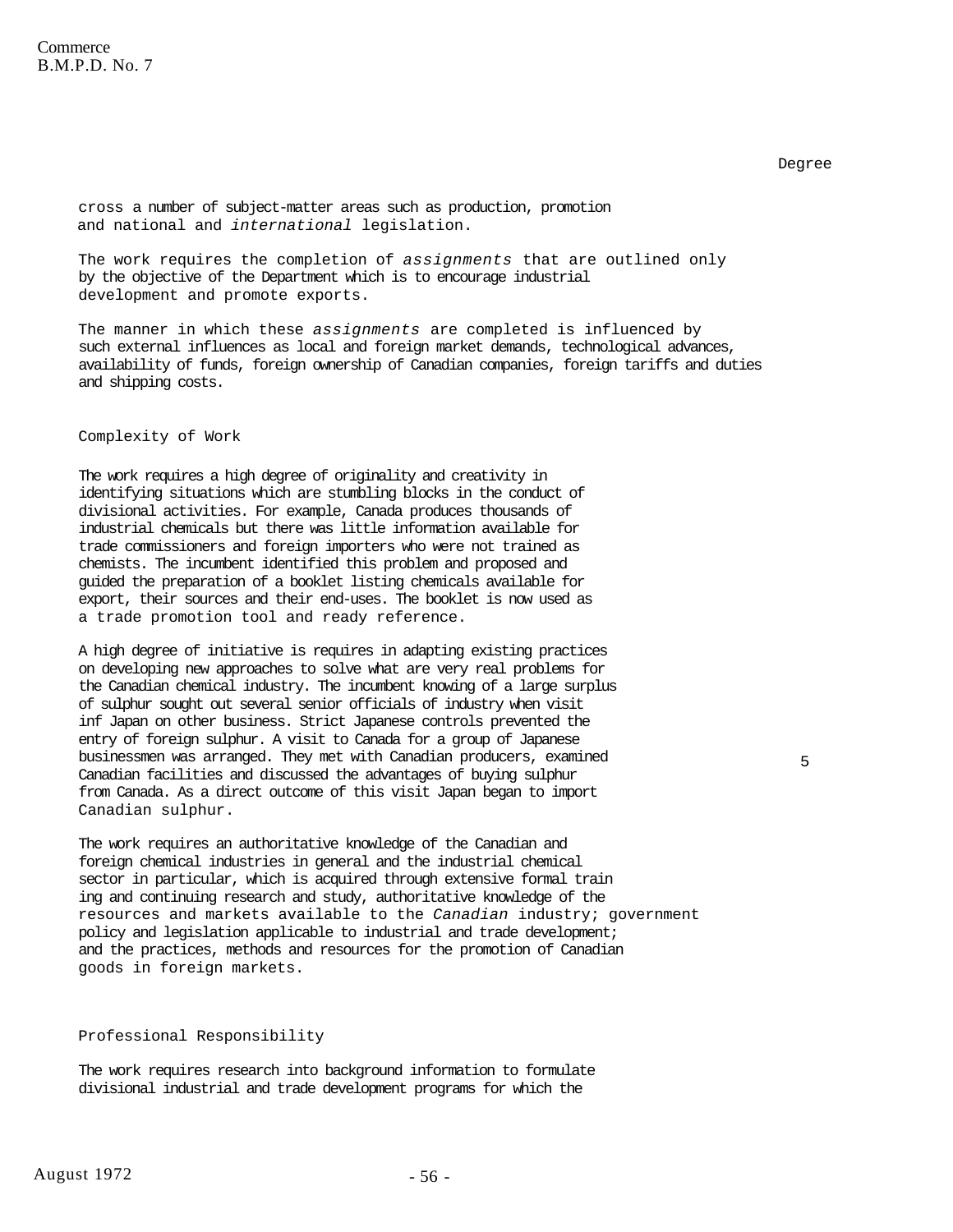Degree

cross a number of subject-matter areas such as production, promotion and national and *international* legislation.

The work requires the completion of *assignments* that are outlined only by the objective of the Department which is to encourage industrial development and promote exports.

The manner in which these *assignments* are completed is influenced by such external influences as local and foreign market demands, technological advances, availability of funds, foreign ownership of Canadian companies, foreign tariffs and duties and shipping costs.

Complexity of Work

The work requires a high degree of originality and creativity in identifying situations which are stumbling blocks in the conduct of divisional activities. For example, Canada produces thousands of industrial chemicals but there was little information available for trade commissioners and foreign importers who were not trained as chemists. The incumbent identified this problem and proposed and guided the preparation of a booklet listing chemicals available for export, their sources and their end-uses. The booklet is now used as a trade promotion tool and ready reference.

A high degree of initiative is requires in adapting existing practices on developing new approaches to solve what are very real problems for the Canadian chemical industry. The incumbent knowing of a large surplus of sulphur sought out several senior officials of industry when visit inf Japan on other business. Strict Japanese controls prevented the entry of foreign sulphur. A visit to Canada for a group of Japanese businessmen was arranged. They met with Canadian producers, examined Canadian facilities and discussed the advantages of buying sulphur from Canada. As a direct outcome of this visit Japan began to import Canadian sulphur. 5

The work requires an authoritative knowledge of the Canadian and foreign chemical industries in general and the industrial chemical sector in particular, which is acquired through extensive formal train ing and continuing research and study, authoritative knowledge of the resources and markets available to the *Canadian* industry; government policy and legislation applicable to industrial and trade development; and the practices, methods and resources for the promotion of Canadian goods in foreign markets.

Professional Responsibility

The work requires research into background information to formulate divisional industrial and trade development programs for which the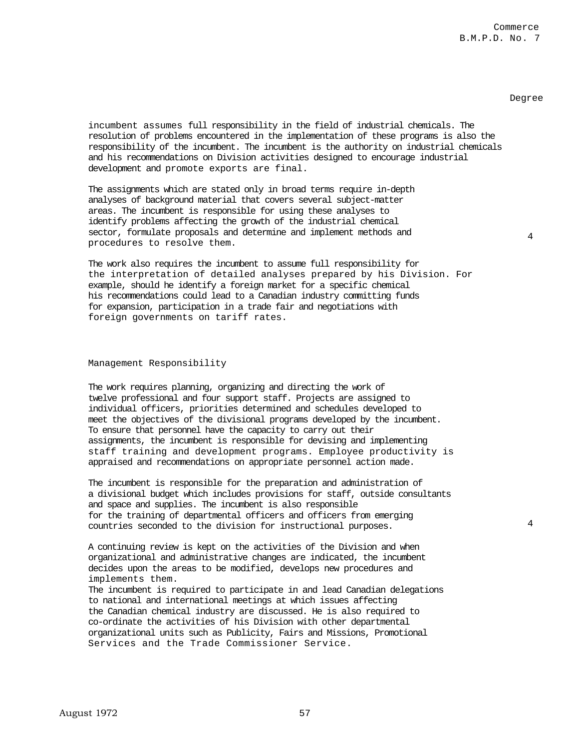Degree

incumbent assumes full responsibility in the field of industrial chemicals. The resolution of problems encountered in the implementation of these programs is also the responsibility of the incumbent. The incumbent is the authority on industrial chemicals and his recommendations on Division activities designed to encourage industrial development and promote exports are final.

The assignments which are stated only in broad terms require in-depth analyses of background material that covers several subject-matter areas. The incumbent is responsible for using these analyses to identify problems affecting the growth of the industrial chemical sector, formulate proposals and determine and implement methods and procedures to resolve them. — 4

The work also requires the incumbent to assume full responsibility for the interpretation of detailed analyses prepared by his Division. For example, should he identify a foreign market for a specific chemical his recommendations could lead to a Canadian industry committing funds for expansion, participation in a trade fair and negotiations with foreign governments on tariff rates.

## Management Responsibility

The work requires planning, organizing and directing the work of twelve professional and four support staff. Projects are assigned to individual officers, priorities determined and schedules developed to meet the objectives of the divisional programs developed by the incumbent. To ensure that personnel have the capacity to carry out their assignments, the incumbent is responsible for devising and implementing staff training and development programs. Employee productivity is appraised and recommendations on appropriate personnel action made.

The incumbent is responsible for the preparation and administration of a divisional budget which includes provisions for staff, outside consultants and space and supplies. The incumbent is also responsible for the training of departmental officers and officers from emerging countries seconded to the division for instructional purposes. — 4

A continuing review is kept on the activities of the Division and when organizational and administrative changes are indicated, the incumbent decides upon the areas to be modified, develops new procedures and implements them.
The incumbent is required to participate in and lead Canadian delegations to national and international meetings at which issues affecting the Canadian chemical industry are discussed. He is also required to co-ordinate the activities of his Division with other departmental organizational units such as Publicity, Fairs and Missions, Promotional Services and the Trade Commissioner Service.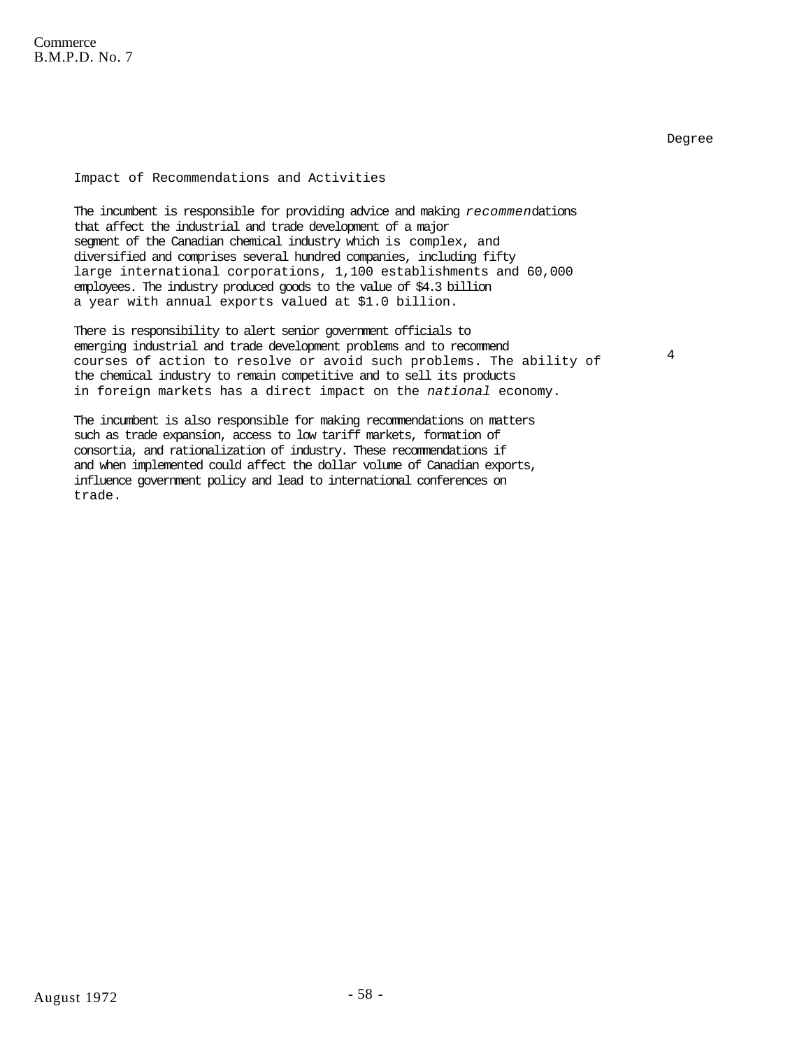Degree

Impact of Recommendations and Activities

The incumbent is responsible for providing advice and making recommendations that affect the industrial and trade development of a major segment of the Canadian chemical industry which is complex, and diversified and comprises several hundred companies, including fifty large international corporations, 1,100 establishments and 60,000 employees. The industry produced goods to the value of $4.3 billion a year with annual exports valued at $1.0 billion.

There is responsibility to alert senior government officials to emerging industrial and trade development problems and to recommend courses of action to resolve or avoid such problems. The ability of the chemical industry to remain competitive and to sell its products in foreign markets has a direct impact on the *national* economy. — 4

The incumbent is also responsible for making recommendations on matters such as trade expansion, access to low tariff markets, formation of consortia, and rationalization of industry. These recommendations if and when implemented could affect the dollar volume of Canadian exports, influence government policy and lead to international conferences on trade.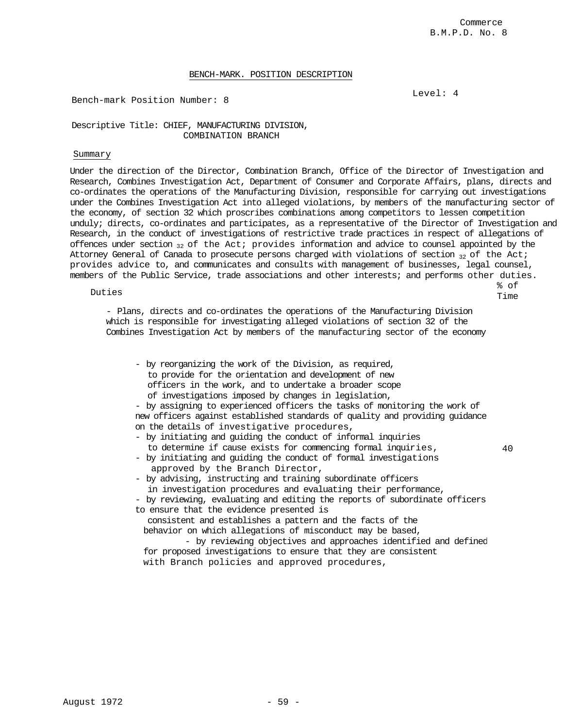Commerce
B.M.P.D. No. 8

## BENCH-MARK. POSITION DESCRIPTION

Bench-mark Position Number: 8

Level: 4

Descriptive Title: CHIEF, MANUFACTURING DIVISION, COMBINATION BRANCH

### Summary

Under the direction of the Director, Combination Branch, Office of the Director of Investigation and Research, Combines Investigation Act, Department of Consumer and Corporate Affairs, plans, directs and co-ordinates the operations of the Manufacturing Division, responsible for carrying out investigations under the Combines Investigation Act into alleged violations, by members of the manufacturing sector of the economy, of section 32 which proscribes combinations among competitors to lessen competition unduly; directs, co-ordinates and participates, as a representative of the Director of Investigation and Research, in the conduct of investigations of restrictive trade practices in respect of allegations of offences under section 32 of the Act; provides information and advice to counsel appointed by the Attorney General of Canada to prosecute persons charged with violations of section 32 of the Act; provides advice to, and communicates and consults with management of businesses, legal counsel, members of the Public Service, trade associations and other interests; and performs other duties.

| Duties | % of Time |
|---|---|
| - Plans, directs and co-ordinates the operations of the Manufacturing Division which is responsible for investigating alleged violations of section 32 of the Combines Investigation Act by members of the manufacturing sector of the economy<br><br>- by reorganizing the work of the Division, as required, to provide for the orientation and development of new officers in the work, and to undertake a broader scope of investigations imposed by changes in legislation,<br>- by assigning to experienced officers the tasks of monitoring the work of new officers against established standards of quality and providing guidance on the details of investigative procedures,<br>- by initiating and guiding the conduct of informal inquiries to determine if cause exists for commencing formal inquiries,<br>- by initiating and guiding the conduct of formal investigations approved by the Branch Director,<br>- by advising, instructing and training subordinate officers in investigation procedures and evaluating their performance,<br>- by reviewing, evaluating and editing the reports of subordinate officers to ensure that the evidence presented is consistent and establishes a pattern and the facts of the behavior on which allegations of misconduct may be based,<br>- by reviewing objectives and approaches identified and defined for proposed investigations to ensure that they are consistent with Branch policies and approved procedures, | 40 |

August 1972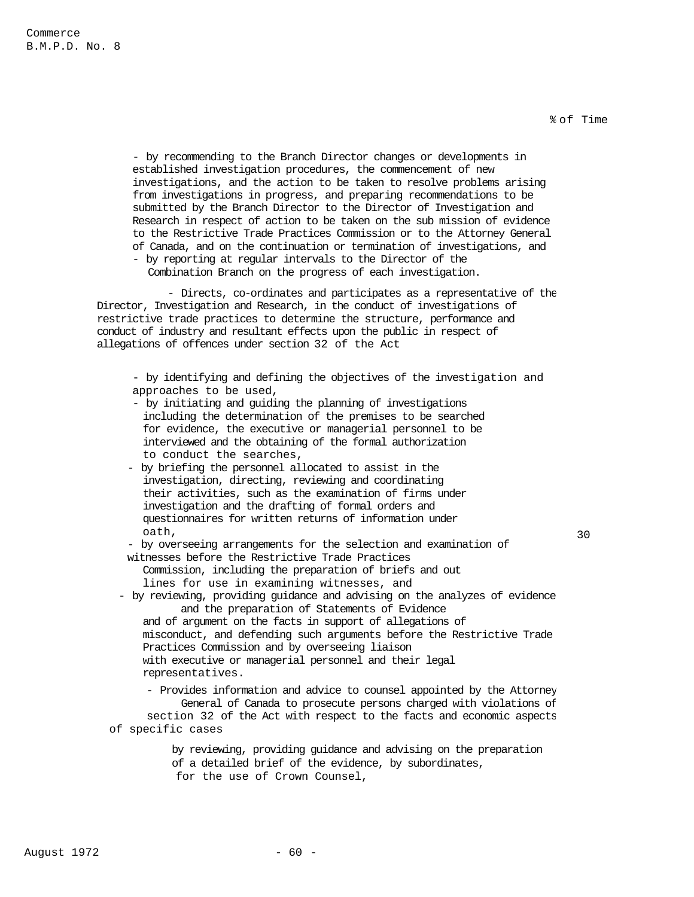% of Time

- by recommending to the Branch Director changes or developments in established investigation procedures, the commencement of new investigations, and the action to be taken to resolve problems arising from investigations in progress, and preparing recommendations to be submitted by the Branch Director to the Director of Investigation and Research in respect of action to be taken on the sub mission of evidence to the Restrictive Trade Practices Commission or to the Attorney General of Canada, and on the continuation or termination of investigations, and
- by reporting at regular intervals to the Director of the Combination Branch on the progress of each investigation.

- Directs, co-ordinates and participates as a representative of the Director, Investigation and Research, in the conduct of investigations of restrictive trade practices to determine the structure, performance and conduct of industry and resultant effects upon the public in respect of allegations of offences under section 32 of the Act

- by identifying and defining the objectives of the investigation and approaches to be used,
- by initiating and guiding the planning of investigations including the determination of the premises to be searched for evidence, the executive or managerial personnel to be interviewed and the obtaining of the formal authorization to conduct the searches,
- by briefing the personnel allocated to assist in the investigation, directing, reviewing and coordinating their activities, such as the examination of firms under investigation and the drafting of formal orders and questionnaires for written returns of information under oath,
- by overseeing arrangements for the selection and examination of witnesses before the Restrictive Trade Practices Commission, including the preparation of briefs and out lines for use in examining witnesses, and
- by reviewing, providing guidance and advising on the analyzes of evidence and the preparation of Statements of Evidence and of argument on the facts in support of allegations of misconduct, and defending such arguments before the Restrictive Trade Practices Commission and by overseeing liaison with executive or managerial personnel and their legal representatives.

30

- Provides information and advice to counsel appointed by the Attorney General of Canada to prosecute persons charged with violations of section 32 of the Act with respect to the facts and economic aspects of specific cases

by reviewing, providing guidance and advising on the preparation of a detailed brief of the evidence, by subordinates, for the use of Crown Counsel,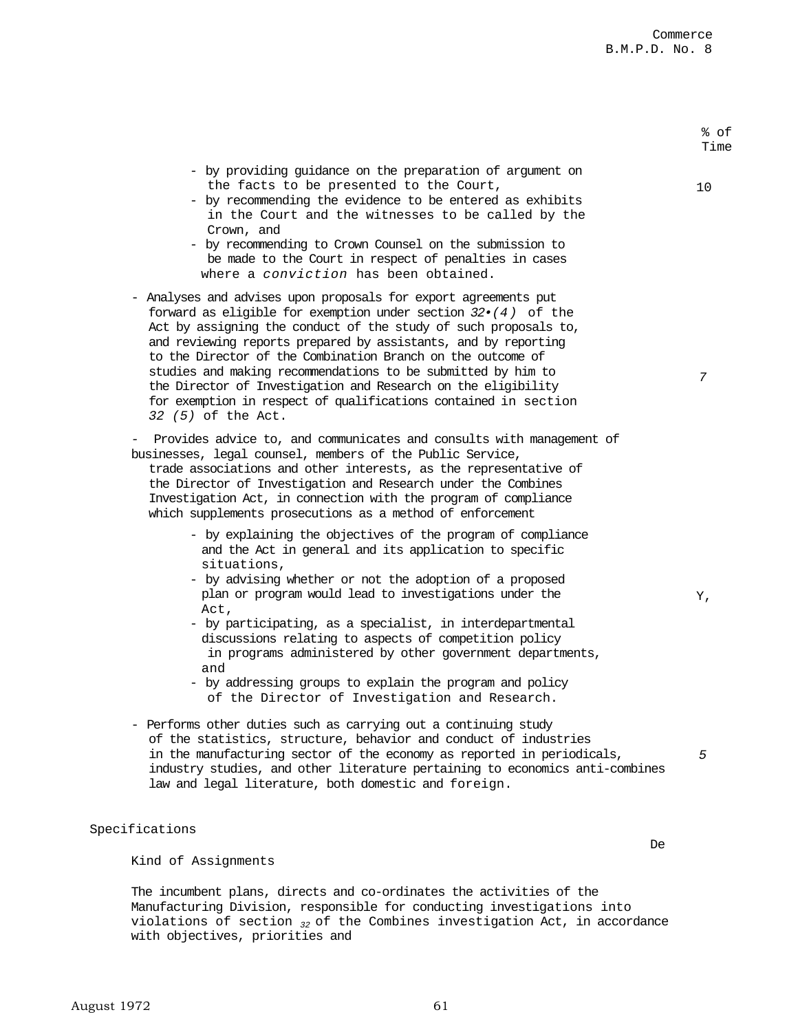| | % of Time |
|---|---|
| - by providing guidance on the preparation of argument on the facts to be presented to the Court,<br>- by recommending the evidence to be entered as exhibits in the Court and the witnesses to be called by the Crown, and<br>- by recommending to Crown Counsel on the submission to be made to the Court in respect of penalties in cases where a *conviction* has been obtained. | 10 |
| - Analyses and advises upon proposals for export agreements put forward as eligible for exemption under section *32•(4)* of the Act by assigning the conduct of the study of such proposals to, and reviewing reports prepared by assistants, and by reporting to the Director of the Combination Branch on the outcome of studies and making recommendations to be submitted by him to the Director of Investigation and Research on the eligibility for exemption in respect of qualifications contained in section *32 (5)* of the Act. | *7* |
| - Provides advice to, and communicates and consults with management of businesses, legal counsel, members of the Public Service, trade associations and other interests, as the representative of the Director of Investigation and Research under the Combines Investigation Act, in connection with the program of compliance which supplements prosecutions as a method of enforcement<br>- by explaining the objectives of the program of compliance and the Act in general and its application to specific situations,<br>- by advising whether or not the adoption of a proposed plan or program would lead to investigations under the Act,<br>- by participating, as a specialist, in interdepartmental discussions relating to aspects of competition policy in programs administered by other government departments, and<br>- by addressing groups to explain the program and policy of the Director of Investigation and Research. | Y, |
| - Performs other duties such as carrying out a continuing study of the statistics, structure, behavior and conduct of industries in the manufacturing sector of the economy as reported in periodicals, industry studies, and other literature pertaining to economics anti-combines law and legal literature, both domestic and foreign. | *5* |

## Specifications

De

### Kind of Assignments

The incumbent plans, directs and co-ordinates the activities of the Manufacturing Division, responsible for conducting investigations into violations of section 32 of the Combines investigation Act, in accordance with objectives, priorities and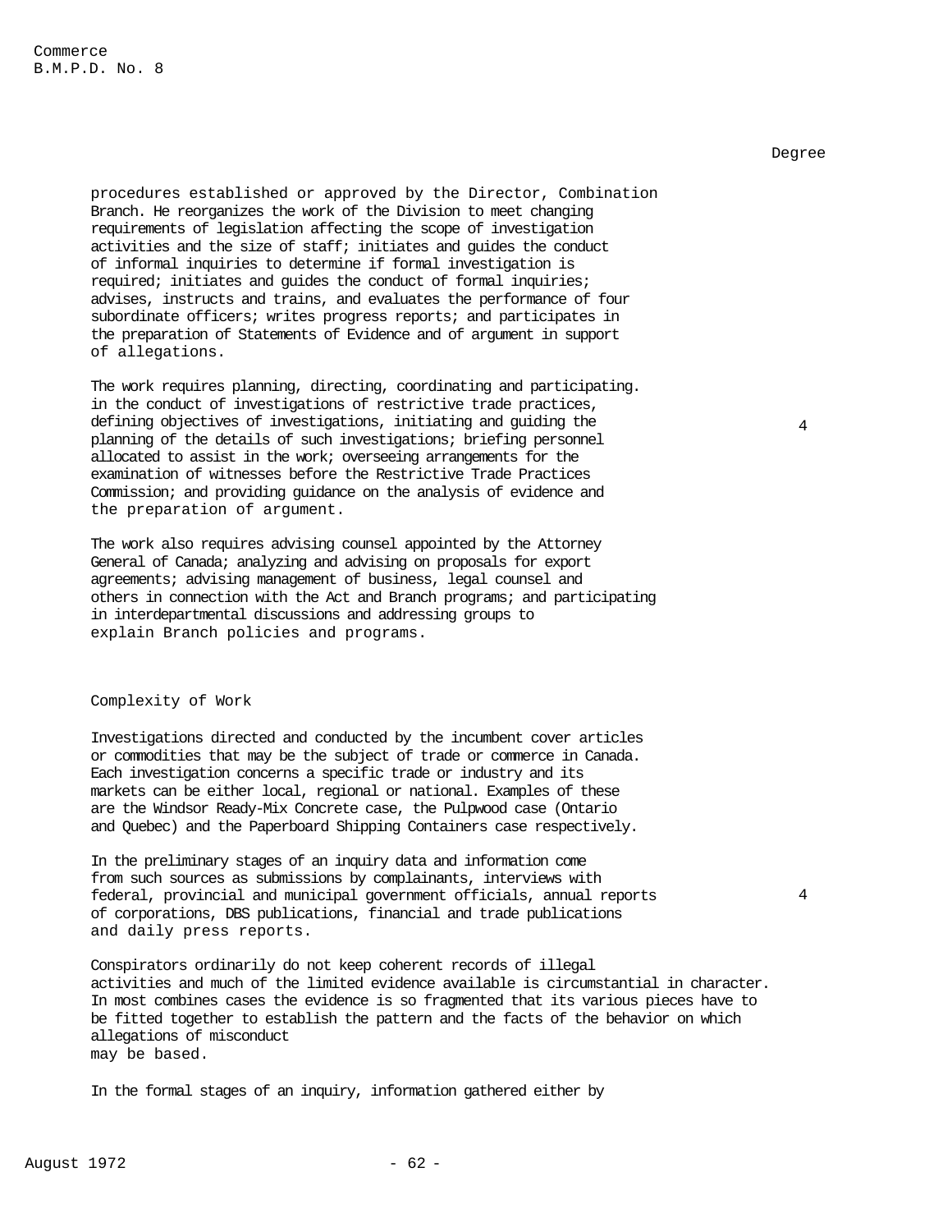Degree

procedures established or approved by the Director, Combination Branch. He reorganizes the work of the Division to meet changing requirements of legislation affecting the scope of investigation activities and the size of staff; initiates and guides the conduct of informal inquiries to determine if formal investigation is required; initiates and guides the conduct of formal inquiries; advises, instructs and trains, and evaluates the performance of four subordinate officers; writes progress reports; and participates in the preparation of Statements of Evidence and of argument in support of allegations.

The work requires planning, directing, coordinating and participating. in the conduct of investigations of restrictive trade practices, defining objectives of investigations, initiating and guiding the planning of the details of such investigations; briefing personnel allocated to assist in the work; overseeing arrangements for the examination of witnesses before the Restrictive Trade Practices Commission; and providing guidance on the analysis of evidence and the preparation of argument. — 4

The work also requires advising counsel appointed by the Attorney General of Canada; analyzing and advising on proposals for export agreements; advising management of business, legal counsel and others in connection with the Act and Branch programs; and participating in interdepartmental discussions and addressing groups to explain Branch policies and programs.

Complexity of Work

Investigations directed and conducted by the incumbent cover articles or commodities that may be the subject of trade or commerce in Canada. Each investigation concerns a specific trade or industry and its markets can be either local, regional or national. Examples of these are the Windsor Ready-Mix Concrete case, the Pulpwood case (Ontario and Quebec) and the Paperboard Shipping Containers case respectively.

In the preliminary stages of an inquiry data and information come from such sources as submissions by complainants, interviews with federal, provincial and municipal government officials, annual reports of corporations, DBS publications, financial and trade publications and daily press reports. — 4

Conspirators ordinarily do not keep coherent records of illegal activities and much of the limited evidence available is circumstantial in character. In most combines cases the evidence is so fragmented that its various pieces have to be fitted together to establish the pattern and the facts of the behavior on which allegations of misconduct may be based.

In the formal stages of an inquiry, information gathered either by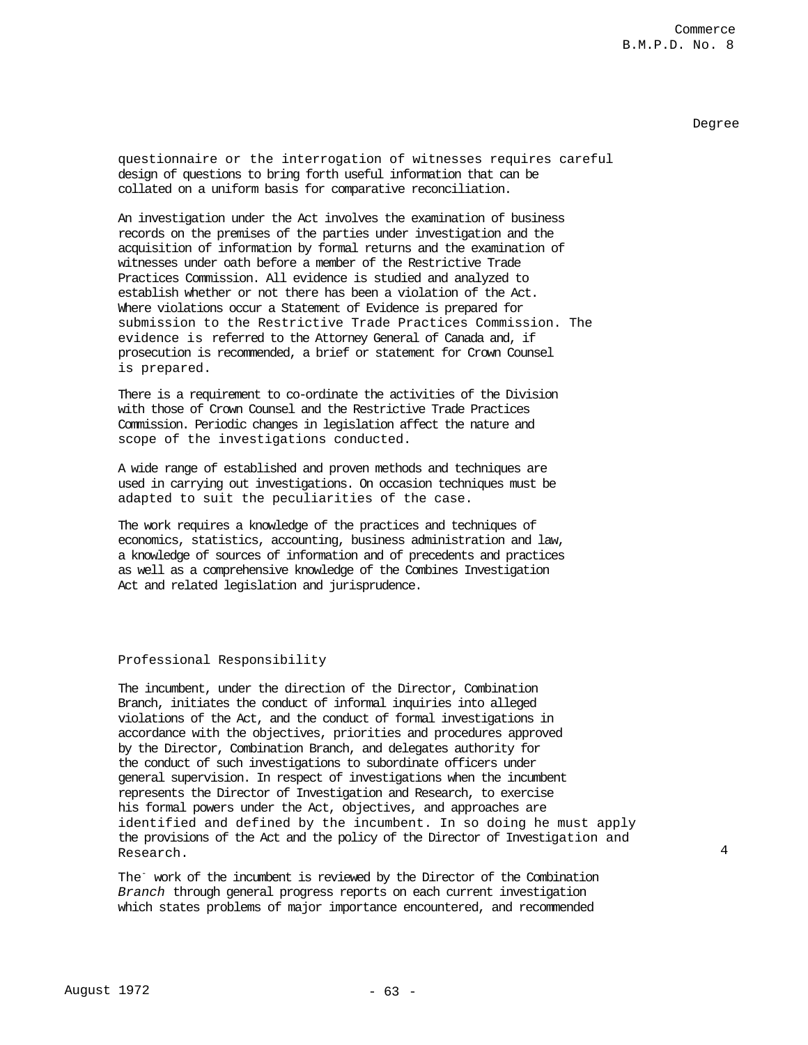Degree

questionnaire or the interrogation of witnesses requires careful design of questions to bring forth useful information that can be collated on a uniform basis for comparative reconciliation.

An investigation under the Act involves the examination of business records on the premises of the parties under investigation and the acquisition of information by formal returns and the examination of witnesses under oath before a member of the Restrictive Trade Practices Commission. All evidence is studied and analyzed to establish whether or not there has been a violation of the Act. Where violations occur a Statement of Evidence is prepared for submission to the Restrictive Trade Practices Commission. The evidence is referred to the Attorney General of Canada and, if prosecution is recommended, a brief or statement for Crown Counsel is prepared.

There is a requirement to co-ordinate the activities of the Division with those of Crown Counsel and the Restrictive Trade Practices Commission. Periodic changes in legislation affect the nature and scope of the investigations conducted.

A wide range of established and proven methods and techniques are used in carrying out investigations. On occasion techniques must be adapted to suit the peculiarities of the case.

The work requires a knowledge of the practices and techniques of economics, statistics, accounting, business administration and law, a knowledge of sources of information and of precedents and practices as well as a comprehensive knowledge of the Combines Investigation Act and related legislation and jurisprudence.

Professional Responsibility

The incumbent, under the direction of the Director, Combination Branch, initiates the conduct of informal inquiries into alleged violations of the Act, and the conduct of formal investigations in accordance with the objectives, priorities and procedures approved by the Director, Combination Branch, and delegates authority for the conduct of such investigations to subordinate officers under general supervision. In respect of investigations when the incumbent represents the Director of Investigation and Research, to exercise his formal powers under the Act, objectives, and approaches are identified and defined by the incumbent. In so doing he must apply the provisions of the Act and the policy of the Director of Investigation and Research. 4

The work of the incumbent is reviewed by the Director of the Combination *Branch* through general progress reports on each current investigation which states problems of major importance encountered, and recommended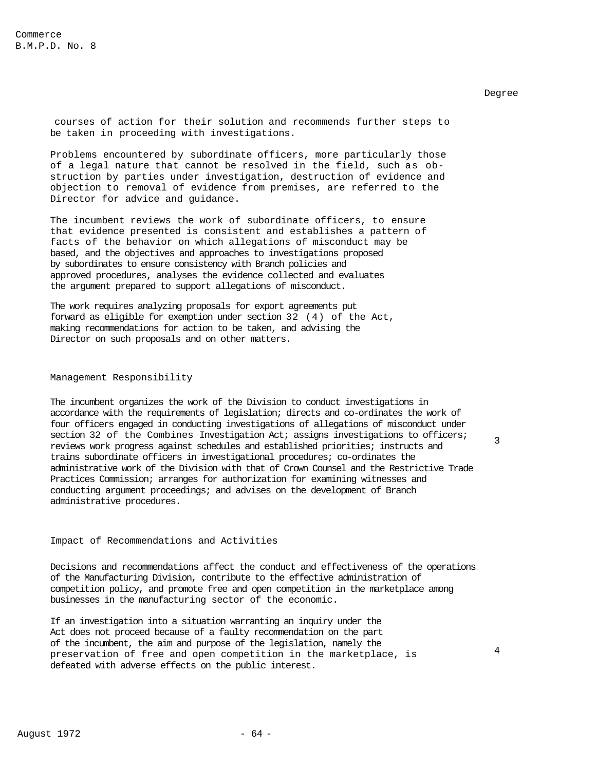Degree

courses of action for their solution and recommends further steps to be taken in proceeding with investigations.

Problems encountered by subordinate officers, more particularly those of a legal nature that cannot be resolved in the field, such as obstruction by parties under investigation, destruction of evidence and objection to removal of evidence from premises, are referred to the Director for advice and guidance.

The incumbent reviews the work of subordinate officers, to ensure that evidence presented is consistent and establishes a pattern of facts of the behavior on which allegations of misconduct may be based, and the objectives and approaches to investigations proposed by subordinates to ensure consistency with Branch policies and approved procedures, analyses the evidence collected and evaluates the argument prepared to support allegations of misconduct.

The work requires analyzing proposals for export agreements put forward as eligible for exemption under section 32 (4) of the Act, making recommendations for action to be taken, and advising the Director on such proposals and on other matters.

## Management Responsibility

The incumbent organizes the work of the Division to conduct investigations in accordance with the requirements of legislation; directs and co-ordinates the work of four officers engaged in conducting investigations of allegations of misconduct under section 32 of the Combines Investigation Act; assigns investigations to officers; reviews work progress against schedules and established priorities; instructs and trains subordinate officers in investigational procedures; co-ordinates the administrative work of the Division with that of Crown Counsel and the Restrictive Trade Practices Commission; arranges for authorization for examining witnesses and conducting argument proceedings; and advises on the development of Branch administrative procedures. — 3

## Impact of Recommendations and Activities

Decisions and recommendations affect the conduct and effectiveness of the operations of the Manufacturing Division, contribute to the effective administration of competition policy, and promote free and open competition in the marketplace among businesses in the manufacturing sector of the economic.

If an investigation into a situation warranting an inquiry under the Act does not proceed because of a faulty recommendation on the part of the incumbent, the aim and purpose of the legislation, namely the preservation of free and open competition in the marketplace, is defeated with adverse effects on the public interest. — 4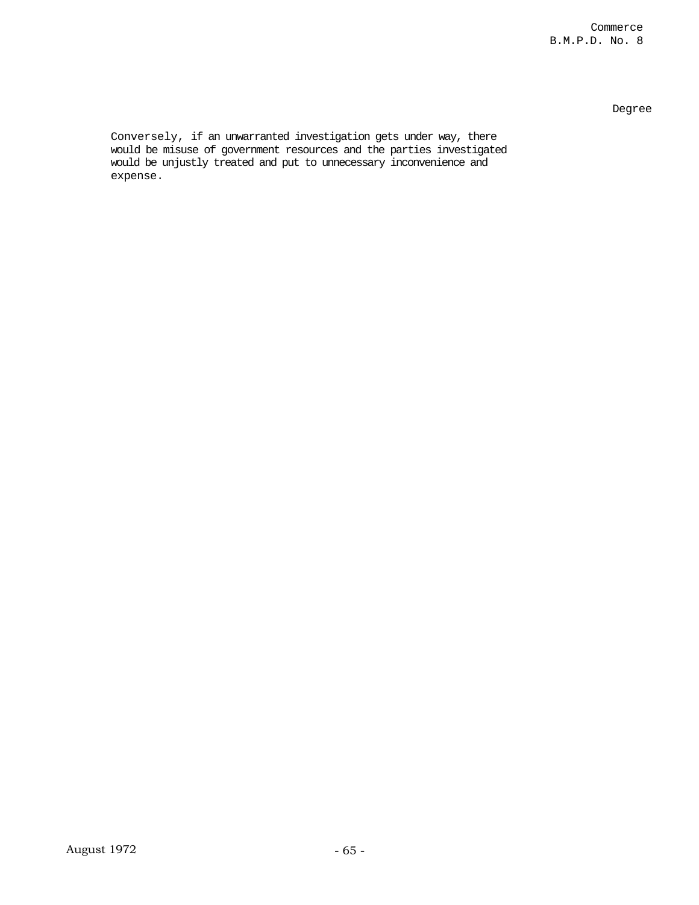Degree

Conversely, if an unwarranted investigation gets under way, there would be misuse of government resources and the parties investigated would be unjustly treated and put to unnecessary inconvenience and expense.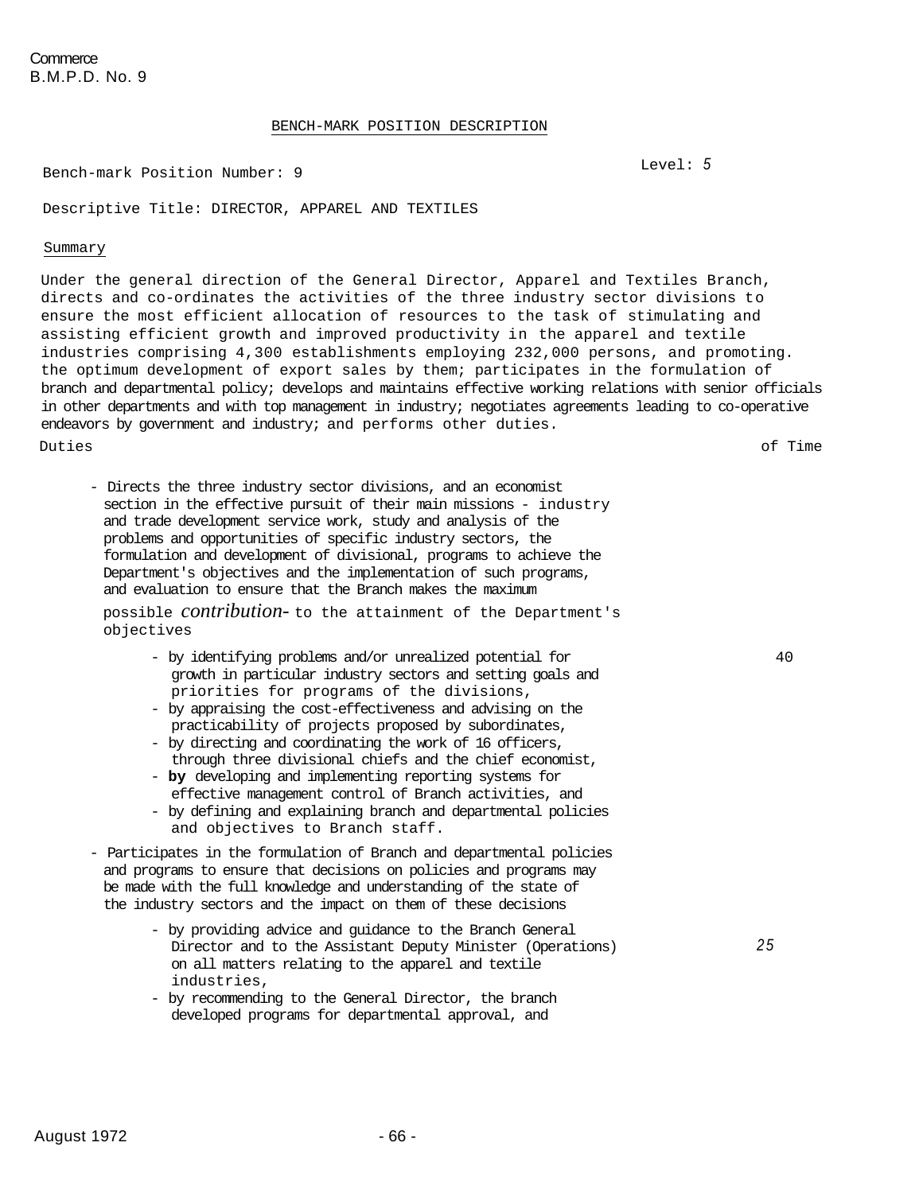Commerce
B.M.P.D. No. 9

## BENCH-MARK POSITION DESCRIPTION

Bench-mark Position Number: 9

Level: 5

Descriptive Title: DIRECTOR, APPAREL AND TEXTILES

### Summary

Under the general direction of the General Director, Apparel and Textiles Branch, directs and co-ordinates the activities of the three industry sector divisions to ensure the most efficient allocation of resources to the task of stimulating and assisting efficient growth and improved productivity in the apparel and textile industries comprising 4,300 establishments employing 232,000 persons, and promoting. the optimum development of export sales by them; participates in the formulation of branch and departmental policy; develops and maintains effective working relations with senior officials in other departments and with top management in industry; negotiates agreements leading to co-operative endeavors by government and industry; and performs other duties.

| Duties | % of Time |
|---|---|
| - Directs the three industry sector divisions, and an economist section in the effective pursuit of their main missions - industry and trade development service work, study and analysis of the problems and opportunities of specific industry sectors, the formulation and development of divisional, programs to achieve the Department's objectives and the implementation of such programs, and evaluation to ensure that the Branch makes the maximum possible contribution to the attainment of the Department's objectives<br>- by identifying problems and/or unrealized potential for growth in particular industry sectors and setting goals and priorities for programs of the divisions,<br>- by appraising the cost-effectiveness and advising on the practicability of projects proposed by subordinates,<br>- by directing and coordinating the work of 16 officers, through three divisional chiefs and the chief economist,<br>- **by** developing and implementing reporting systems for effective management control of Branch activities, and<br>- by defining and explaining branch and departmental policies and objectives to Branch staff. | 40 |
| - Participates in the formulation of Branch and departmental policies and programs to ensure that decisions on policies and programs may be made with the full knowledge and understanding of the state of the industry sectors and the impact on them of these decisions<br>- by providing advice and guidance to the Branch General Director and to the Assistant Deputy Minister (Operations) on all matters relating to the apparel and textile industries,<br>- by recommending to the General Director, the branch developed programs for departmental approval, and | 25 |

August 1972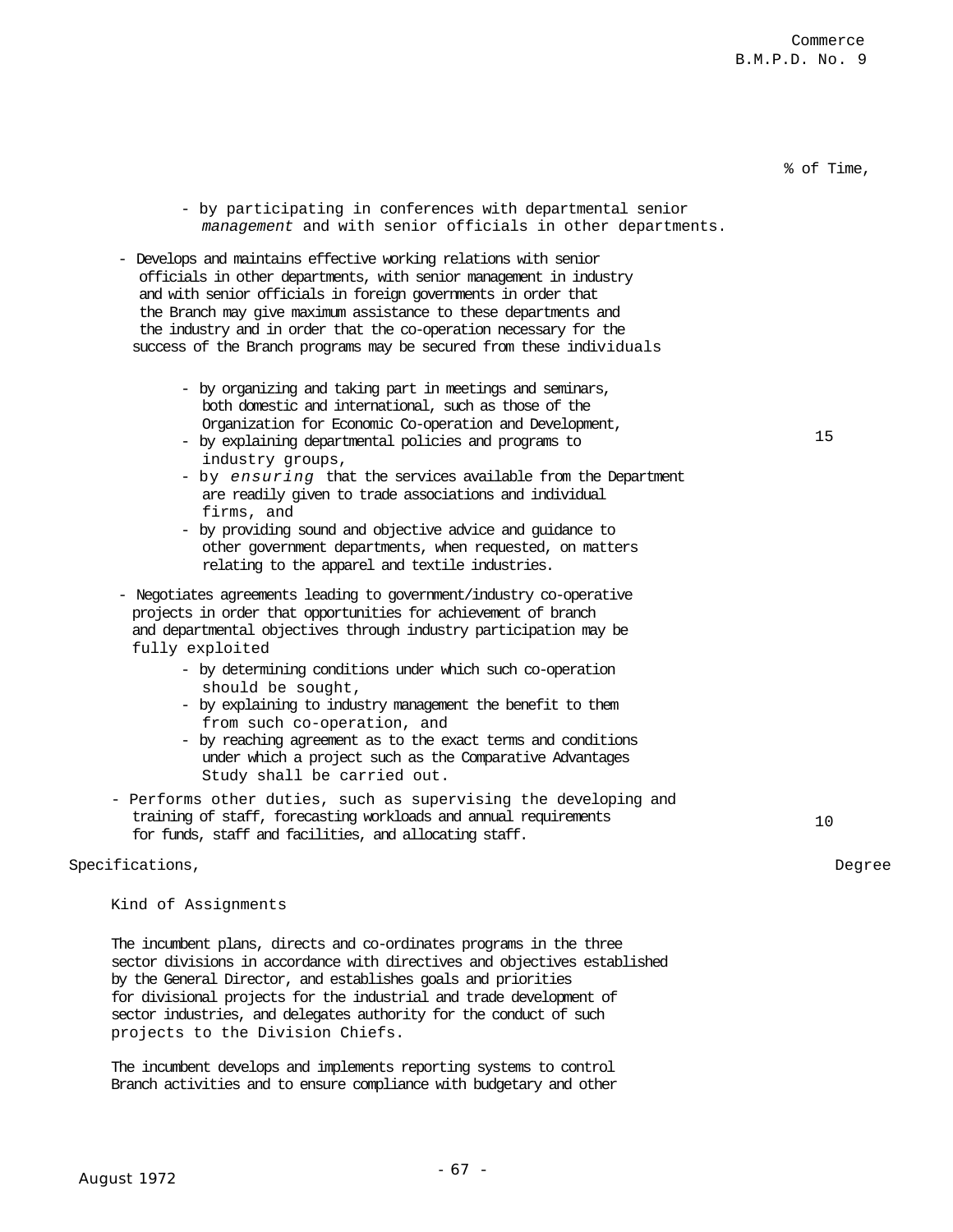% of Time,

- by participating in conferences with departmental senior *management* and with senior officials in other departments.

- Develops and maintains effective working relations with senior officials in other departments, with senior management in industry and with senior officials in foreign governments in order that the Branch may give maximum assistance to these departments and the industry and in order that the co-operation necessary for the success of the Branch programs may be secured from these individuals
    - by organizing and taking part in meetings and seminars, both domestic and international, such as those of the Organization for Economic Co-operation and Development,
    - by explaining departmental policies and programs to industry groups,
    - by *ensuring* that the services available from the Department are readily given to trade associations and individual firms, and
    - by providing sound and objective advice and guidance to other government departments, when requested, on matters relating to the apparel and textile industries.

  15

- Negotiates agreements leading to government/industry co-operative projects in order that opportunities for achievement of branch and departmental objectives through industry participation may be fully exploited
    - by determining conditions under which such co-operation should be sought,
    - by explaining to industry management the benefit to them from such co-operation, and
    - by reaching agreement as to the exact terms and conditions under which a project such as the Comparative Advantages Study shall be carried out.

- Performs other duties, such as supervising the developing and training of staff, forecasting workloads and annual requirements for funds, staff and facilities, and allocating staff.

  10

Specifications, Degree

Kind of Assignments

The incumbent plans, directs and co-ordinates programs in the three sector divisions in accordance with directives and objectives established by the General Director, and establishes goals and priorities for divisional projects for the industrial and trade development of sector industries, and delegates authority for the conduct of such projects to the Division Chiefs.

The incumbent develops and implements reporting systems to control Branch activities and to ensure compliance with budgetary and other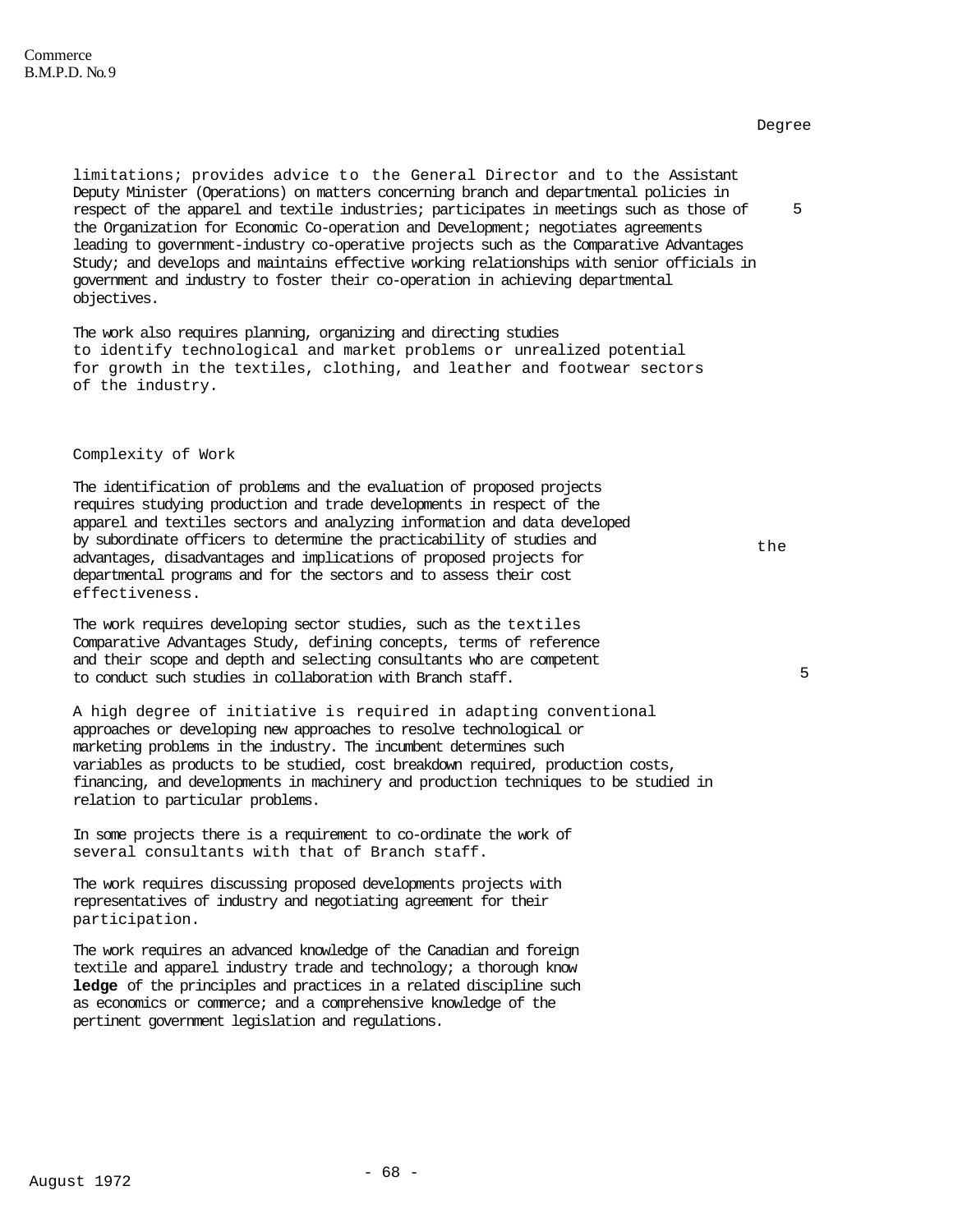Degree

limitations; provides advice to the General Director and to the Assistant Deputy Minister (Operations) on matters concerning branch and departmental policies in respect of the apparel and textile industries; participates in meetings such as those of the Organization for Economic Co-operation and Development; negotiates agreements leading to government-industry co-operative projects such as the Comparative Advantages Study; and develops and maintains effective working relationships with senior officials in government and industry to foster their co-operation in achieving departmental objectives. — 5

The work also requires planning, organizing and directing studies to identify technological and market problems or unrealized potential for growth in the textiles, clothing, and leather and footwear sectors of the industry.

Complexity of Work

The identification of problems and the evaluation of proposed projects requires studying production and trade developments in respect of the apparel and textiles sectors and analyzing information and data developed by subordinate officers to determine the practicability of studies and the advantages, disadvantages and implications of proposed projects for departmental programs and for the sectors and to assess their cost effectiveness.

The work requires developing sector studies, such as the textiles Comparative Advantages Study, defining concepts, terms of reference and their scope and depth and selecting consultants who are competent to conduct such studies in collaboration with Branch staff. — 5

A high degree of initiative is required in adapting conventional approaches or developing new approaches to resolve technological or marketing problems in the industry. The incumbent determines such variables as products to be studied, cost breakdown required, production costs, financing, and developments in machinery and production techniques to be studied in relation to particular problems.

In some projects there is a requirement to co-ordinate the work of several consultants with that of Branch staff.

The work requires discussing proposed developments projects with representatives of industry and negotiating agreement for their participation.

The work requires an advanced knowledge of the Canadian and foreign textile and apparel industry trade and technology; a thorough knowledge of the principles and practices in a related discipline such as economics or commerce; and a comprehensive knowledge of the pertinent government legislation and regulations.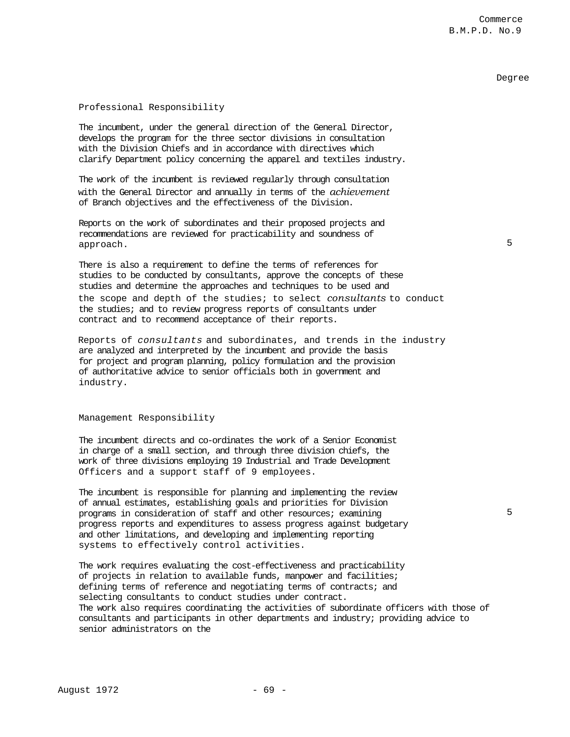Degree

Professional Responsibility

The incumbent, under the general direction of the General Director, develops the program for the three sector divisions in consultation with the Division Chiefs and in accordance with directives which clarify Department policy concerning the apparel and textiles industry.

The work of the incumbent is reviewed regularly through consultation with the General Director and annually in terms of the achievement of Branch objectives and the effectiveness of the Division.

Reports on the work of subordinates and their proposed projects and recommendations are reviewed for practicability and soundness of approach. — 5

There is also a requirement to define the terms of references for studies to be conducted by consultants, approve the concepts of these studies and determine the approaches and techniques to be used and the scope and depth of the studies; to select consultants to conduct the studies; and to review progress reports of consultants under contract and to recommend acceptance of their reports.

Reports of consultants and subordinates, and trends in the industry are analyzed and interpreted by the incumbent and provide the basis for project and program planning, policy formulation and the provision of authoritative advice to senior officials both in government and industry.

Management Responsibility

The incumbent directs and co-ordinates the work of a Senior Economist in charge of a small section, and through three division chiefs, the work of three divisions employing 19 Industrial and Trade Development Officers and a support staff of 9 employees.

The incumbent is responsible for planning and implementing the review of annual estimates, establishing goals and priorities for Division programs in consideration of staff and other resources; examining progress reports and expenditures to assess progress against budgetary and other limitations, and developing and implementing reporting systems to effectively control activities. — 5

The work requires evaluating the cost-effectiveness and practicability of projects in relation to available funds, manpower and facilities; defining terms of reference and negotiating terms of contracts; and selecting consultants to conduct studies under contract.
The work also requires coordinating the activities of subordinate officers with those of consultants and participants in other departments and industry; providing advice to senior administrators on the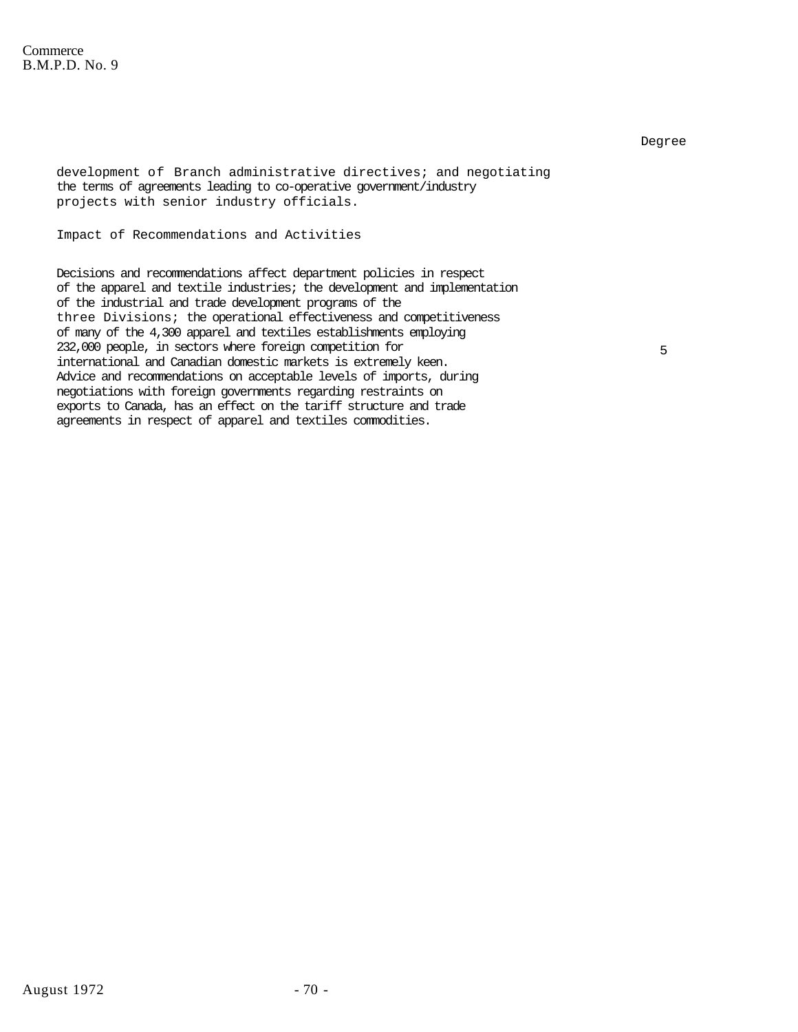Degree

development of Branch administrative directives; and negotiating the terms of agreements leading to co-operative government/industry projects with senior industry officials.

Impact of Recommendations and Activities

Decisions and recommendations affect department policies in respect of the apparel and textile industries; the development and implementation of the industrial and trade development programs of the three Divisions; the operational effectiveness and competitiveness of many of the 4,300 apparel and textiles establishments employing 232,000 people, in sectors where foreign competition for international and Canadian domestic markets is extremely keen. Advice and recommendations on acceptable levels of imports, during negotiations with foreign governments regarding restraints on exports to Canada, has an effect on the tariff structure and trade agreements in respect of apparel and textiles commodities. — 5